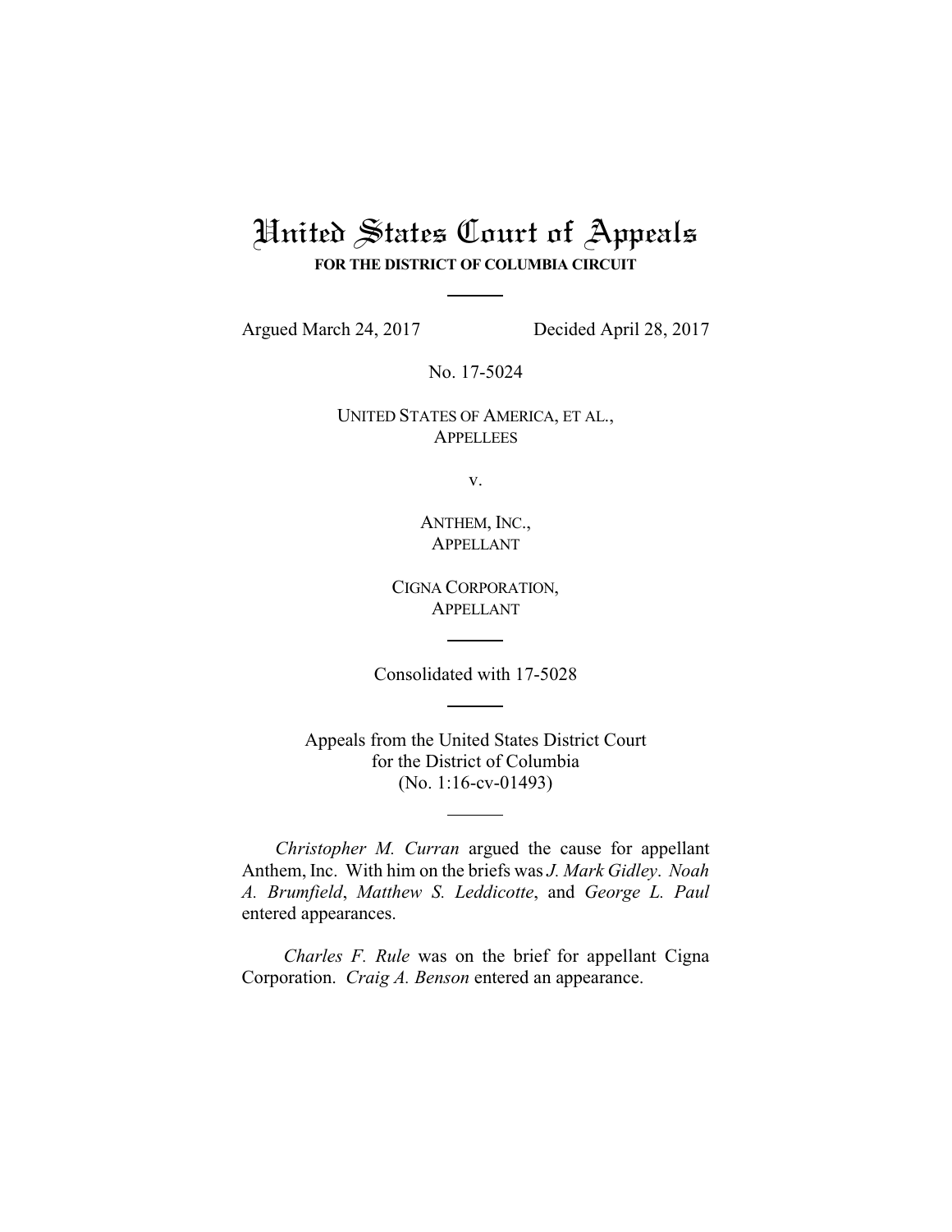# United States Court of Appeals

**FOR THE DISTRICT OF COLUMBIA CIRCUIT**

Argued March 24, 2017 Decided April 28, 2017

No. 17-5024

UNITED STATES OF AMERICA, ET AL.,
APPELLEES

v.

ANTHEM, INC.,
APPELLANT

CIGNA CORPORATION,
APPELLANT

Consolidated with 17-5028

Appeals from the United States District Court
for the District of Columbia
(No. 1:16-cv-01493)

*Christopher M. Curran* argued the cause for appellant Anthem, Inc. With him on the briefs was *J. Mark Gidley*. *Noah A. Brumfield*, *Matthew S. Leddicotte*, and *George L. Paul* entered appearances.

*Charles F. Rule* was on the brief for appellant Cigna Corporation. *Craig A. Benson* entered an appearance.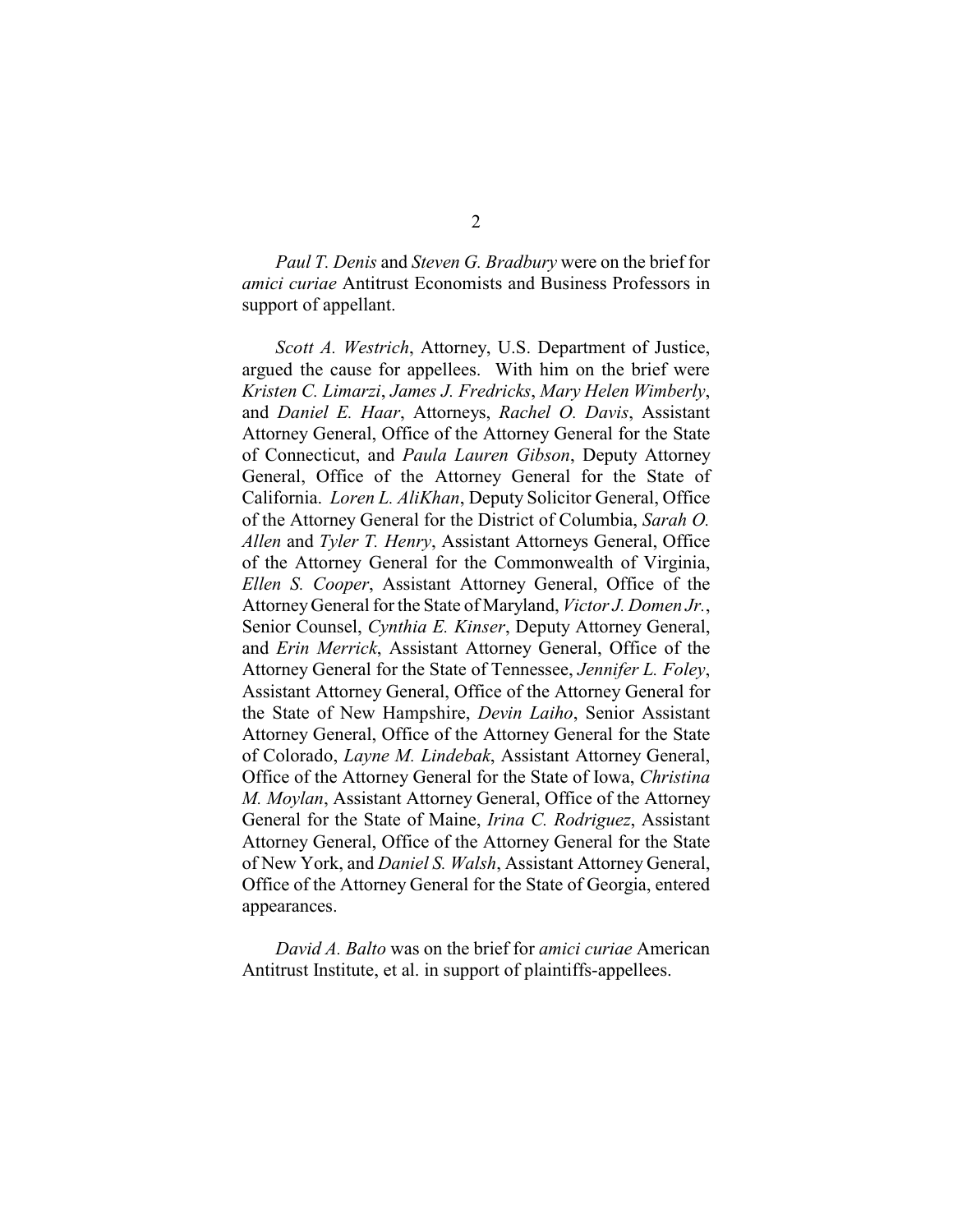*Paul T. Denis* and *Steven G. Bradbury* were on the brief for *amici curiae* Antitrust Economists and Business Professors in support of appellant.

*Scott A. Westrich*, Attorney, U.S. Department of Justice, argued the cause for appellees. With him on the brief were *Kristen C. Limarzi*, *James J. Fredricks*, *Mary Helen Wimberly*, and *Daniel E. Haar*, Attorneys, *Rachel O. Davis*, Assistant Attorney General, Office of the Attorney General for the State of Connecticut, and *Paula Lauren Gibson*, Deputy Attorney General, Office of the Attorney General for the State of California. *Loren L. AliKhan*, Deputy Solicitor General, Office of the Attorney General for the District of Columbia, *Sarah O. Allen* and *Tyler T. Henry*, Assistant Attorneys General, Office of the Attorney General for the Commonwealth of Virginia, *Ellen S. Cooper*, Assistant Attorney General, Office of the Attorney General for the State of Maryland, *Victor J. Domen Jr.*, Senior Counsel, *Cynthia E. Kinser*, Deputy Attorney General, and *Erin Merrick*, Assistant Attorney General, Office of the Attorney General for the State of Tennessee, *Jennifer L. Foley*, Assistant Attorney General, Office of the Attorney General for the State of New Hampshire, *Devin Laiho*, Senior Assistant Attorney General, Office of the Attorney General for the State of Colorado, *Layne M. Lindebak*, Assistant Attorney General, Office of the Attorney General for the State of Iowa, *Christina M. Moylan*, Assistant Attorney General, Office of the Attorney General for the State of Maine, *Irina C. Rodriguez*, Assistant Attorney General, Office of the Attorney General for the State of New York, and *Daniel S. Walsh*, Assistant Attorney General, Office of the Attorney General for the State of Georgia, entered appearances.

*David A. Balto* was on the brief for *amici curiae* American Antitrust Institute, et al. in support of plaintiffs-appellees.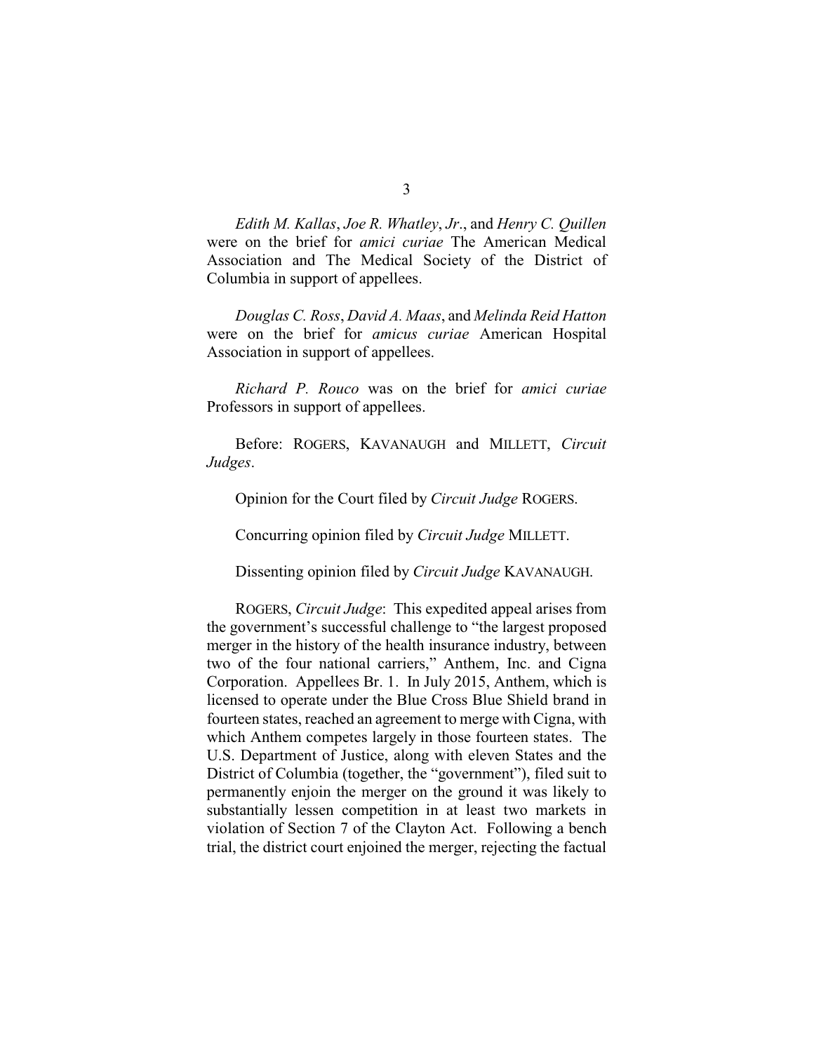*Edith M. Kallas*, *Joe R. Whatley*, *Jr*., and *Henry C. Quillen* were on the brief for *amici curiae* The American Medical Association and The Medical Society of the District of Columbia in support of appellees.

*Douglas C. Ross*, *David A. Maas*, and *Melinda Reid Hatton* were on the brief for *amicus curiae* American Hospital Association in support of appellees.

*Richard P. Rouco* was on the brief for *amici curiae* Professors in support of appellees.

Before: ROGERS, KAVANAUGH and MILLETT, *Circuit Judges*.

Opinion for the Court filed by *Circuit Judge* ROGERS.

Concurring opinion filed by *Circuit Judge* MILLETT.

Dissenting opinion filed by *Circuit Judge* KAVANAUGH.

ROGERS, *Circuit Judge*: This expedited appeal arises from the government's successful challenge to "the largest proposed merger in the history of the health insurance industry, between two of the four national carriers," Anthem, Inc. and Cigna Corporation. Appellees Br. 1. In July 2015, Anthem, which is licensed to operate under the Blue Cross Blue Shield brand in fourteen states, reached an agreement to merge with Cigna, with which Anthem competes largely in those fourteen states. The U.S. Department of Justice, along with eleven States and the District of Columbia (together, the "government"), filed suit to permanently enjoin the merger on the ground it was likely to substantially lessen competition in at least two markets in violation of Section 7 of the Clayton Act. Following a bench trial, the district court enjoined the merger, rejecting the factual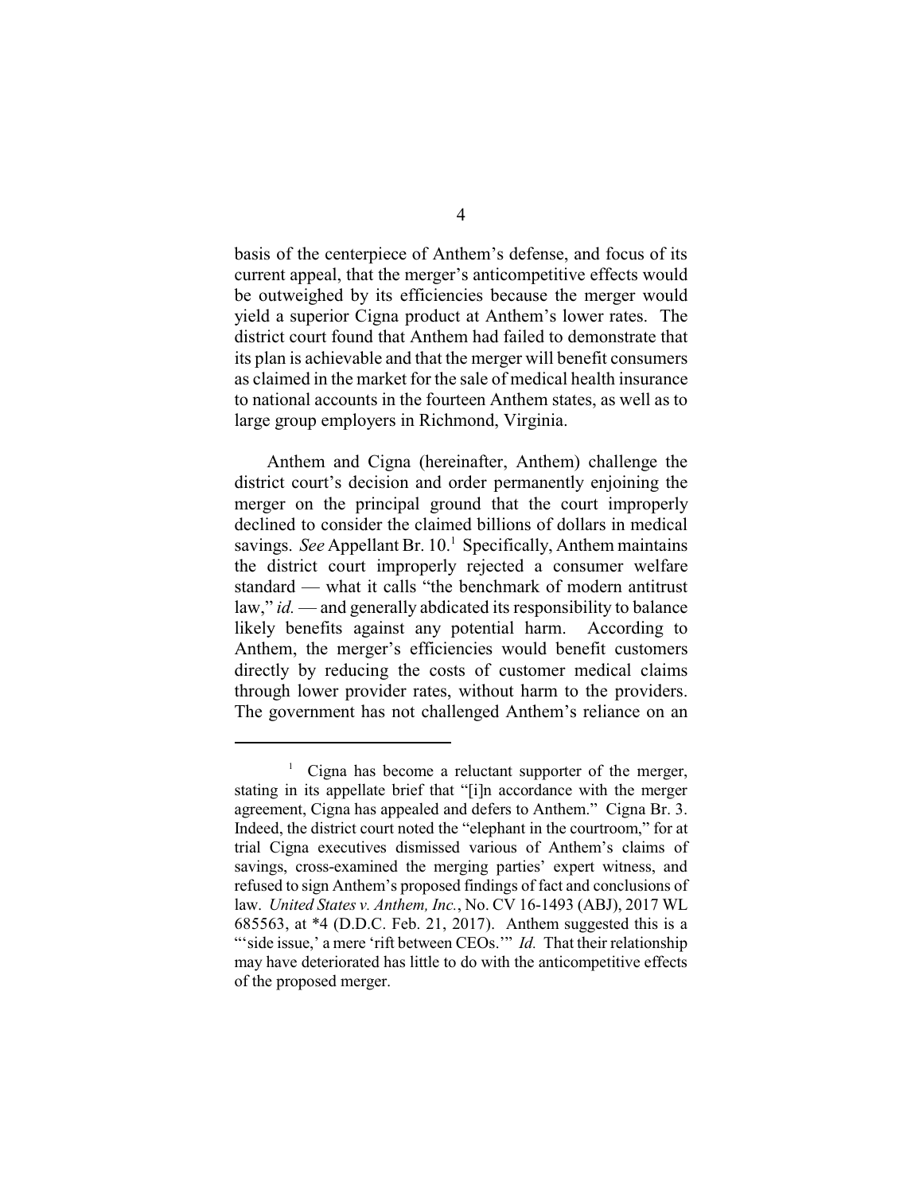basis of the centerpiece of Anthem's defense, and focus of its current appeal, that the merger's anticompetitive effects would be outweighed by its efficiencies because the merger would yield a superior Cigna product at Anthem's lower rates. The district court found that Anthem had failed to demonstrate that its plan is achievable and that the merger will benefit consumers as claimed in the market for the sale of medical health insurance to national accounts in the fourteen Anthem states, as well as to large group employers in Richmond, Virginia.

Anthem and Cigna (hereinafter, Anthem) challenge the district court's decision and order permanently enjoining the merger on the principal ground that the court improperly declined to consider the claimed billions of dollars in medical savings. *See* Appellant Br. 10.[1] Specifically, Anthem maintains the district court improperly rejected a consumer welfare standard — what it calls "the benchmark of modern antitrust law," *id.* — and generally abdicated its responsibility to balance likely benefits against any potential harm. According to Anthem, the merger's efficiencies would benefit customers directly by reducing the costs of customer medical claims through lower provider rates, without harm to the providers. The government has not challenged Anthem's reliance on an

[1] Cigna has become a reluctant supporter of the merger, stating in its appellate brief that "[i]n accordance with the merger agreement, Cigna has appealed and defers to Anthem." Cigna Br. 3. Indeed, the district court noted the "elephant in the courtroom," for at trial Cigna executives dismissed various of Anthem's claims of savings, cross-examined the merging parties' expert witness, and refused to sign Anthem's proposed findings of fact and conclusions of law. *United States v. Anthem, Inc.*, No. CV 16-1493 (ABJ), 2017 WL 685563, at *4 (D.D.C. Feb. 21, 2017). Anthem suggested this is a "'side issue,' a mere 'rift between CEOs.'" *Id.* That their relationship may have deteriorated has little to do with the anticompetitive effects of the proposed merger.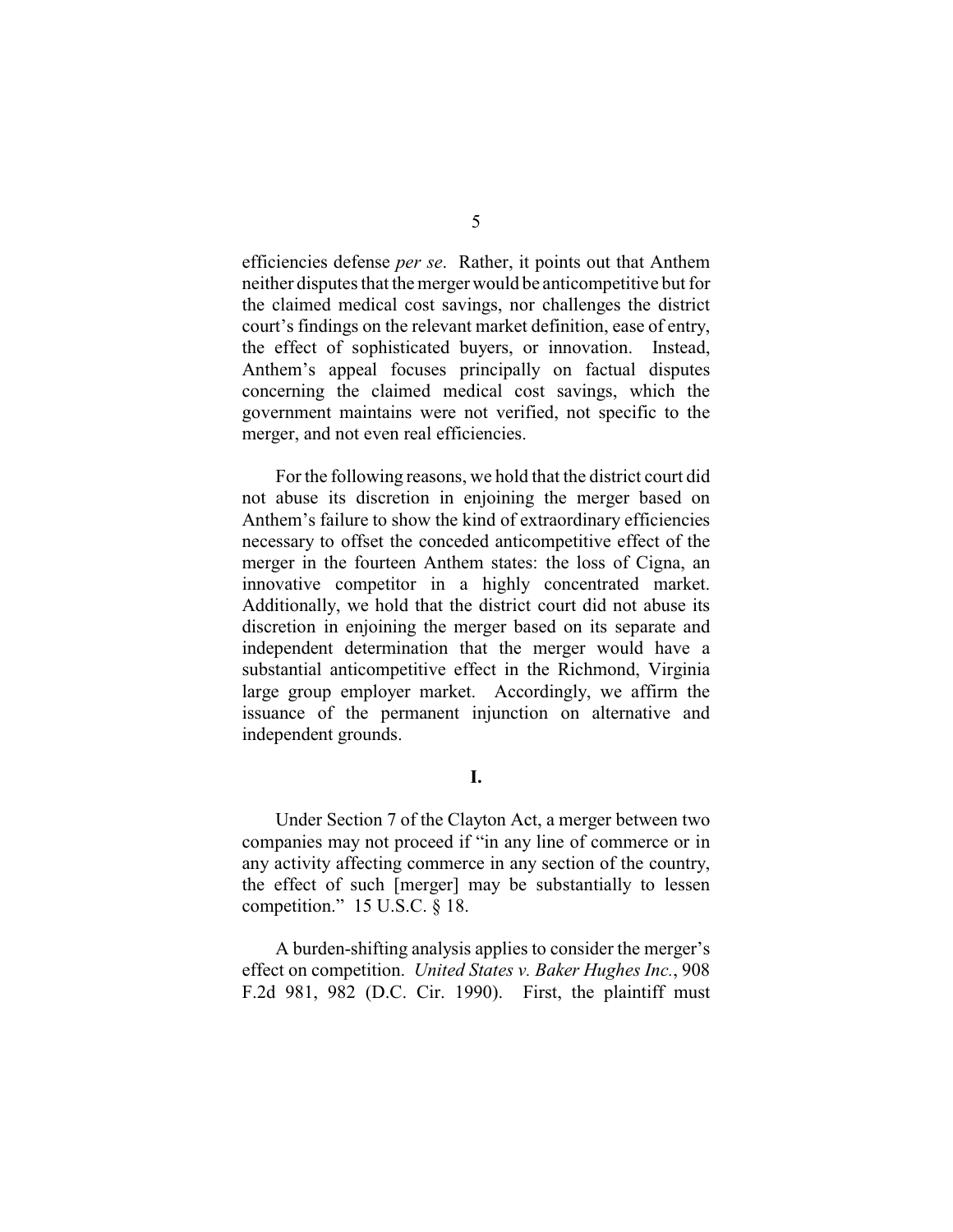efficiencies defense *per se*. Rather, it points out that Anthem neither disputes that the merger would be anticompetitive but for the claimed medical cost savings, nor challenges the district court's findings on the relevant market definition, ease of entry, the effect of sophisticated buyers, or innovation. Instead, Anthem's appeal focuses principally on factual disputes concerning the claimed medical cost savings, which the government maintains were not verified, not specific to the merger, and not even real efficiencies.

For the following reasons, we hold that the district court did not abuse its discretion in enjoining the merger based on Anthem's failure to show the kind of extraordinary efficiencies necessary to offset the conceded anticompetitive effect of the merger in the fourteen Anthem states: the loss of Cigna, an innovative competitor in a highly concentrated market. Additionally, we hold that the district court did not abuse its discretion in enjoining the merger based on its separate and independent determination that the merger would have a substantial anticompetitive effect in the Richmond, Virginia large group employer market. Accordingly, we affirm the issuance of the permanent injunction on alternative and independent grounds.

## I.

Under Section 7 of the Clayton Act, a merger between two companies may not proceed if "in any line of commerce or in any activity affecting commerce in any section of the country, the effect of such [merger] may be substantially to lessen competition." 15 U.S.C. § 18.

A burden-shifting analysis applies to consider the merger's effect on competition. *United States v. Baker Hughes Inc.*, 908 F.2d 981, 982 (D.C. Cir. 1990). First, the plaintiff must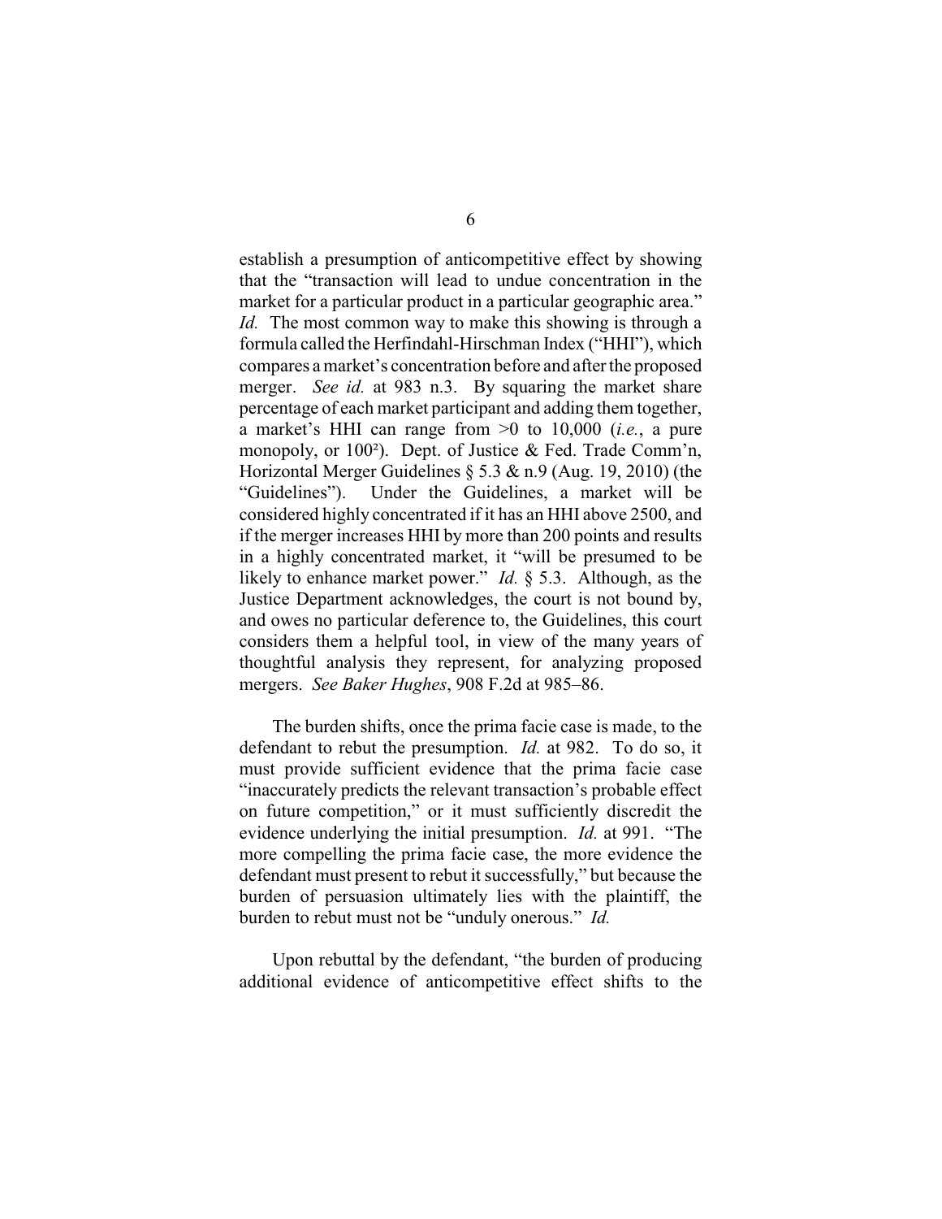establish a presumption of anticompetitive effect by showing that the "transaction will lead to undue concentration in the market for a particular product in a particular geographic area." *Id.* The most common way to make this showing is through a formula called the Herfindahl-Hirschman Index ("HHI"), which compares a market's concentration before and after the proposed merger. *See id.* at 983 n.3. By squaring the market share percentage of each market participant and adding them together, a market's HHI can range from >0 to 10,000 (*i.e.*, a pure monopoly, or $100^2$). Dept. of Justice & Fed. Trade Comm'n, Horizontal Merger Guidelines § 5.3 & n.9 (Aug. 19, 2010) (the "Guidelines"). Under the Guidelines, a market will be considered highly concentrated if it has an HHI above 2500, and if the merger increases HHI by more than 200 points and results in a highly concentrated market, it "will be presumed to be likely to enhance market power." *Id.* § 5.3. Although, as the Justice Department acknowledges, the court is not bound by, and owes no particular deference to, the Guidelines, this court considers them a helpful tool, in view of the many years of thoughtful analysis they represent, for analyzing proposed mergers. *See Baker Hughes*, 908 F.2d at 985–86.

The burden shifts, once the prima facie case is made, to the defendant to rebut the presumption. *Id.* at 982. To do so, it must provide sufficient evidence that the prima facie case "inaccurately predicts the relevant transaction's probable effect on future competition," or it must sufficiently discredit the evidence underlying the initial presumption. *Id.* at 991. "The more compelling the prima facie case, the more evidence the defendant must present to rebut it successfully," but because the burden of persuasion ultimately lies with the plaintiff, the burden to rebut must not be "unduly onerous." *Id.*

Upon rebuttal by the defendant, "the burden of producing additional evidence of anticompetitive effect shifts to the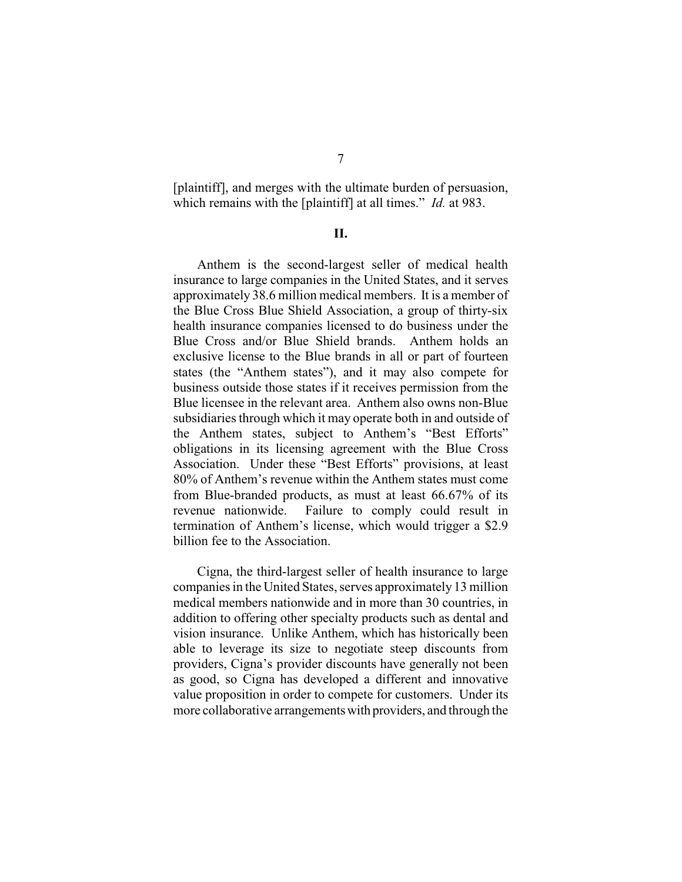[plaintiff], and merges with the ultimate burden of persuasion, which remains with the [plaintiff] at all times." *Id.* at 983.

## II.

Anthem is the second-largest seller of medical health insurance to large companies in the United States, and it serves approximately 38.6 million medical members. It is a member of the Blue Cross Blue Shield Association, a group of thirty-six health insurance companies licensed to do business under the Blue Cross and/or Blue Shield brands. Anthem holds an exclusive license to the Blue brands in all or part of fourteen states (the "Anthem states"), and it may also compete for business outside those states if it receives permission from the Blue licensee in the relevant area. Anthem also owns non-Blue subsidiaries through which it may operate both in and outside of the Anthem states, subject to Anthem's "Best Efforts" obligations in its licensing agreement with the Blue Cross Association. Under these "Best Efforts" provisions, at least 80% of Anthem's revenue within the Anthem states must come from Blue-branded products, as must at least 66.67% of its revenue nationwide. Failure to comply could result in termination of Anthem's license, which would trigger a $2.9 billion fee to the Association.

Cigna, the third-largest seller of health insurance to large companies in the United States, serves approximately 13 million medical members nationwide and in more than 30 countries, in addition to offering other specialty products such as dental and vision insurance. Unlike Anthem, which has historically been able to leverage its size to negotiate steep discounts from providers, Cigna's provider discounts have generally not been as good, so Cigna has developed a different and innovative value proposition in order to compete for customers. Under its more collaborative arrangements with providers, and through the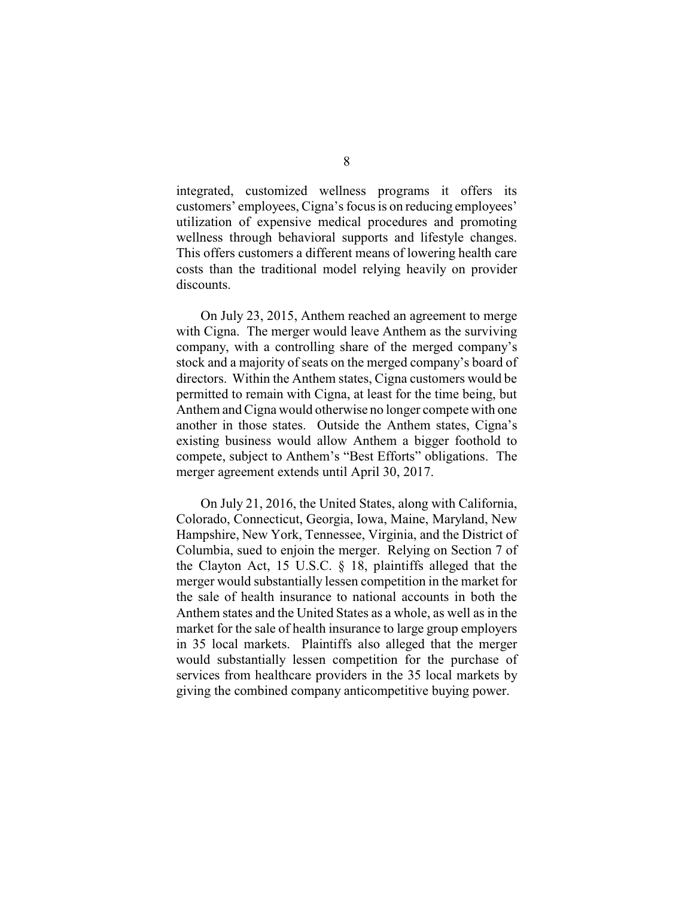integrated, customized wellness programs it offers its customers' employees, Cigna's focus is on reducing employees' utilization of expensive medical procedures and promoting wellness through behavioral supports and lifestyle changes. This offers customers a different means of lowering health care costs than the traditional model relying heavily on provider discounts.

On July 23, 2015, Anthem reached an agreement to merge with Cigna. The merger would leave Anthem as the surviving company, with a controlling share of the merged company's stock and a majority of seats on the merged company's board of directors. Within the Anthem states, Cigna customers would be permitted to remain with Cigna, at least for the time being, but Anthem and Cigna would otherwise no longer compete with one another in those states. Outside the Anthem states, Cigna's existing business would allow Anthem a bigger foothold to compete, subject to Anthem's "Best Efforts" obligations. The merger agreement extends until April 30, 2017.

On July 21, 2016, the United States, along with California, Colorado, Connecticut, Georgia, Iowa, Maine, Maryland, New Hampshire, New York, Tennessee, Virginia, and the District of Columbia, sued to enjoin the merger. Relying on Section 7 of the Clayton Act, 15 U.S.C. § 18, plaintiffs alleged that the merger would substantially lessen competition in the market for the sale of health insurance to national accounts in both the Anthem states and the United States as a whole, as well as in the market for the sale of health insurance to large group employers in 35 local markets. Plaintiffs also alleged that the merger would substantially lessen competition for the purchase of services from healthcare providers in the 35 local markets by giving the combined company anticompetitive buying power.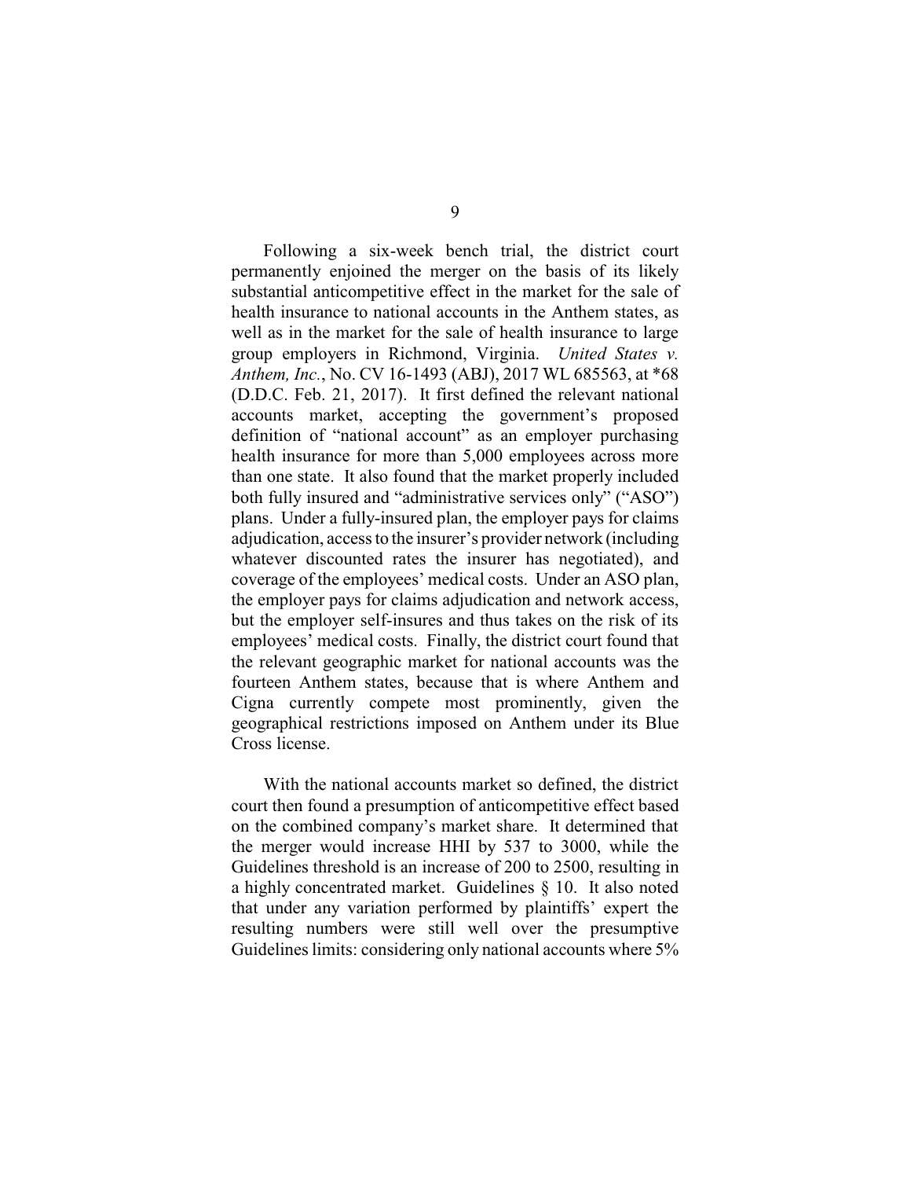Following a six-week bench trial, the district court permanently enjoined the merger on the basis of its likely substantial anticompetitive effect in the market for the sale of health insurance to national accounts in the Anthem states, as well as in the market for the sale of health insurance to large group employers in Richmond, Virginia. *United States v. Anthem, Inc.*, No. CV 16-1493 (ABJ), 2017 WL 685563, at *68 (D.D.C. Feb. 21, 2017). It first defined the relevant national accounts market, accepting the government's proposed definition of "national account" as an employer purchasing health insurance for more than 5,000 employees across more than one state. It also found that the market properly included both fully insured and "administrative services only" ("ASO") plans. Under a fully-insured plan, the employer pays for claims adjudication, access to the insurer's provider network (including whatever discounted rates the insurer has negotiated), and coverage of the employees' medical costs. Under an ASO plan, the employer pays for claims adjudication and network access, but the employer self-insures and thus takes on the risk of its employees' medical costs. Finally, the district court found that the relevant geographic market for national accounts was the fourteen Anthem states, because that is where Anthem and Cigna currently compete most prominently, given the geographical restrictions imposed on Anthem under its Blue Cross license.

With the national accounts market so defined, the district court then found a presumption of anticompetitive effect based on the combined company's market share. It determined that the merger would increase HHI by 537 to 3000, while the Guidelines threshold is an increase of 200 to 2500, resulting in a highly concentrated market. Guidelines § 10. It also noted that under any variation performed by plaintiffs' expert the resulting numbers were still well over the presumptive Guidelines limits: considering only national accounts where 5%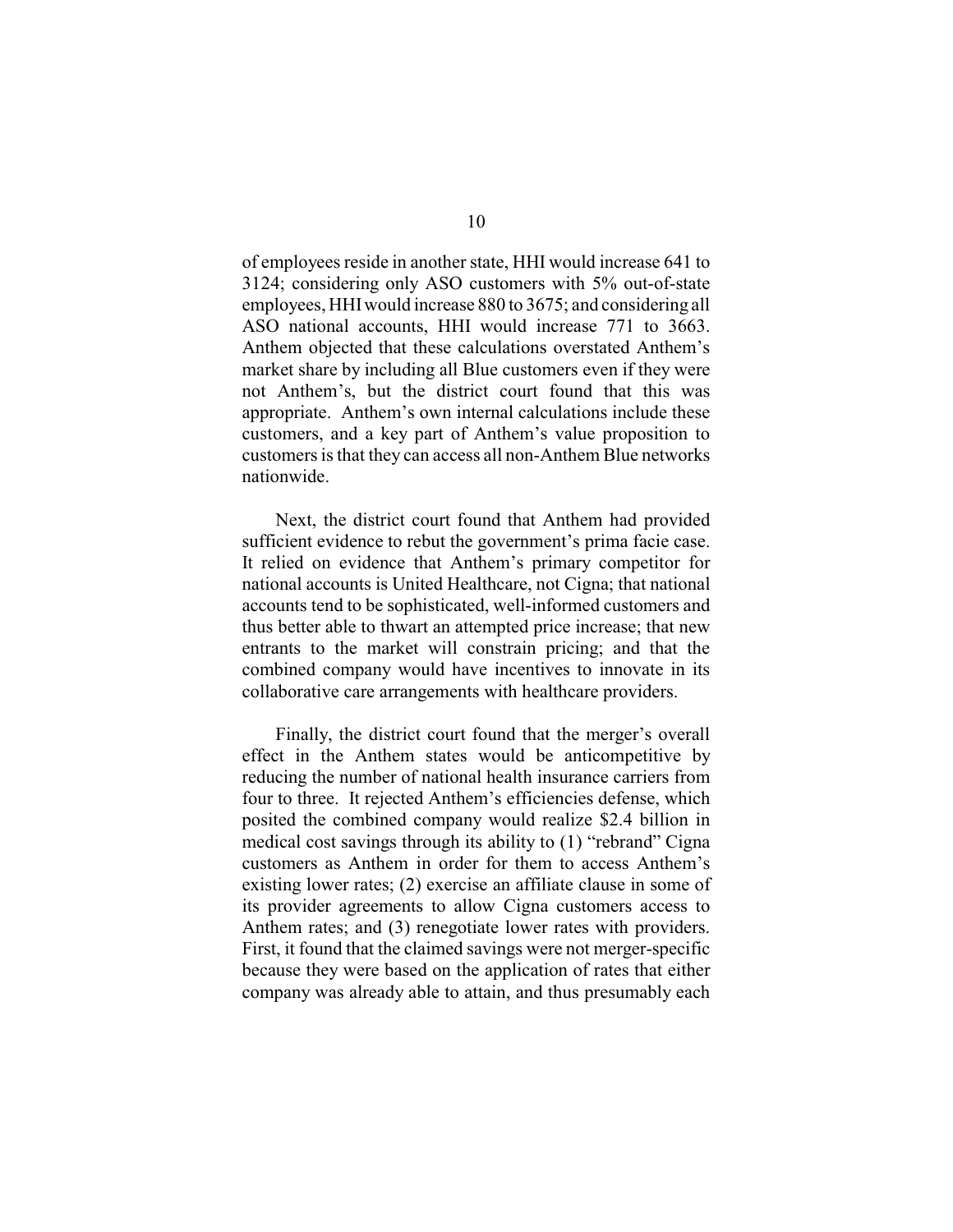of employees reside in another state, HHI would increase 641 to 3124; considering only ASO customers with 5% out-of-state employees, HHI would increase 880 to 3675; and considering all ASO national accounts, HHI would increase 771 to 3663. Anthem objected that these calculations overstated Anthem's market share by including all Blue customers even if they were not Anthem's, but the district court found that this was appropriate. Anthem's own internal calculations include these customers, and a key part of Anthem's value proposition to customers is that they can access all non-Anthem Blue networks nationwide.

Next, the district court found that Anthem had provided sufficient evidence to rebut the government's prima facie case. It relied on evidence that Anthem's primary competitor for national accounts is United Healthcare, not Cigna; that national accounts tend to be sophisticated, well-informed customers and thus better able to thwart an attempted price increase; that new entrants to the market will constrain pricing; and that the combined company would have incentives to innovate in its collaborative care arrangements with healthcare providers.

Finally, the district court found that the merger's overall effect in the Anthem states would be anticompetitive by reducing the number of national health insurance carriers from four to three. It rejected Anthem's efficiencies defense, which posited the combined company would realize $2.4 billion in medical cost savings through its ability to (1) "rebrand" Cigna customers as Anthem in order for them to access Anthem's existing lower rates; (2) exercise an affiliate clause in some of its provider agreements to allow Cigna customers access to Anthem rates; and (3) renegotiate lower rates with providers. First, it found that the claimed savings were not merger-specific because they were based on the application of rates that either company was already able to attain, and thus presumably each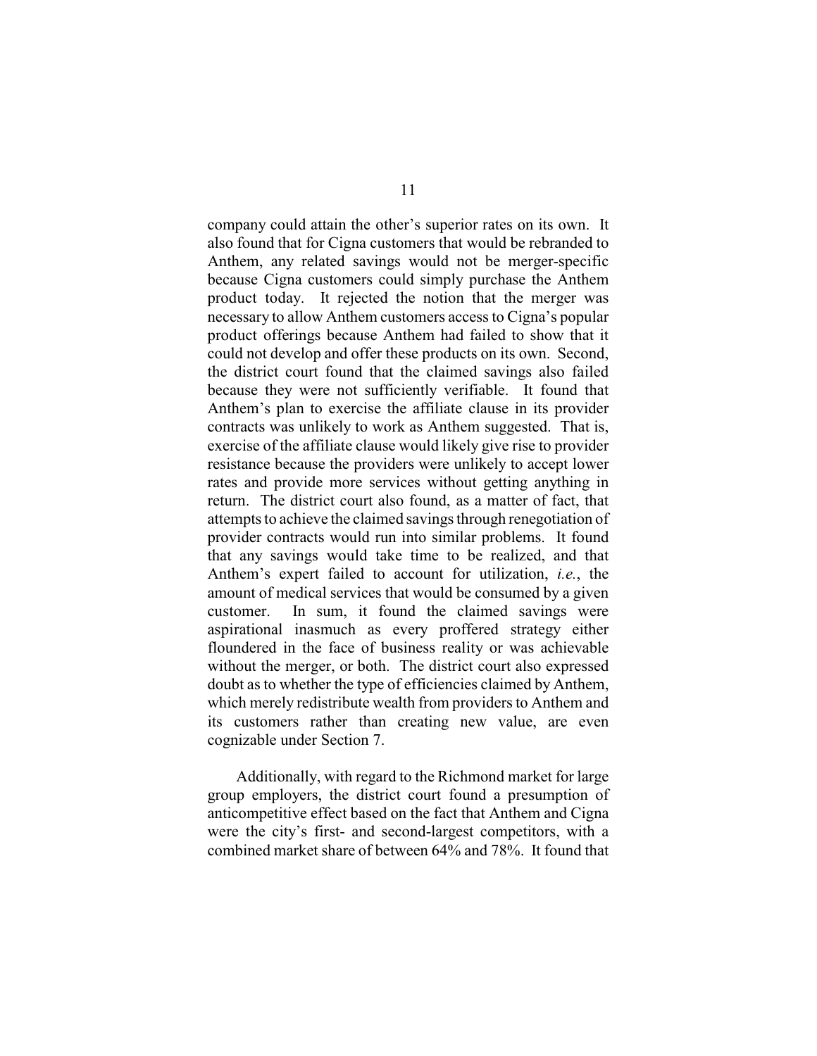company could attain the other's superior rates on its own. It also found that for Cigna customers that would be rebranded to Anthem, any related savings would not be merger-specific because Cigna customers could simply purchase the Anthem product today. It rejected the notion that the merger was necessary to allow Anthem customers access to Cigna's popular product offerings because Anthem had failed to show that it could not develop and offer these products on its own. Second, the district court found that the claimed savings also failed because they were not sufficiently verifiable. It found that Anthem's plan to exercise the affiliate clause in its provider contracts was unlikely to work as Anthem suggested. That is, exercise of the affiliate clause would likely give rise to provider resistance because the providers were unlikely to accept lower rates and provide more services without getting anything in return. The district court also found, as a matter of fact, that attempts to achieve the claimed savings through renegotiation of provider contracts would run into similar problems. It found that any savings would take time to be realized, and that Anthem's expert failed to account for utilization, *i.e.*, the amount of medical services that would be consumed by a given customer. In sum, it found the claimed savings were aspirational inasmuch as every proffered strategy either floundered in the face of business reality or was achievable without the merger, or both. The district court also expressed doubt as to whether the type of efficiencies claimed by Anthem, which merely redistribute wealth from providers to Anthem and its customers rather than creating new value, are even cognizable under Section 7.

Additionally, with regard to the Richmond market for large group employers, the district court found a presumption of anticompetitive effect based on the fact that Anthem and Cigna were the city's first- and second-largest competitors, with a combined market share of between 64% and 78%. It found that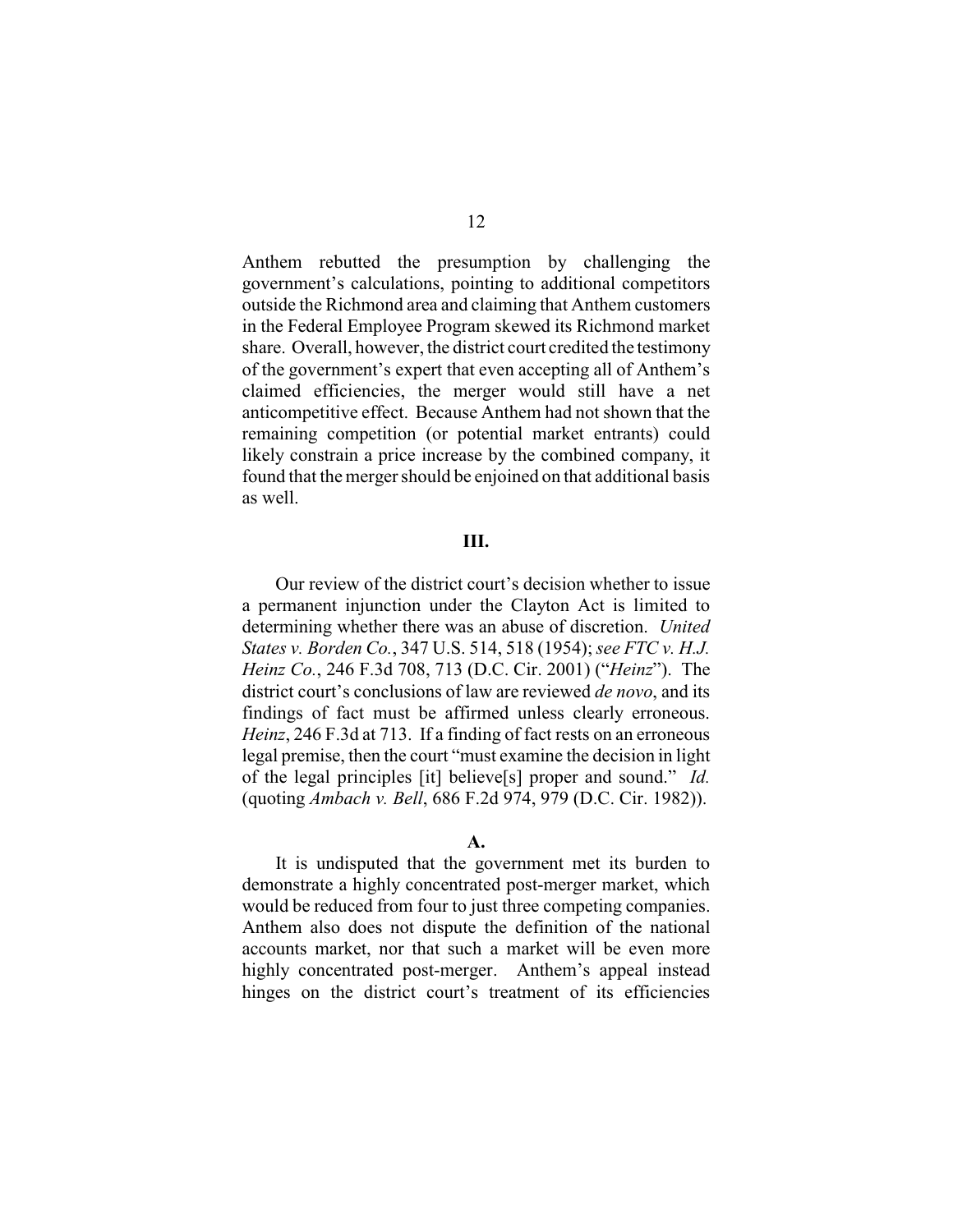Anthem rebutted the presumption by challenging the government's calculations, pointing to additional competitors outside the Richmond area and claiming that Anthem customers in the Federal Employee Program skewed its Richmond market share. Overall, however, the district court credited the testimony of the government's expert that even accepting all of Anthem's claimed efficiencies, the merger would still have a net anticompetitive effect. Because Anthem had not shown that the remaining competition (or potential market entrants) could likely constrain a price increase by the combined company, it found that the merger should be enjoined on that additional basis as well.

## III.

Our review of the district court's decision whether to issue a permanent injunction under the Clayton Act is limited to determining whether there was an abuse of discretion. *United States v. Borden Co.*, 347 U.S. 514, 518 (1954); *see FTC v. H.J. Heinz Co.*, 246 F.3d 708, 713 (D.C. Cir. 2001) ("*Heinz*"). The district court's conclusions of law are reviewed *de novo*, and its findings of fact must be affirmed unless clearly erroneous. *Heinz*, 246 F.3d at 713. If a finding of fact rests on an erroneous legal premise, then the court "must examine the decision in light of the legal principles [it] believe[s] proper and sound." *Id.* (quoting *Ambach v. Bell*, 686 F.2d 974, 979 (D.C. Cir. 1982)).

### A.

It is undisputed that the government met its burden to demonstrate a highly concentrated post-merger market, which would be reduced from four to just three competing companies. Anthem also does not dispute the definition of the national accounts market, nor that such a market will be even more highly concentrated post-merger. Anthem's appeal instead hinges on the district court's treatment of its efficiencies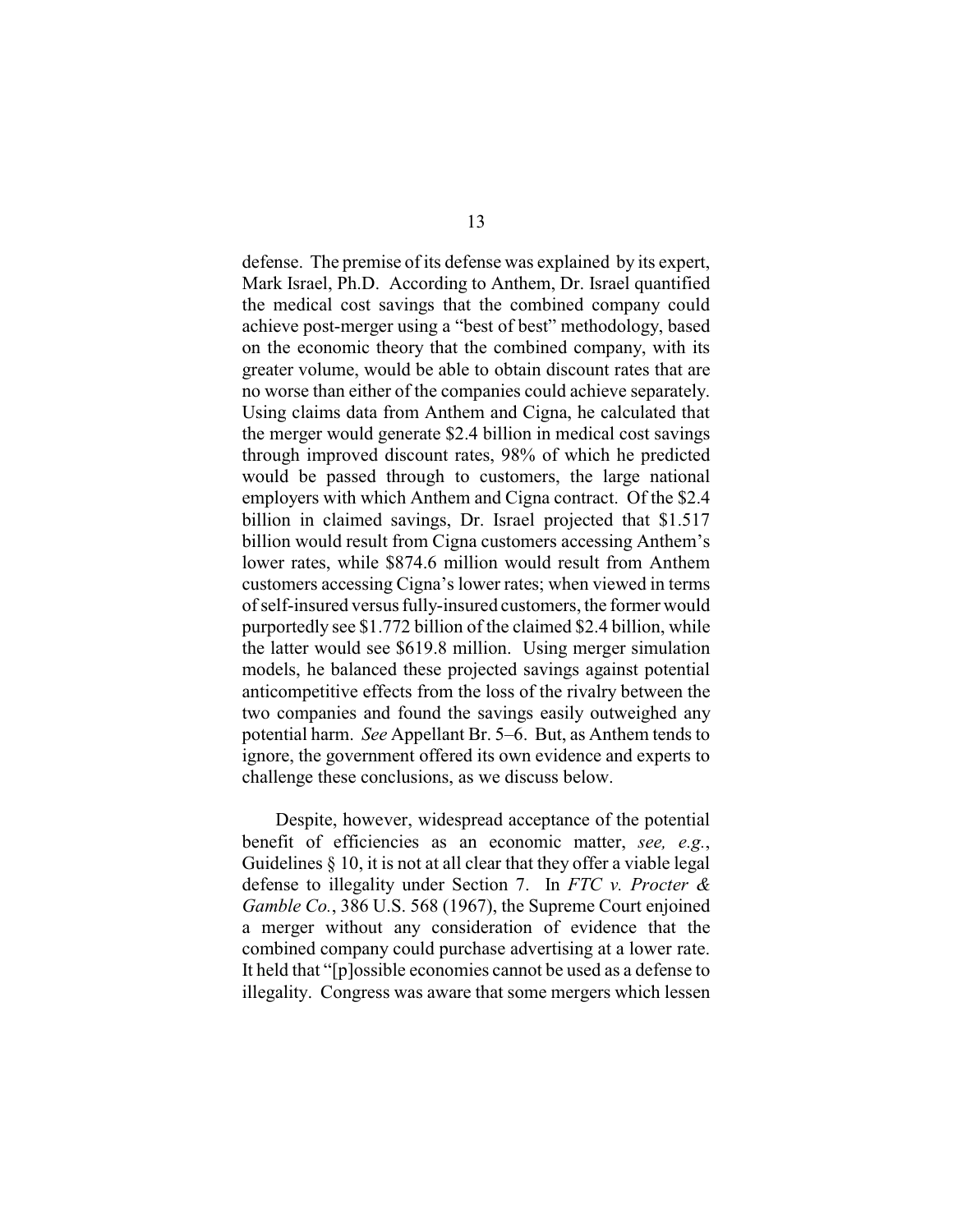defense. The premise of its defense was explained by its expert, Mark Israel, Ph.D. According to Anthem, Dr. Israel quantified the medical cost savings that the combined company could achieve post-merger using a "best of best" methodology, based on the economic theory that the combined company, with its greater volume, would be able to obtain discount rates that are no worse than either of the companies could achieve separately. Using claims data from Anthem and Cigna, he calculated that the merger would generate $2.4 billion in medical cost savings through improved discount rates, 98% of which he predicted would be passed through to customers, the large national employers with which Anthem and Cigna contract. Of the $2.4 billion in claimed savings, Dr. Israel projected that $1.517 billion would result from Cigna customers accessing Anthem's lower rates, while $874.6 million would result from Anthem customers accessing Cigna's lower rates; when viewed in terms of self-insured versus fully-insured customers, the former would purportedly see $1.772 billion of the claimed $2.4 billion, while the latter would see $619.8 million. Using merger simulation models, he balanced these projected savings against potential anticompetitive effects from the loss of the rivalry between the two companies and found the savings easily outweighed any potential harm. *See* Appellant Br. 5–6. But, as Anthem tends to ignore, the government offered its own evidence and experts to challenge these conclusions, as we discuss below.

Despite, however, widespread acceptance of the potential benefit of efficiencies as an economic matter, *see, e.g.*, Guidelines § 10, it is not at all clear that they offer a viable legal defense to illegality under Section 7. In *FTC v. Procter & Gamble Co.*, 386 U.S. 568 (1967), the Supreme Court enjoined a merger without any consideration of evidence that the combined company could purchase advertising at a lower rate. It held that "[p]ossible economies cannot be used as a defense to illegality. Congress was aware that some mergers which lessen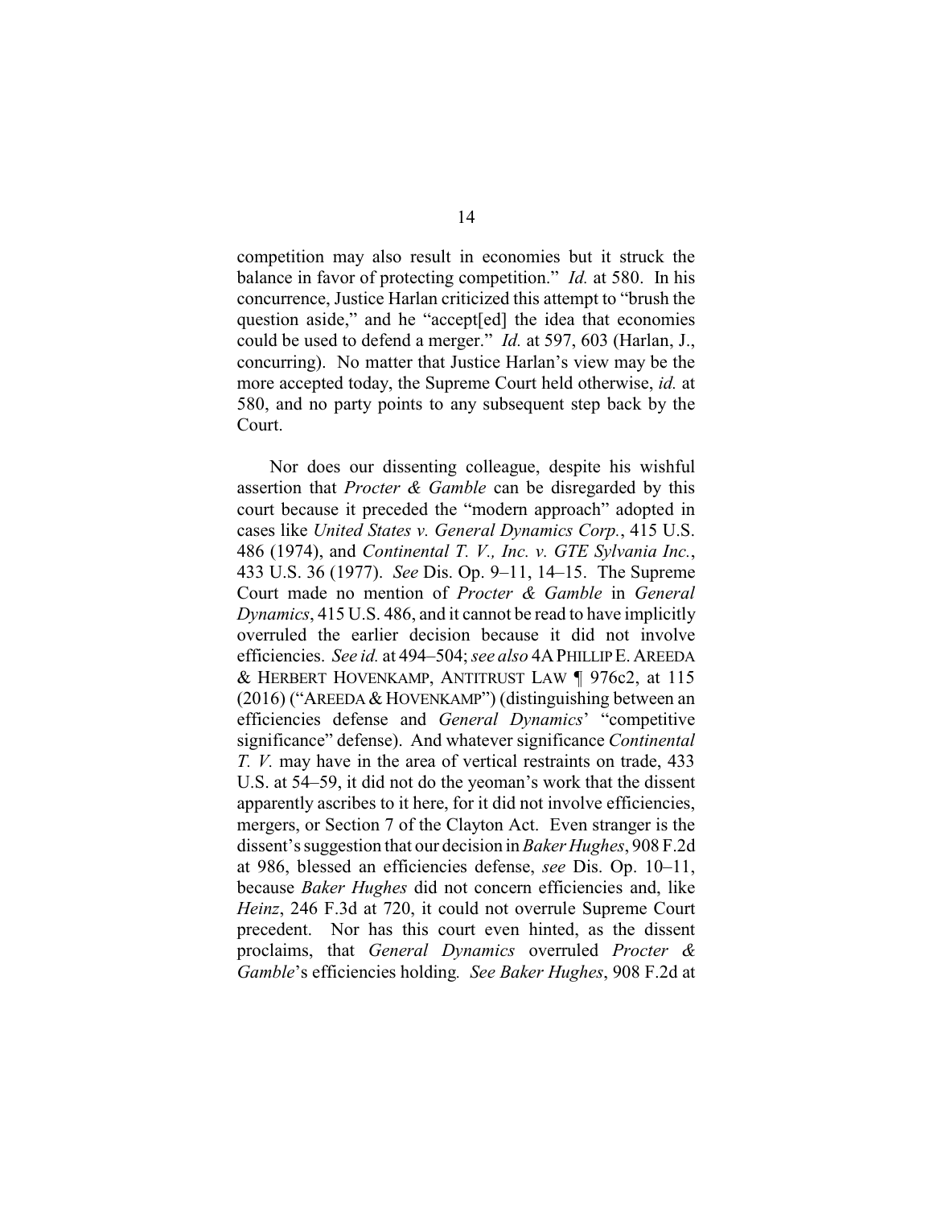competition may also result in economies but it struck the balance in favor of protecting competition." *Id.* at 580. In his concurrence, Justice Harlan criticized this attempt to "brush the question aside," and he "accept[ed] the idea that economies could be used to defend a merger." *Id.* at 597, 603 (Harlan, J., concurring). No matter that Justice Harlan's view may be the more accepted today, the Supreme Court held otherwise, *id.* at 580, and no party points to any subsequent step back by the Court.

Nor does our dissenting colleague, despite his wishful assertion that *Procter & Gamble* can be disregarded by this court because it preceded the "modern approach" adopted in cases like *United States v. General Dynamics Corp.*, 415 U.S. 486 (1974), and *Continental T. V., Inc. v. GTE Sylvania Inc.*, 433 U.S. 36 (1977). *See* Dis. Op. 9–11, 14–15. The Supreme Court made no mention of *Procter & Gamble* in *General Dynamics*, 415 U.S. 486, and it cannot be read to have implicitly overruled the earlier decision because it did not involve efficiencies. *See id.* at 494–504; *see also* 4A PHILLIP E. AREEDA & HERBERT HOVENKAMP, ANTITRUST LAW ¶ 976c2, at 115 (2016) ("AREEDA & HOVENKAMP") (distinguishing between an efficiencies defense and *General Dynamics*' "competitive significance" defense). And whatever significance *Continental T. V.* may have in the area of vertical restraints on trade, 433 U.S. at 54–59, it did not do the yeoman's work that the dissent apparently ascribes to it here, for it did not involve efficiencies, mergers, or Section 7 of the Clayton Act. Even stranger is the dissent's suggestion that our decision in *Baker Hughes*, 908 F.2d at 986, blessed an efficiencies defense, *see* Dis. Op. 10–11, because *Baker Hughes* did not concern efficiencies and, like *Heinz*, 246 F.3d at 720, it could not overrule Supreme Court precedent. Nor has this court even hinted, as the dissent proclaims, that *General Dynamics* overruled *Procter & Gamble*'s efficiencies holding. *See Baker Hughes*, 908 F.2d at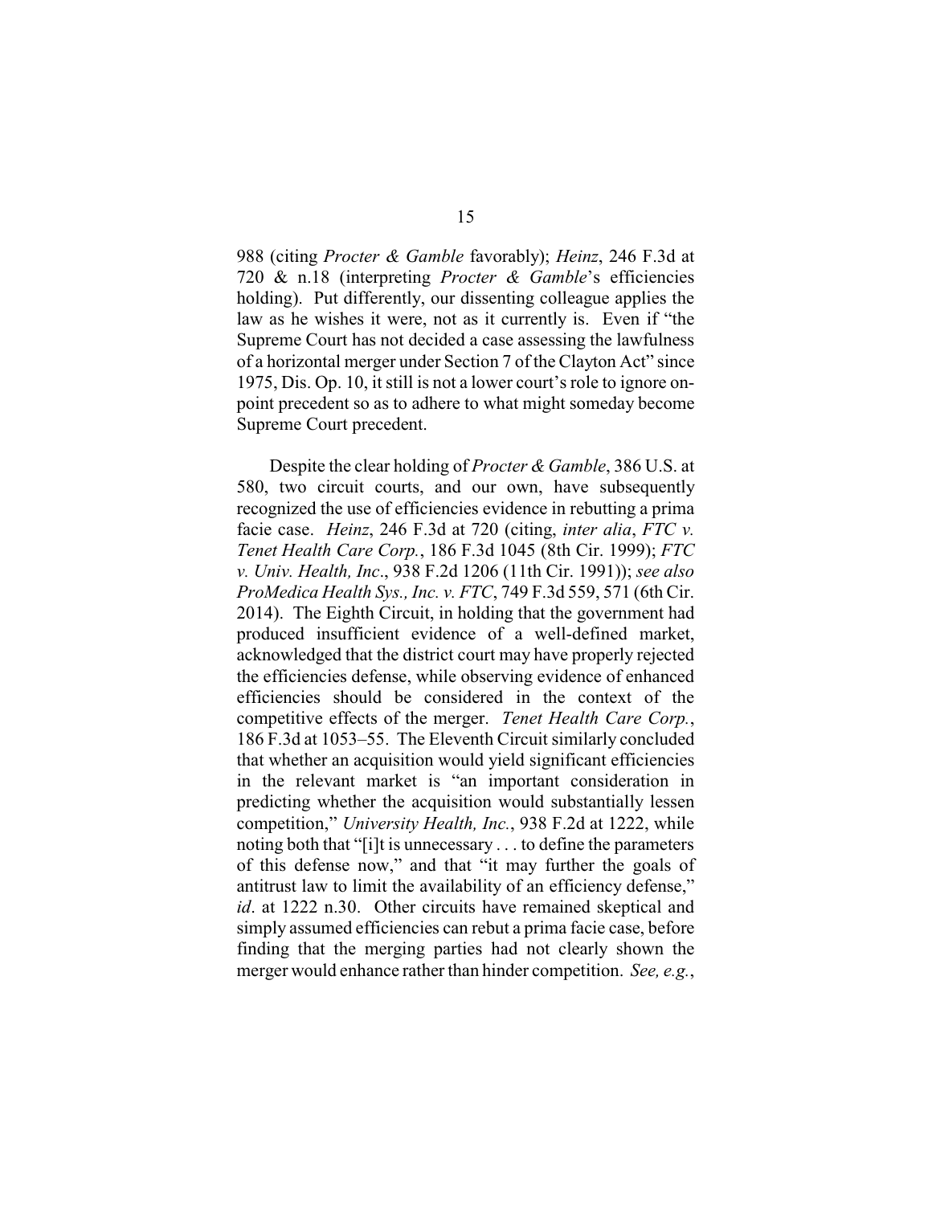988 (citing *Procter & Gamble* favorably); *Heinz*, 246 F.3d at 720 & n.18 (interpreting *Procter & Gamble*'s efficiencies holding). Put differently, our dissenting colleague applies the law as he wishes it were, not as it currently is. Even if "the Supreme Court has not decided a case assessing the lawfulness of a horizontal merger under Section 7 of the Clayton Act" since 1975, Dis. Op. 10, it still is not a lower court's role to ignore on-point precedent so as to adhere to what might someday become Supreme Court precedent.

Despite the clear holding of *Procter & Gamble*, 386 U.S. at 580, two circuit courts, and our own, have subsequently recognized the use of efficiencies evidence in rebutting a prima facie case. *Heinz*, 246 F.3d at 720 (citing, *inter alia*, *FTC v. Tenet Health Care Corp.*, 186 F.3d 1045 (8th Cir. 1999); *FTC v. Univ. Health, Inc*., 938 F.2d 1206 (11th Cir. 1991)); *see also ProMedica Health Sys., Inc. v. FTC*, 749 F.3d 559, 571 (6th Cir. 2014). The Eighth Circuit, in holding that the government had produced insufficient evidence of a well-defined market, acknowledged that the district court may have properly rejected the efficiencies defense, while observing evidence of enhanced efficiencies should be considered in the context of the competitive effects of the merger. *Tenet Health Care Corp.*, 186 F.3d at 1053–55. The Eleventh Circuit similarly concluded that whether an acquisition would yield significant efficiencies in the relevant market is "an important consideration in predicting whether the acquisition would substantially lessen competition," *University Health, Inc.*, 938 F.2d at 1222, while noting both that "[i]t is unnecessary . . . to define the parameters of this defense now," and that "it may further the goals of antitrust law to limit the availability of an efficiency defense," *id*. at 1222 n.30. Other circuits have remained skeptical and simply assumed efficiencies can rebut a prima facie case, before finding that the merging parties had not clearly shown the merger would enhance rather than hinder competition. *See, e.g.*,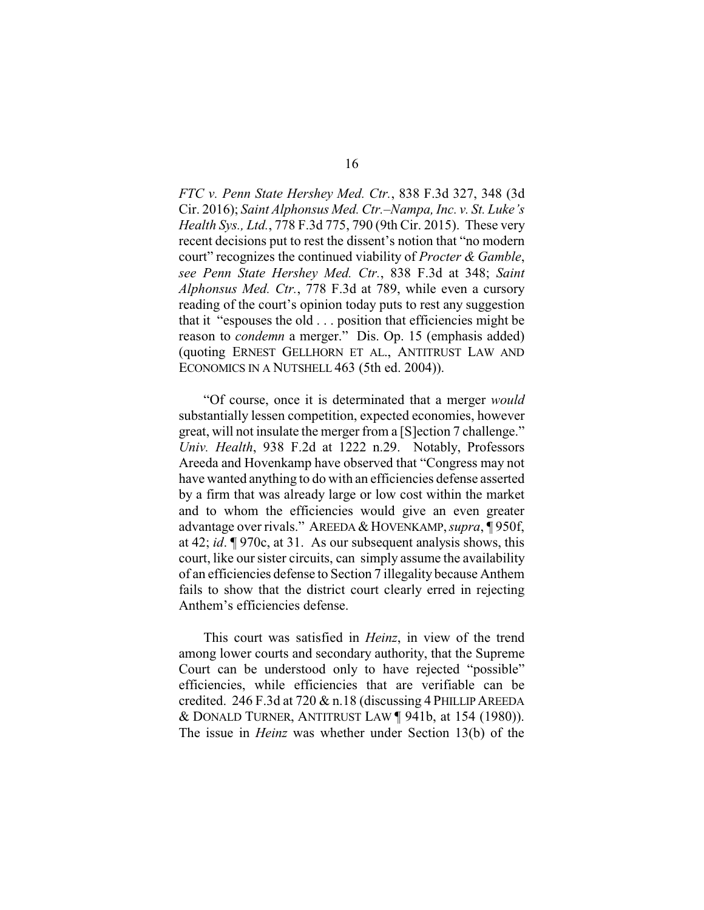*FTC v. Penn State Hershey Med. Ctr.*, 838 F.3d 327, 348 (3d Cir. 2016); *Saint Alphonsus Med. Ctr.–Nampa, Inc. v. St. Luke's Health Sys., Ltd.*, 778 F.3d 775, 790 (9th Cir. 2015). These very recent decisions put to rest the dissent's notion that "no modern court" recognizes the continued viability of *Procter & Gamble*, *see Penn State Hershey Med. Ctr.*, 838 F.3d at 348; *Saint Alphonsus Med. Ctr.*, 778 F.3d at 789, while even a cursory reading of the court's opinion today puts to rest any suggestion that it "espouses the old . . . position that efficiencies might be reason to *condemn* a merger." Dis. Op. 15 (emphasis added) (quoting ERNEST GELLHORN ET AL., ANTITRUST LAW AND ECONOMICS IN A NUTSHELL 463 (5th ed. 2004)).

"Of course, once it is determinated that a merger *would* substantially lessen competition, expected economies, however great, will not insulate the merger from a [S]ection 7 challenge." *Univ. Health*, 938 F.2d at 1222 n.29. Notably, Professors Areeda and Hovenkamp have observed that "Congress may not have wanted anything to do with an efficiencies defense asserted by a firm that was already large or low cost within the market and to whom the efficiencies would give an even greater advantage over rivals." AREEDA & HOVENKAMP, *supra*, ¶ 950f, at 42; *id*. ¶ 970c, at 31. As our subsequent analysis shows, this court, like our sister circuits, can simply assume the availability of an efficiencies defense to Section 7 illegality because Anthem fails to show that the district court clearly erred in rejecting Anthem's efficiencies defense.

This court was satisfied in *Heinz*, in view of the trend among lower courts and secondary authority, that the Supreme Court can be understood only to have rejected "possible" efficiencies, while efficiencies that are verifiable can be credited. 246 F.3d at 720 & n.18 (discussing 4 PHILLIP AREEDA & DONALD TURNER, ANTITRUST LAW ¶ 941b, at 154 (1980)). The issue in *Heinz* was whether under Section 13(b) of the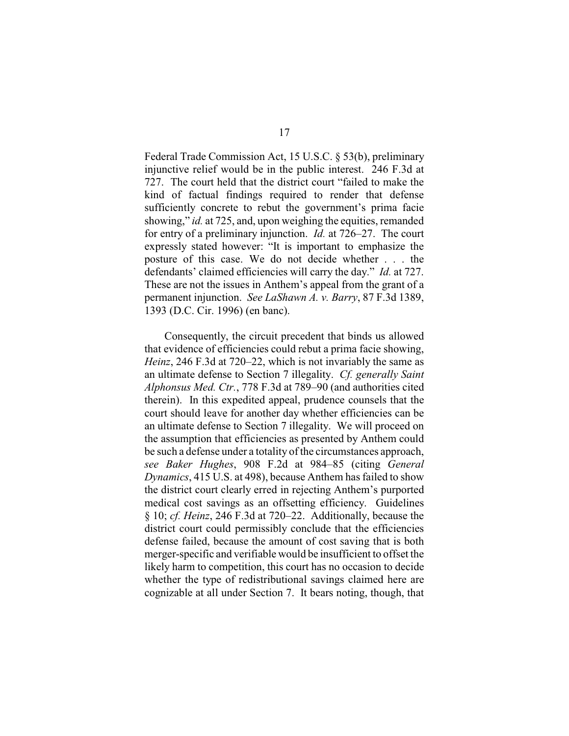Federal Trade Commission Act, 15 U.S.C. § 53(b), preliminary injunctive relief would be in the public interest. 246 F.3d at 727. The court held that the district court "failed to make the kind of factual findings required to render that defense sufficiently concrete to rebut the government's prima facie showing," *id.* at 725, and, upon weighing the equities, remanded for entry of a preliminary injunction. *Id.* at 726–27. The court expressly stated however: "It is important to emphasize the posture of this case. We do not decide whether . . . the defendants' claimed efficiencies will carry the day." *Id.* at 727. These are not the issues in Anthem's appeal from the grant of a permanent injunction. *See LaShawn A. v. Barry*, 87 F.3d 1389, 1393 (D.C. Cir. 1996) (en banc).

Consequently, the circuit precedent that binds us allowed that evidence of efficiencies could rebut a prima facie showing, *Heinz*, 246 F.3d at 720–22, which is not invariably the same as an ultimate defense to Section 7 illegality. *Cf. generally Saint Alphonsus Med. Ctr.*, 778 F.3d at 789–90 (and authorities cited therein). In this expedited appeal, prudence counsels that the court should leave for another day whether efficiencies can be an ultimate defense to Section 7 illegality. We will proceed on the assumption that efficiencies as presented by Anthem could be such a defense under a totality of the circumstances approach, *see Baker Hughes*, 908 F.2d at 984–85 (citing *General Dynamics*, 415 U.S. at 498), because Anthem has failed to show the district court clearly erred in rejecting Anthem's purported medical cost savings as an offsetting efficiency. Guidelines § 10; *cf. Heinz*, 246 F.3d at 720–22. Additionally, because the district court could permissibly conclude that the efficiencies defense failed, because the amount of cost saving that is both merger-specific and verifiable would be insufficient to offset the likely harm to competition, this court has no occasion to decide whether the type of redistributional savings claimed here are cognizable at all under Section 7. It bears noting, though, that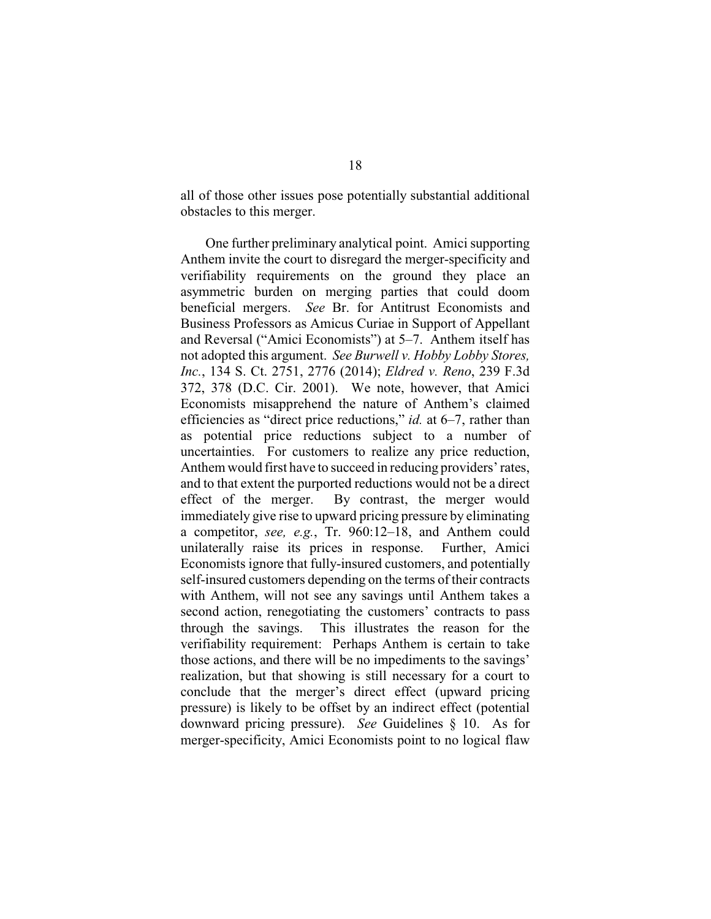all of those other issues pose potentially substantial additional obstacles to this merger.

One further preliminary analytical point. Amici supporting Anthem invite the court to disregard the merger-specificity and verifiability requirements on the ground they place an asymmetric burden on merging parties that could doom beneficial mergers. *See* Br. for Antitrust Economists and Business Professors as Amicus Curiae in Support of Appellant and Reversal ("Amici Economists") at 5–7. Anthem itself has not adopted this argument. *See Burwell v. Hobby Lobby Stores, Inc.*, 134 S. Ct. 2751, 2776 (2014); *Eldred v. Reno*, 239 F.3d 372, 378 (D.C. Cir. 2001). We note, however, that Amici Economists misapprehend the nature of Anthem's claimed efficiencies as "direct price reductions," *id.* at 6–7, rather than as potential price reductions subject to a number of uncertainties. For customers to realize any price reduction, Anthem would first have to succeed in reducing providers' rates, and to that extent the purported reductions would not be a direct effect of the merger. By contrast, the merger would immediately give rise to upward pricing pressure by eliminating a competitor, *see, e.g.*, Tr. 960:12–18, and Anthem could unilaterally raise its prices in response. Further, Amici Economists ignore that fully-insured customers, and potentially self-insured customers depending on the terms of their contracts with Anthem, will not see any savings until Anthem takes a second action, renegotiating the customers' contracts to pass through the savings. This illustrates the reason for the verifiability requirement: Perhaps Anthem is certain to take those actions, and there will be no impediments to the savings' realization, but that showing is still necessary for a court to conclude that the merger's direct effect (upward pricing pressure) is likely to be offset by an indirect effect (potential downward pricing pressure). *See* Guidelines § 10. As for merger-specificity, Amici Economists point to no logical flaw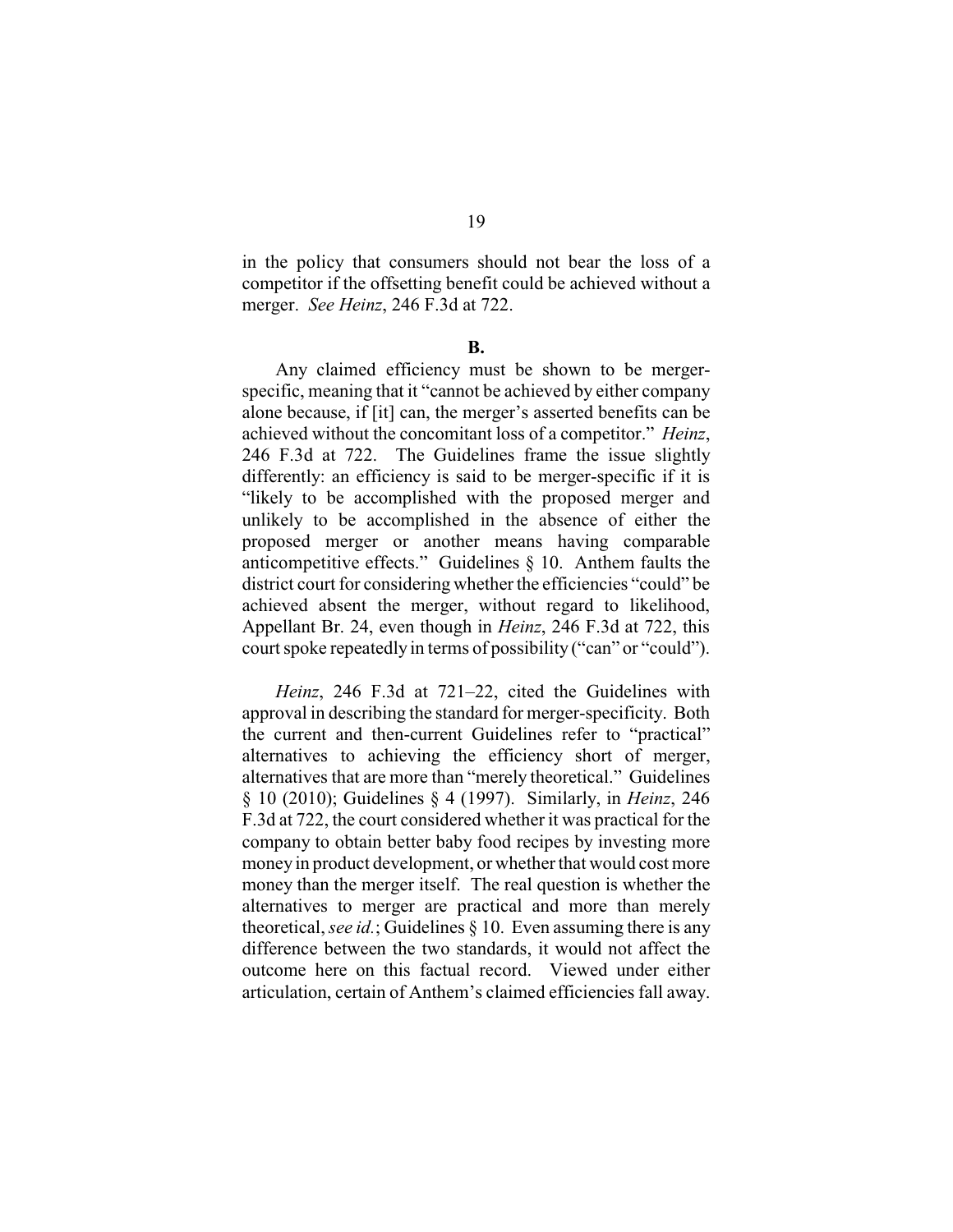in the policy that consumers should not bear the loss of a competitor if the offsetting benefit could be achieved without a merger. *See Heinz*, 246 F.3d at 722.

**B.**

Any claimed efficiency must be shown to be merger-specific, meaning that it "cannot be achieved by either company alone because, if [it] can, the merger's asserted benefits can be achieved without the concomitant loss of a competitor." *Heinz*, 246 F.3d at 722. The Guidelines frame the issue slightly differently: an efficiency is said to be merger-specific if it is "likely to be accomplished with the proposed merger and unlikely to be accomplished in the absence of either the proposed merger or another means having comparable anticompetitive effects." Guidelines § 10. Anthem faults the district court for considering whether the efficiencies "could" be achieved absent the merger, without regard to likelihood, Appellant Br. 24, even though in *Heinz*, 246 F.3d at 722, this court spoke repeatedly in terms of possibility ("can" or "could").

*Heinz*, 246 F.3d at 721–22, cited the Guidelines with approval in describing the standard for merger-specificity. Both the current and then-current Guidelines refer to "practical" alternatives to achieving the efficiency short of merger, alternatives that are more than "merely theoretical." Guidelines § 10 (2010); Guidelines § 4 (1997). Similarly, in *Heinz*, 246 F.3d at 722, the court considered whether it was practical for the company to obtain better baby food recipes by investing more money in product development, or whether that would cost more money than the merger itself. The real question is whether the alternatives to merger are practical and more than merely theoretical, *see id.*; Guidelines § 10. Even assuming there is any difference between the two standards, it would not affect the outcome here on this factual record. Viewed under either articulation, certain of Anthem's claimed efficiencies fall away.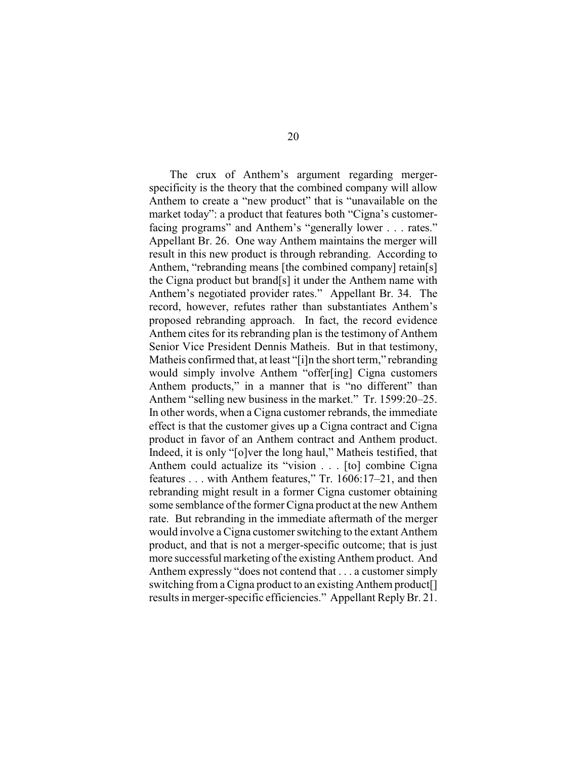The crux of Anthem's argument regarding merger-specificity is the theory that the combined company will allow Anthem to create a "new product" that is "unavailable on the market today": a product that features both "Cigna's customer-facing programs" and Anthem's "generally lower . . . rates." Appellant Br. 26. One way Anthem maintains the merger will result in this new product is through rebranding. According to Anthem, "rebranding means [the combined company] retain[s] the Cigna product but brand[s] it under the Anthem name with Anthem's negotiated provider rates." Appellant Br. 34. The record, however, refutes rather than substantiates Anthem's proposed rebranding approach. In fact, the record evidence Anthem cites for its rebranding plan is the testimony of Anthem Senior Vice President Dennis Matheis. But in that testimony, Matheis confirmed that, at least "[i]n the short term," rebranding would simply involve Anthem "offer[ing] Cigna customers Anthem products," in a manner that is "no different" than Anthem "selling new business in the market." Tr. 1599:20–25. In other words, when a Cigna customer rebrands, the immediate effect is that the customer gives up a Cigna contract and Cigna product in favor of an Anthem contract and Anthem product. Indeed, it is only "[o]ver the long haul," Matheis testified, that Anthem could actualize its "vision . . . [to] combine Cigna features . . . with Anthem features," Tr. 1606:17–21, and then rebranding might result in a former Cigna customer obtaining some semblance of the former Cigna product at the new Anthem rate. But rebranding in the immediate aftermath of the merger would involve a Cigna customer switching to the extant Anthem product, and that is not a merger-specific outcome; that is just more successful marketing of the existing Anthem product. And Anthem expressly "does not contend that . . . a customer simply switching from a Cigna product to an existing Anthem product[] results in merger-specific efficiencies." Appellant Reply Br. 21.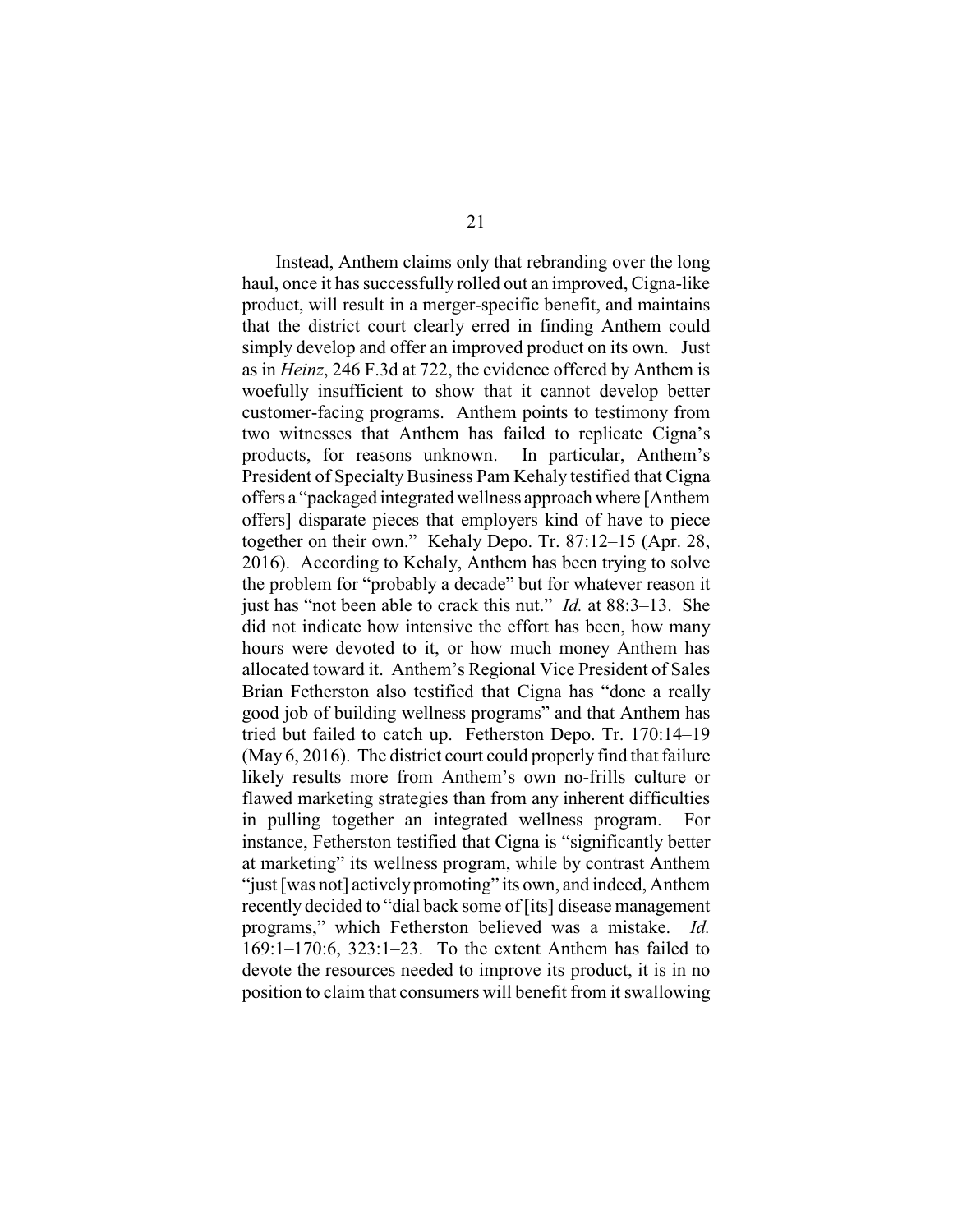Instead, Anthem claims only that rebranding over the long haul, once it has successfully rolled out an improved, Cigna-like product, will result in a merger-specific benefit, and maintains that the district court clearly erred in finding Anthem could simply develop and offer an improved product on its own. Just as in *Heinz*, 246 F.3d at 722, the evidence offered by Anthem is woefully insufficient to show that it cannot develop better customer-facing programs. Anthem points to testimony from two witnesses that Anthem has failed to replicate Cigna's products, for reasons unknown. In particular, Anthem's President of Specialty Business Pam Kehaly testified that Cigna offers a "packaged integrated wellness approach where [Anthem offers] disparate pieces that employers kind of have to piece together on their own." Kehaly Depo. Tr. 87:12–15 (Apr. 28, 2016). According to Kehaly, Anthem has been trying to solve the problem for "probably a decade" but for whatever reason it just has "not been able to crack this nut." *Id.* at 88:3–13. She did not indicate how intensive the effort has been, how many hours were devoted to it, or how much money Anthem has allocated toward it. Anthem's Regional Vice President of Sales Brian Fetherston also testified that Cigna has "done a really good job of building wellness programs" and that Anthem has tried but failed to catch up. Fetherston Depo. Tr. 170:14–19 (May 6, 2016). The district court could properly find that failure likely results more from Anthem's own no-frills culture or flawed marketing strategies than from any inherent difficulties in pulling together an integrated wellness program. For instance, Fetherston testified that Cigna is "significantly better at marketing" its wellness program, while by contrast Anthem "just [was not] actively promoting" its own, and indeed, Anthem recently decided to "dial back some of [its] disease management programs," which Fetherston believed was a mistake. *Id.* 169:1–170:6, 323:1–23. To the extent Anthem has failed to devote the resources needed to improve its product, it is in no position to claim that consumers will benefit from it swallowing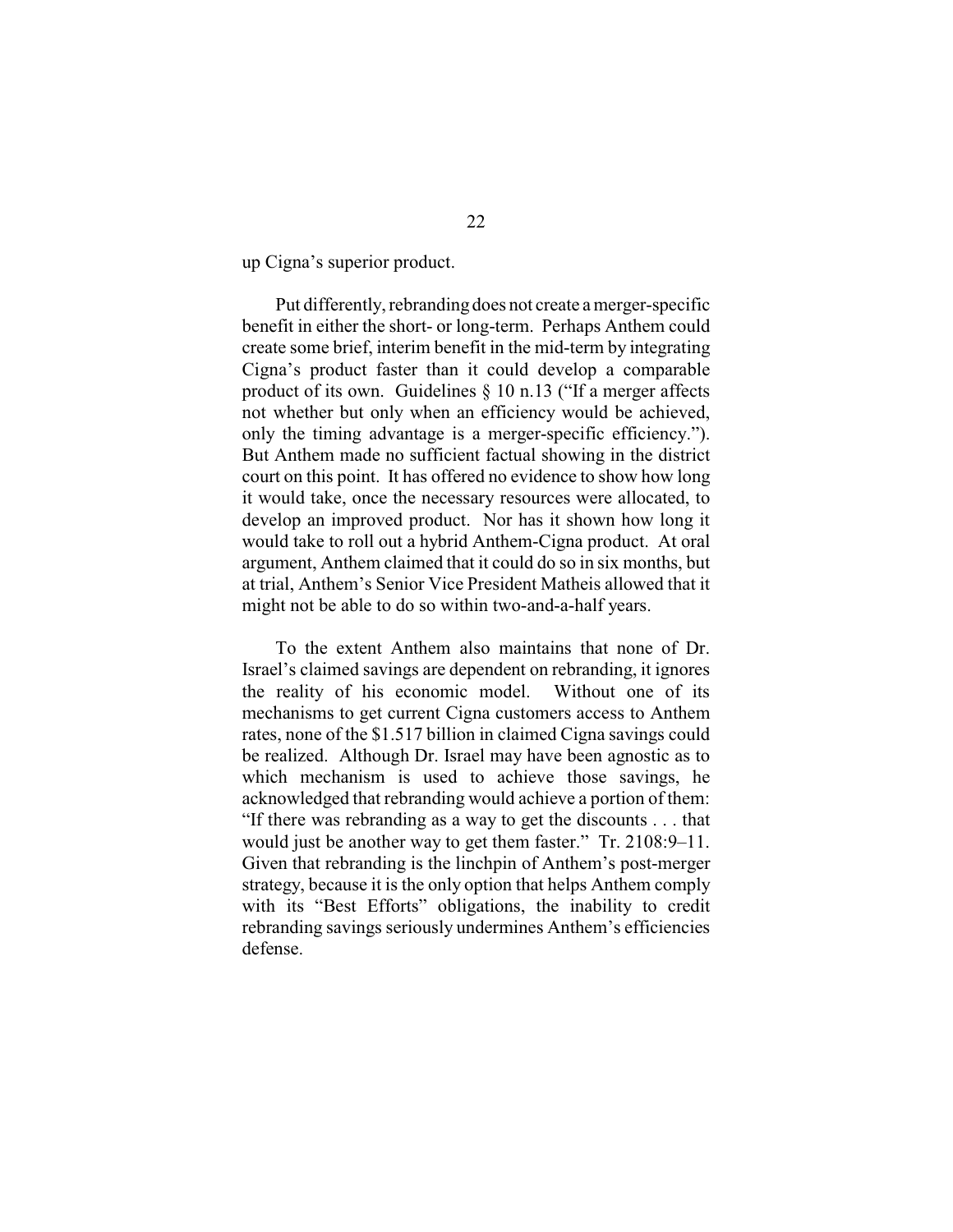up Cigna's superior product.

Put differently, rebranding does not create a merger-specific benefit in either the short- or long-term. Perhaps Anthem could create some brief, interim benefit in the mid-term by integrating Cigna's product faster than it could develop a comparable product of its own. Guidelines § 10 n.13 ("If a merger affects not whether but only when an efficiency would be achieved, only the timing advantage is a merger-specific efficiency."). But Anthem made no sufficient factual showing in the district court on this point. It has offered no evidence to show how long it would take, once the necessary resources were allocated, to develop an improved product. Nor has it shown how long it would take to roll out a hybrid Anthem-Cigna product. At oral argument, Anthem claimed that it could do so in six months, but at trial, Anthem's Senior Vice President Matheis allowed that it might not be able to do so within two-and-a-half years.

To the extent Anthem also maintains that none of Dr. Israel's claimed savings are dependent on rebranding, it ignores the reality of his economic model. Without one of its mechanisms to get current Cigna customers access to Anthem rates, none of the $1.517 billion in claimed Cigna savings could be realized. Although Dr. Israel may have been agnostic as to which mechanism is used to achieve those savings, he acknowledged that rebranding would achieve a portion of them: "If there was rebranding as a way to get the discounts . . . that would just be another way to get them faster." Tr. 2108:9–11. Given that rebranding is the linchpin of Anthem's post-merger strategy, because it is the only option that helps Anthem comply with its "Best Efforts" obligations, the inability to credit rebranding savings seriously undermines Anthem's efficiencies defense.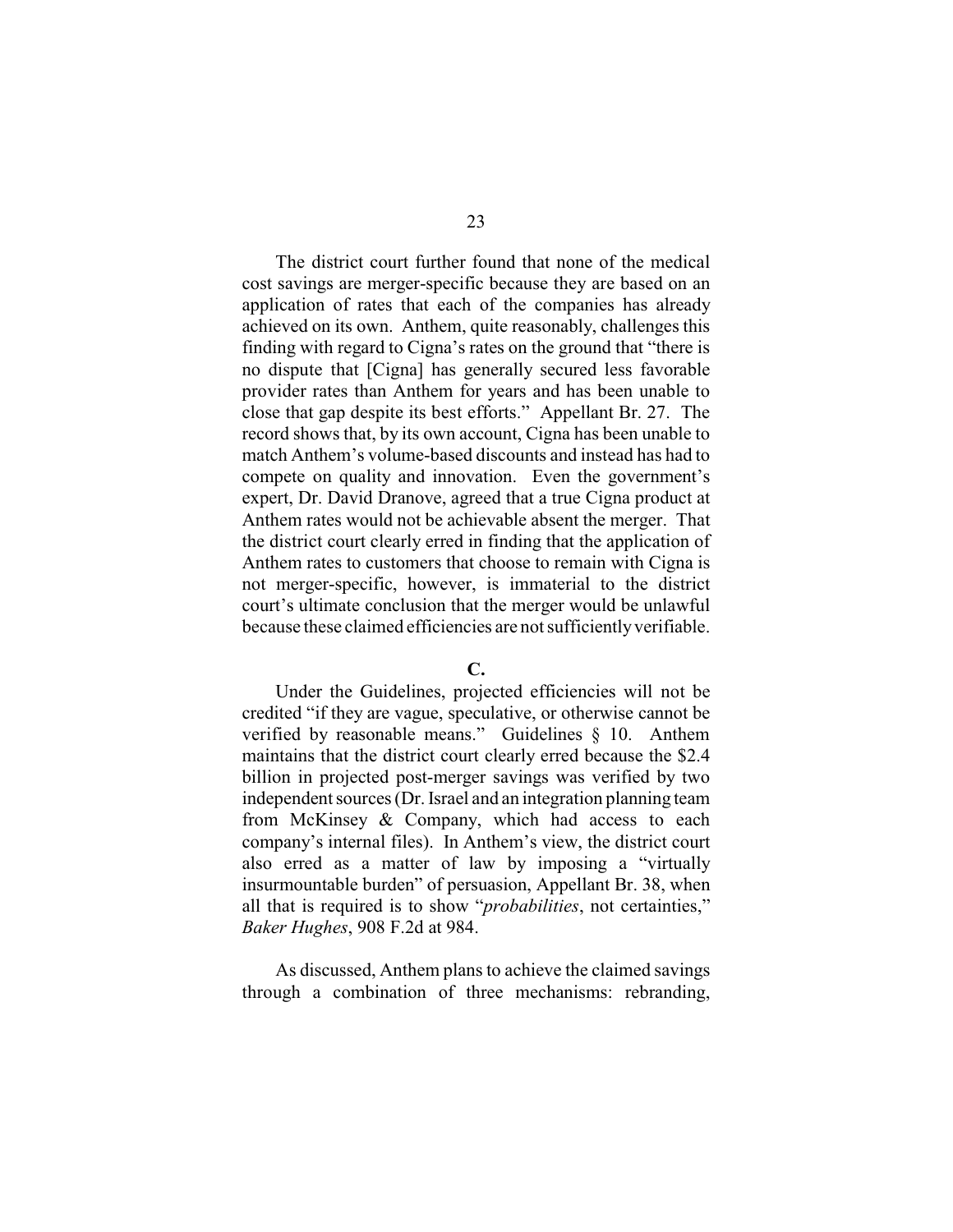The district court further found that none of the medical cost savings are merger-specific because they are based on an application of rates that each of the companies has already achieved on its own. Anthem, quite reasonably, challenges this finding with regard to Cigna's rates on the ground that "there is no dispute that [Cigna] has generally secured less favorable provider rates than Anthem for years and has been unable to close that gap despite its best efforts." Appellant Br. 27. The record shows that, by its own account, Cigna has been unable to match Anthem's volume-based discounts and instead has had to compete on quality and innovation. Even the government's expert, Dr. David Dranove, agreed that a true Cigna product at Anthem rates would not be achievable absent the merger. That the district court clearly erred in finding that the application of Anthem rates to customers that choose to remain with Cigna is not merger-specific, however, is immaterial to the district court's ultimate conclusion that the merger would be unlawful because these claimed efficiencies are not sufficiently verifiable.

**C.**

Under the Guidelines, projected efficiencies will not be credited "if they are vague, speculative, or otherwise cannot be verified by reasonable means." Guidelines § 10. Anthem maintains that the district court clearly erred because the $2.4 billion in projected post-merger savings was verified by two independent sources (Dr. Israel and an integration planning team from McKinsey & Company, which had access to each company's internal files). In Anthem's view, the district court also erred as a matter of law by imposing a "virtually insurmountable burden" of persuasion, Appellant Br. 38, when all that is required is to show "*probabilities*, not certainties," *Baker Hughes*, 908 F.2d at 984.

As discussed, Anthem plans to achieve the claimed savings through a combination of three mechanisms: rebranding,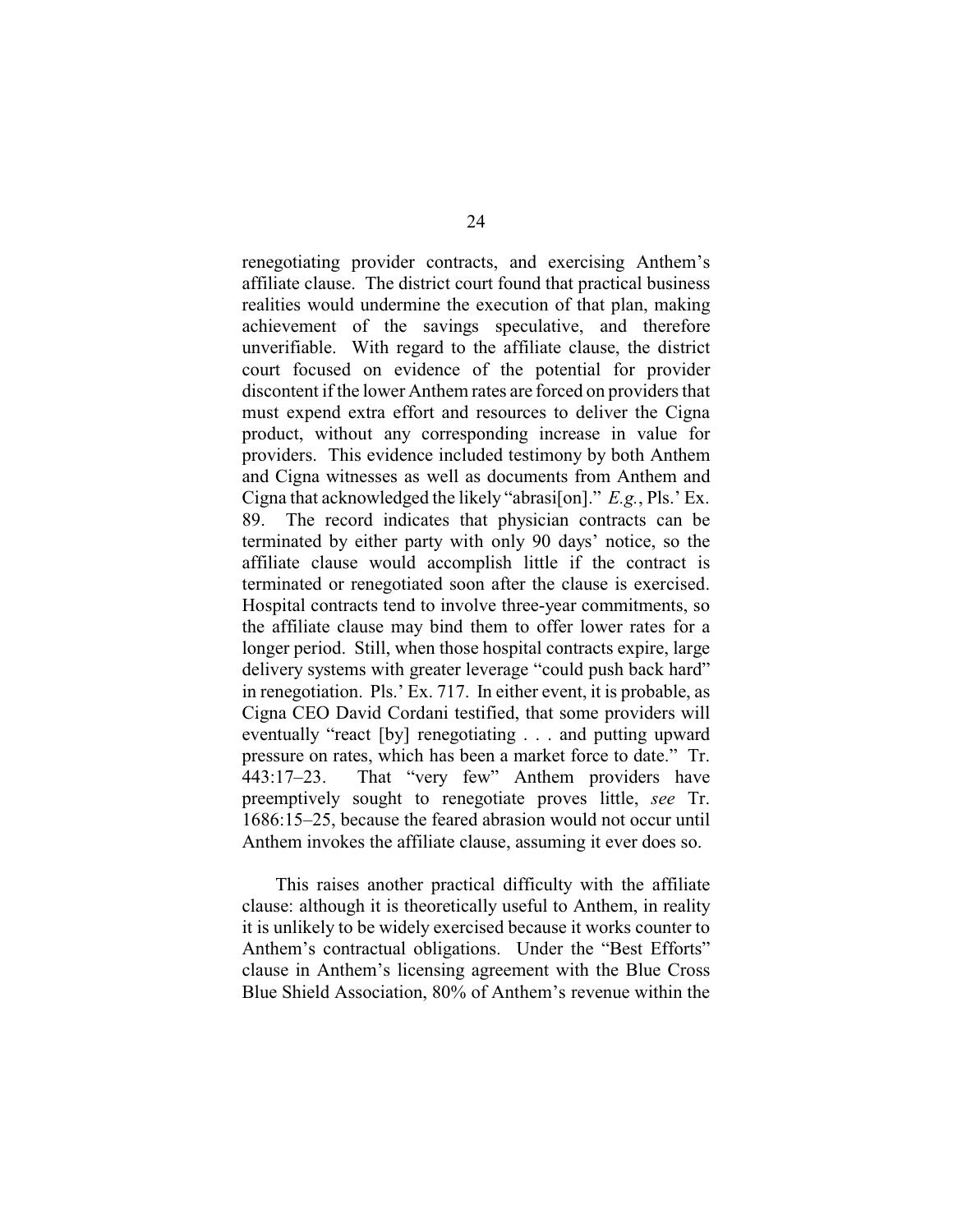renegotiating provider contracts, and exercising Anthem's affiliate clause. The district court found that practical business realities would undermine the execution of that plan, making achievement of the savings speculative, and therefore unverifiable. With regard to the affiliate clause, the district court focused on evidence of the potential for provider discontent if the lower Anthem rates are forced on providers that must expend extra effort and resources to deliver the Cigna product, without any corresponding increase in value for providers. This evidence included testimony by both Anthem and Cigna witnesses as well as documents from Anthem and Cigna that acknowledged the likely "abrasi[on]." *E.g.*, Pls.' Ex. 89. The record indicates that physician contracts can be terminated by either party with only 90 days' notice, so the affiliate clause would accomplish little if the contract is terminated or renegotiated soon after the clause is exercised. Hospital contracts tend to involve three-year commitments, so the affiliate clause may bind them to offer lower rates for a longer period. Still, when those hospital contracts expire, large delivery systems with greater leverage "could push back hard" in renegotiation. Pls.' Ex. 717. In either event, it is probable, as Cigna CEO David Cordani testified, that some providers will eventually "react [by] renegotiating . . . and putting upward pressure on rates, which has been a market force to date." Tr. 443:17–23. That "very few" Anthem providers have preemptively sought to renegotiate proves little, *see* Tr. 1686:15–25, because the feared abrasion would not occur until Anthem invokes the affiliate clause, assuming it ever does so.

This raises another practical difficulty with the affiliate clause: although it is theoretically useful to Anthem, in reality it is unlikely to be widely exercised because it works counter to Anthem's contractual obligations. Under the "Best Efforts" clause in Anthem's licensing agreement with the Blue Cross Blue Shield Association, 80% of Anthem's revenue within the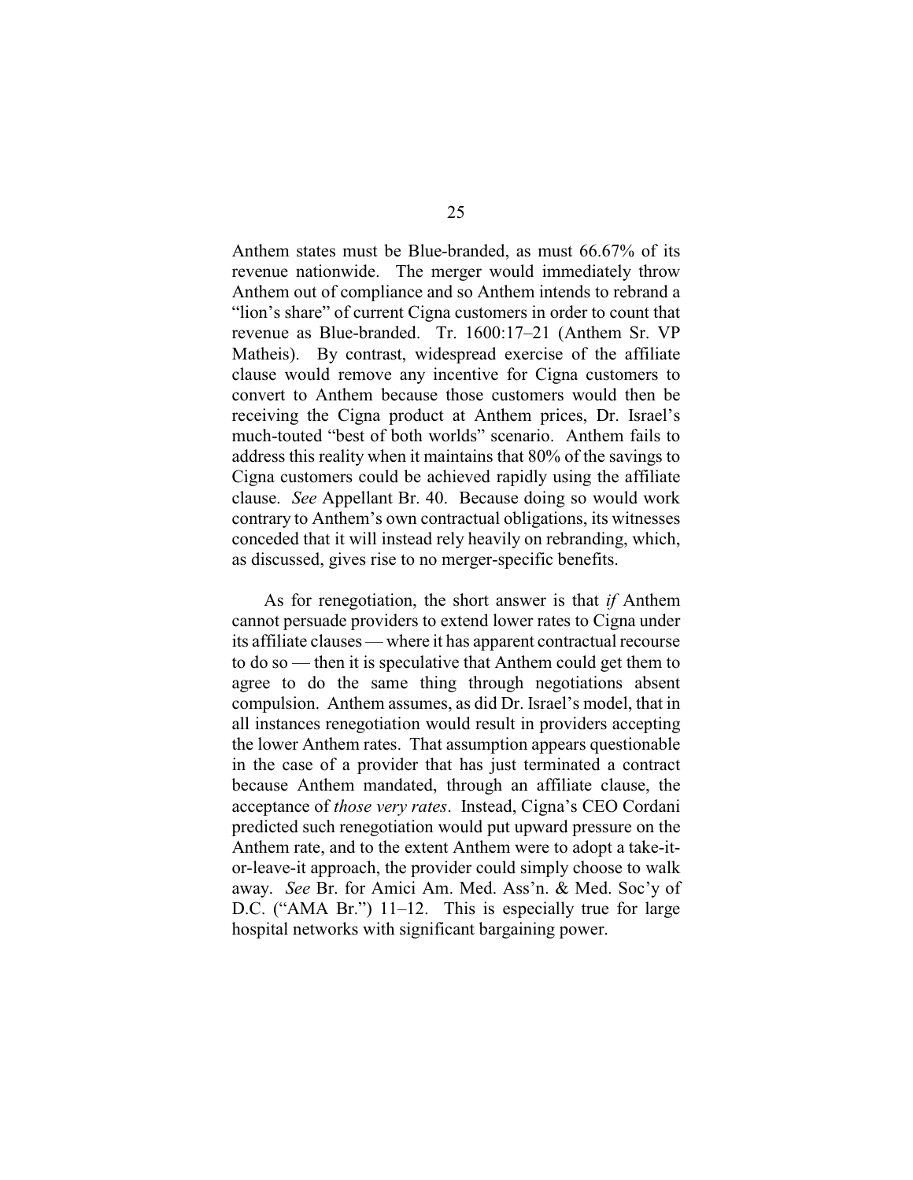Anthem states must be Blue-branded, as must 66.67% of its revenue nationwide. The merger would immediately throw Anthem out of compliance and so Anthem intends to rebrand a "lion's share" of current Cigna customers in order to count that revenue as Blue-branded. Tr. 1600:17–21 (Anthem Sr. VP Matheis). By contrast, widespread exercise of the affiliate clause would remove any incentive for Cigna customers to convert to Anthem because those customers would then be receiving the Cigna product at Anthem prices, Dr. Israel's much-touted "best of both worlds" scenario. Anthem fails to address this reality when it maintains that 80% of the savings to Cigna customers could be achieved rapidly using the affiliate clause. *See* Appellant Br. 40. Because doing so would work contrary to Anthem's own contractual obligations, its witnesses conceded that it will instead rely heavily on rebranding, which, as discussed, gives rise to no merger-specific benefits.

As for renegotiation, the short answer is that *if* Anthem cannot persuade providers to extend lower rates to Cigna under its affiliate clauses — where it has apparent contractual recourse to do so — then it is speculative that Anthem could get them to agree to do the same thing through negotiations absent compulsion. Anthem assumes, as did Dr. Israel's model, that in all instances renegotiation would result in providers accepting the lower Anthem rates. That assumption appears questionable in the case of a provider that has just terminated a contract because Anthem mandated, through an affiliate clause, the acceptance of *those very rates*. Instead, Cigna's CEO Cordani predicted such renegotiation would put upward pressure on the Anthem rate, and to the extent Anthem were to adopt a take-it-or-leave-it approach, the provider could simply choose to walk away. *See* Br. for Amici Am. Med. Ass'n. & Med. Soc'y of D.C. ("AMA Br.") 11–12. This is especially true for large hospital networks with significant bargaining power.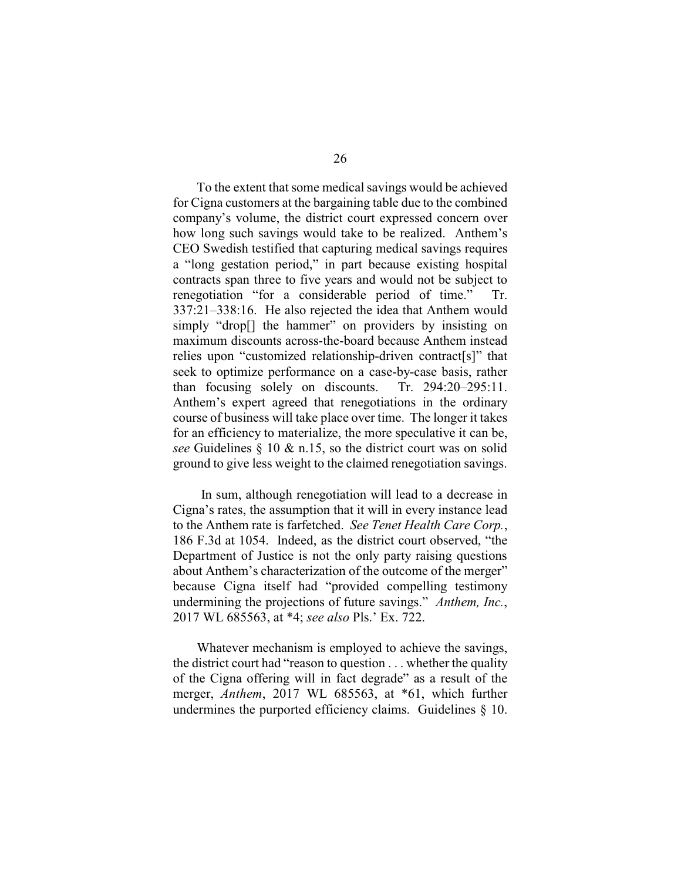To the extent that some medical savings would be achieved for Cigna customers at the bargaining table due to the combined company's volume, the district court expressed concern over how long such savings would take to be realized. Anthem's CEO Swedish testified that capturing medical savings requires a "long gestation period," in part because existing hospital contracts span three to five years and would not be subject to renegotiation "for a considerable period of time." Tr. 337:21–338:16. He also rejected the idea that Anthem would simply "drop[] the hammer" on providers by insisting on maximum discounts across-the-board because Anthem instead relies upon "customized relationship-driven contract[s]" that seek to optimize performance on a case-by-case basis, rather than focusing solely on discounts. Tr. 294:20–295:11. Anthem's expert agreed that renegotiations in the ordinary course of business will take place over time. The longer it takes for an efficiency to materialize, the more speculative it can be, *see* Guidelines § 10 & n.15, so the district court was on solid ground to give less weight to the claimed renegotiation savings.

In sum, although renegotiation will lead to a decrease in Cigna's rates, the assumption that it will in every instance lead to the Anthem rate is farfetched. *See Tenet Health Care Corp.*, 186 F.3d at 1054. Indeed, as the district court observed, "the Department of Justice is not the only party raising questions about Anthem's characterization of the outcome of the merger" because Cigna itself had "provided compelling testimony undermining the projections of future savings." *Anthem, Inc.*, 2017 WL 685563, at *4; *see also* Pls.' Ex. 722.

Whatever mechanism is employed to achieve the savings, the district court had "reason to question . . . whether the quality of the Cigna offering will in fact degrade" as a result of the merger, *Anthem*, 2017 WL 685563, at *61, which further undermines the purported efficiency claims. Guidelines § 10.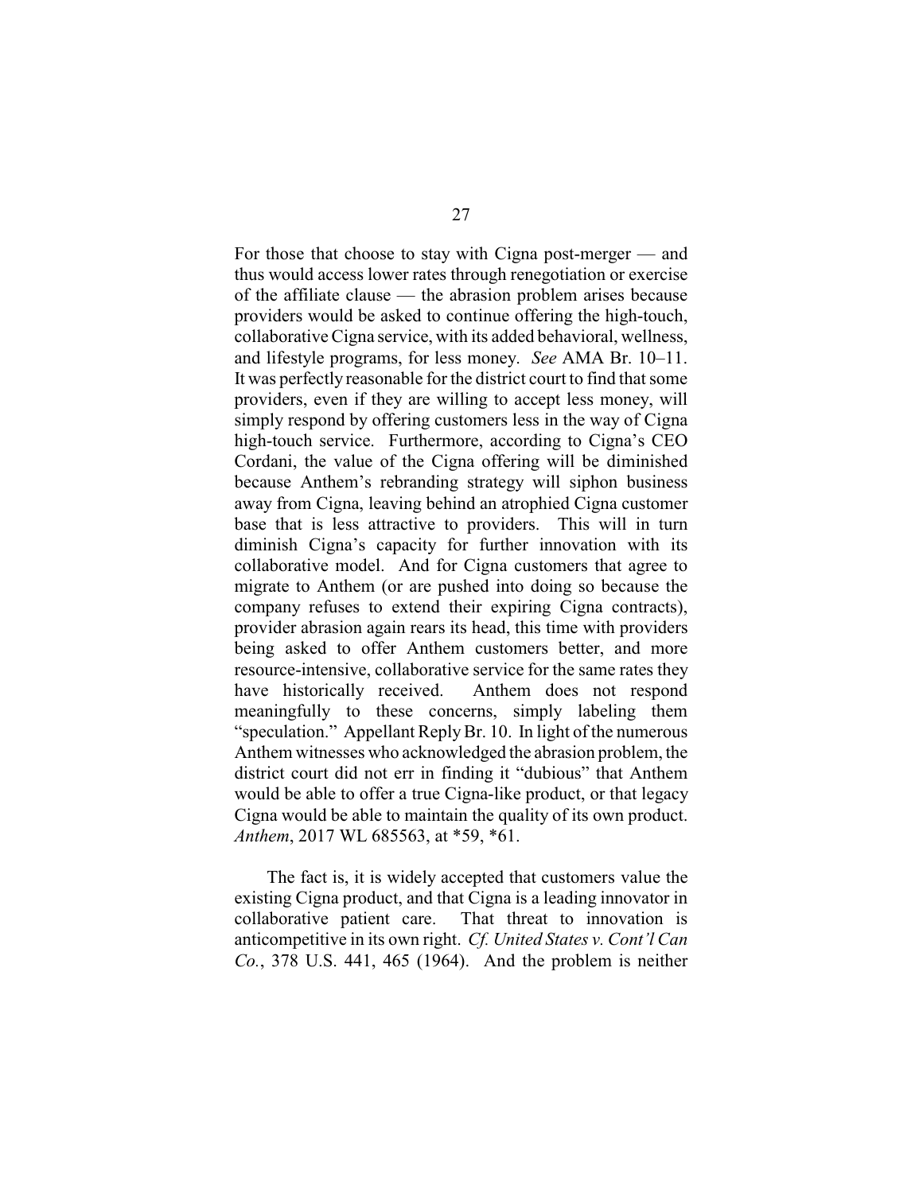For those that choose to stay with Cigna post-merger — and thus would access lower rates through renegotiation or exercise of the affiliate clause — the abrasion problem arises because providers would be asked to continue offering the high-touch, collaborative Cigna service, with its added behavioral, wellness, and lifestyle programs, for less money. *See* AMA Br. 10–11. It was perfectly reasonable for the district court to find that some providers, even if they are willing to accept less money, will simply respond by offering customers less in the way of Cigna high-touch service. Furthermore, according to Cigna's CEO Cordani, the value of the Cigna offering will be diminished because Anthem's rebranding strategy will siphon business away from Cigna, leaving behind an atrophied Cigna customer base that is less attractive to providers. This will in turn diminish Cigna's capacity for further innovation with its collaborative model. And for Cigna customers that agree to migrate to Anthem (or are pushed into doing so because the company refuses to extend their expiring Cigna contracts), provider abrasion again rears its head, this time with providers being asked to offer Anthem customers better, and more resource-intensive, collaborative service for the same rates they have historically received. Anthem does not respond meaningfully to these concerns, simply labeling them "speculation." Appellant Reply Br. 10. In light of the numerous Anthem witnesses who acknowledged the abrasion problem, the district court did not err in finding it "dubious" that Anthem would be able to offer a true Cigna-like product, or that legacy Cigna would be able to maintain the quality of its own product. *Anthem*, 2017 WL 685563, at *59, *61.

The fact is, it is widely accepted that customers value the existing Cigna product, and that Cigna is a leading innovator in collaborative patient care. That threat to innovation is anticompetitive in its own right. *Cf. United States v. Cont'l Can Co.*, 378 U.S. 441, 465 (1964). And the problem is neither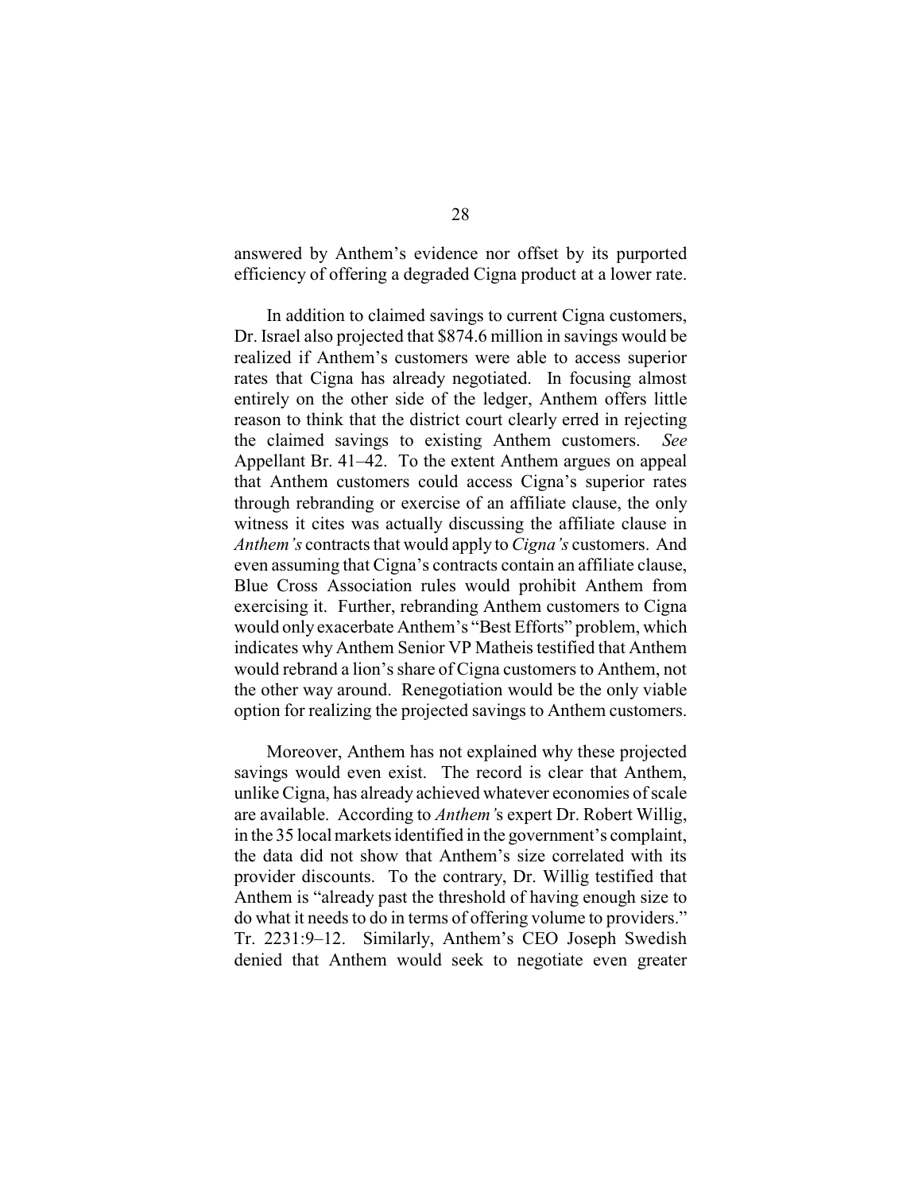answered by Anthem's evidence nor offset by its purported efficiency of offering a degraded Cigna product at a lower rate.

In addition to claimed savings to current Cigna customers, Dr. Israel also projected that $874.6 million in savings would be realized if Anthem's customers were able to access superior rates that Cigna has already negotiated. In focusing almost entirely on the other side of the ledger, Anthem offers little reason to think that the district court clearly erred in rejecting the claimed savings to existing Anthem customers. *See* Appellant Br. 41–42. To the extent Anthem argues on appeal that Anthem customers could access Cigna's superior rates through rebranding or exercise of an affiliate clause, the only witness it cites was actually discussing the affiliate clause in *Anthem's* contracts that would apply to *Cigna's* customers. And even assuming that Cigna's contracts contain an affiliate clause, Blue Cross Association rules would prohibit Anthem from exercising it. Further, rebranding Anthem customers to Cigna would only exacerbate Anthem's "Best Efforts" problem, which indicates why Anthem Senior VP Matheis testified that Anthem would rebrand a lion's share of Cigna customers to Anthem, not the other way around. Renegotiation would be the only viable option for realizing the projected savings to Anthem customers.

Moreover, Anthem has not explained why these projected savings would even exist. The record is clear that Anthem, unlike Cigna, has already achieved whatever economies of scale are available. According to *Anthem'*s expert Dr. Robert Willig, in the 35 local markets identified in the government's complaint, the data did not show that Anthem's size correlated with its provider discounts. To the contrary, Dr. Willig testified that Anthem is "already past the threshold of having enough size to do what it needs to do in terms of offering volume to providers." Tr. 2231:9–12. Similarly, Anthem's CEO Joseph Swedish denied that Anthem would seek to negotiate even greater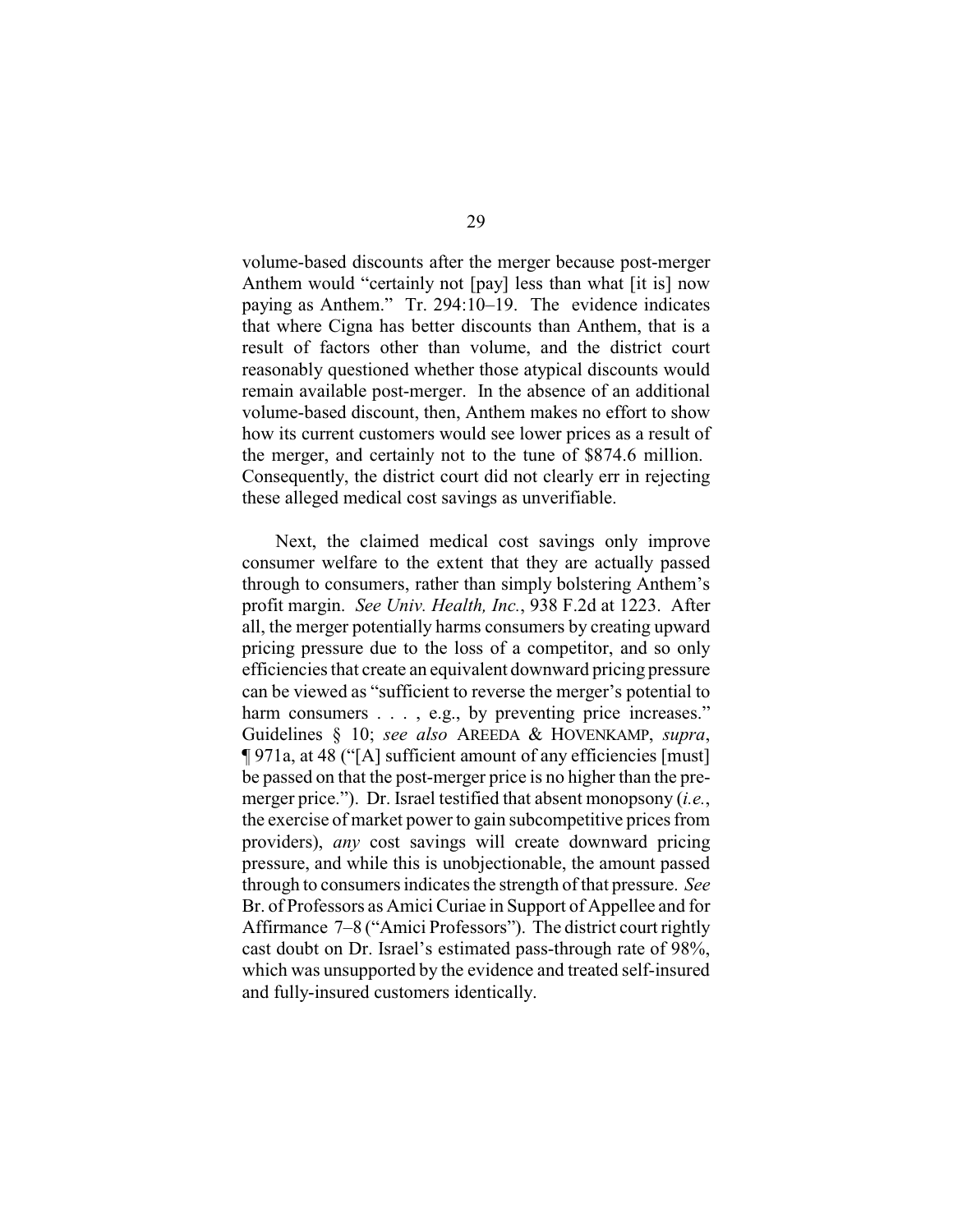volume-based discounts after the merger because post-merger Anthem would "certainly not [pay] less than what [it is] now paying as Anthem." Tr. 294:10–19. The evidence indicates that where Cigna has better discounts than Anthem, that is a result of factors other than volume, and the district court reasonably questioned whether those atypical discounts would remain available post-merger. In the absence of an additional volume-based discount, then, Anthem makes no effort to show how its current customers would see lower prices as a result of the merger, and certainly not to the tune of $874.6 million. Consequently, the district court did not clearly err in rejecting these alleged medical cost savings as unverifiable.

Next, the claimed medical cost savings only improve consumer welfare to the extent that they are actually passed through to consumers, rather than simply bolstering Anthem's profit margin. *See Univ. Health, Inc.*, 938 F.2d at 1223. After all, the merger potentially harms consumers by creating upward pricing pressure due to the loss of a competitor, and so only efficiencies that create an equivalent downward pricing pressure can be viewed as "sufficient to reverse the merger's potential to harm consumers . . . , e.g., by preventing price increases." Guidelines § 10; *see also* AREEDA & HOVENKAMP, *supra*, ¶ 971a, at 48 ("[A] sufficient amount of any efficiencies [must] be passed on that the post-merger price is no higher than the pre-merger price."). Dr. Israel testified that absent monopsony (*i.e.*, the exercise of market power to gain subcompetitive prices from providers), *any* cost savings will create downward pricing pressure, and while this is unobjectionable, the amount passed through to consumers indicates the strength of that pressure. *See* Br. of Professors as Amici Curiae in Support of Appellee and for Affirmance 7–8 ("Amici Professors"). The district court rightly cast doubt on Dr. Israel's estimated pass-through rate of 98%, which was unsupported by the evidence and treated self-insured and fully-insured customers identically.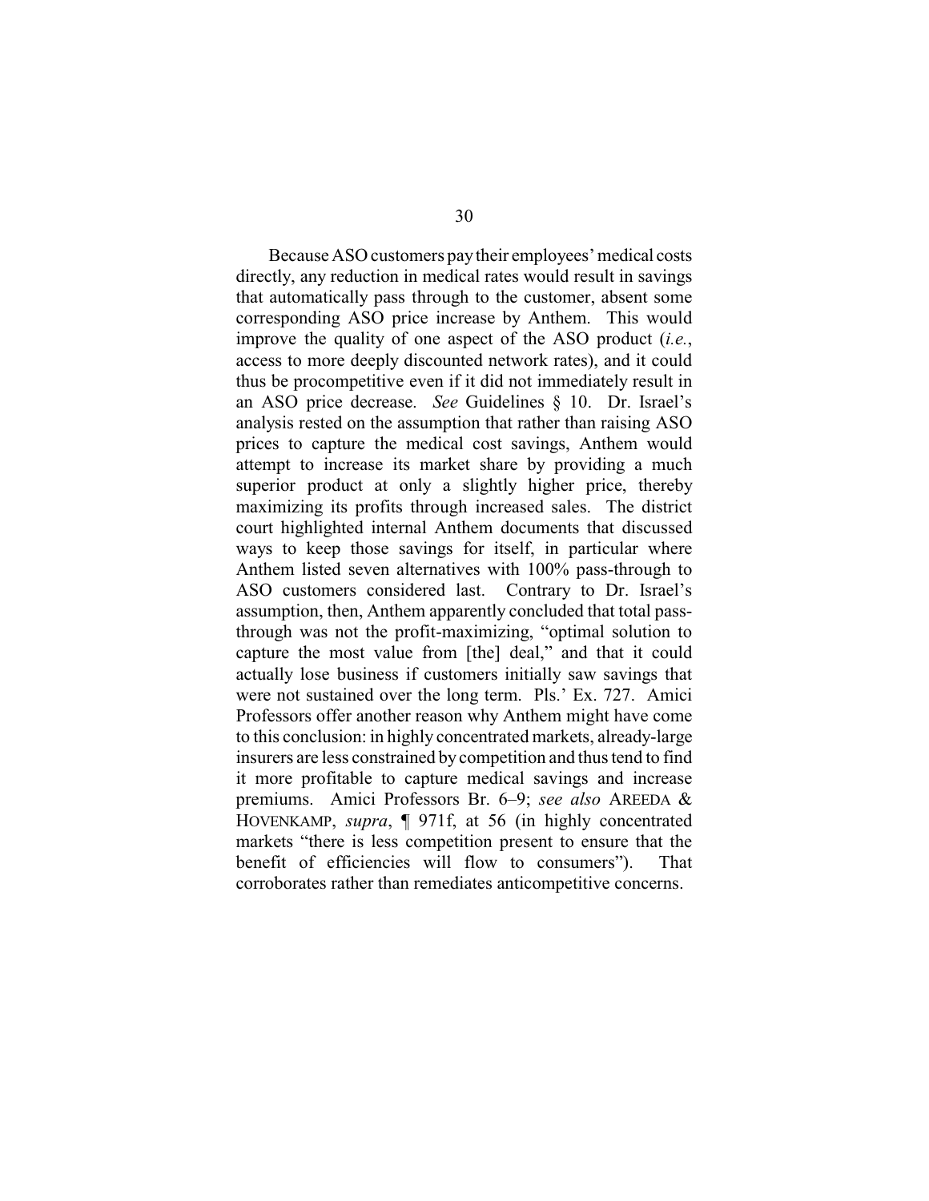Because ASO customers pay their employees' medical costs directly, any reduction in medical rates would result in savings that automatically pass through to the customer, absent some corresponding ASO price increase by Anthem. This would improve the quality of one aspect of the ASO product (*i.e.*, access to more deeply discounted network rates), and it could thus be procompetitive even if it did not immediately result in an ASO price decrease. *See* Guidelines § 10. Dr. Israel's analysis rested on the assumption that rather than raising ASO prices to capture the medical cost savings, Anthem would attempt to increase its market share by providing a much superior product at only a slightly higher price, thereby maximizing its profits through increased sales. The district court highlighted internal Anthem documents that discussed ways to keep those savings for itself, in particular where Anthem listed seven alternatives with 100% pass-through to ASO customers considered last. Contrary to Dr. Israel's assumption, then, Anthem apparently concluded that total pass-through was not the profit-maximizing, "optimal solution to capture the most value from [the] deal," and that it could actually lose business if customers initially saw savings that were not sustained over the long term. Pls.' Ex. 727. Amici Professors offer another reason why Anthem might have come to this conclusion: in highly concentrated markets, already-large insurers are less constrained by competition and thus tend to find it more profitable to capture medical savings and increase premiums. Amici Professors Br. 6–9; *see also* AREEDA & HOVENKAMP, *supra*, ¶ 971f, at 56 (in highly concentrated markets "there is less competition present to ensure that the benefit of efficiencies will flow to consumers"). That corroborates rather than remediates anticompetitive concerns.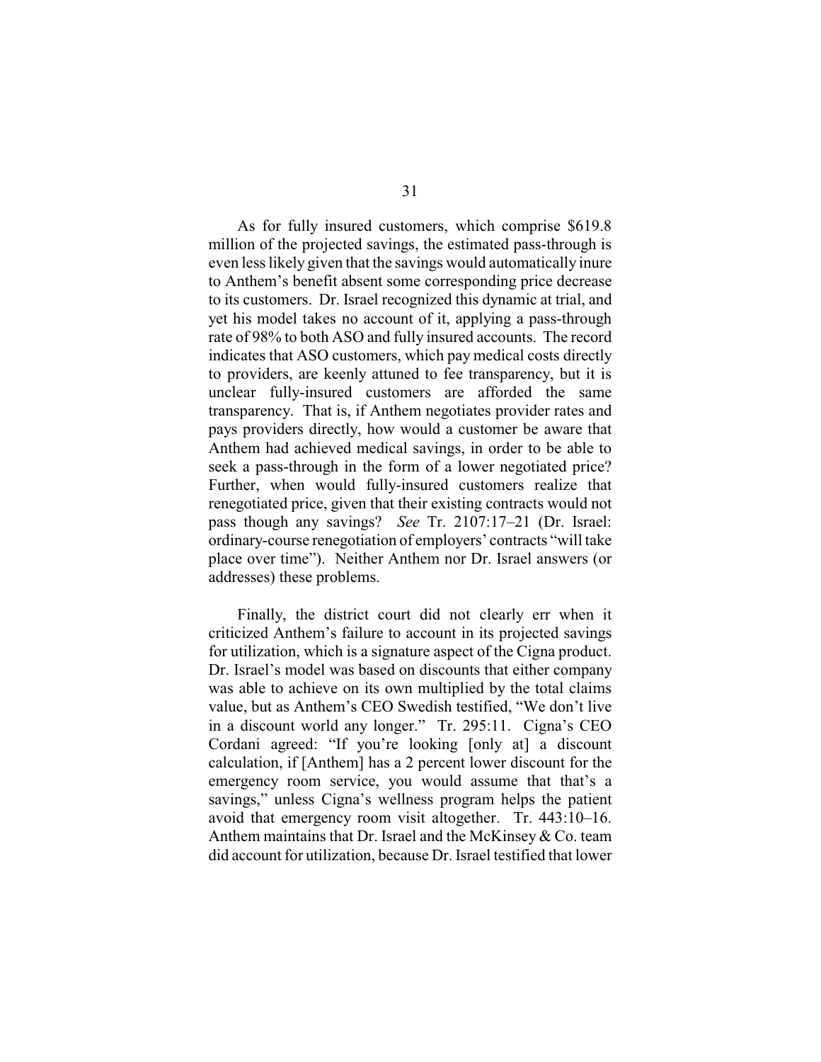As for fully insured customers, which comprise $619.8 million of the projected savings, the estimated pass-through is even less likely given that the savings would automatically inure to Anthem's benefit absent some corresponding price decrease to its customers. Dr. Israel recognized this dynamic at trial, and yet his model takes no account of it, applying a pass-through rate of 98% to both ASO and fully insured accounts. The record indicates that ASO customers, which pay medical costs directly to providers, are keenly attuned to fee transparency, but it is unclear fully-insured customers are afforded the same transparency. That is, if Anthem negotiates provider rates and pays providers directly, how would a customer be aware that Anthem had achieved medical savings, in order to be able to seek a pass-through in the form of a lower negotiated price? Further, when would fully-insured customers realize that renegotiated price, given that their existing contracts would not pass though any savings? *See* Tr. 2107:17–21 (Dr. Israel: ordinary-course renegotiation of employers' contracts "will take place over time"). Neither Anthem nor Dr. Israel answers (or addresses) these problems.

Finally, the district court did not clearly err when it criticized Anthem's failure to account in its projected savings for utilization, which is a signature aspect of the Cigna product. Dr. Israel's model was based on discounts that either company was able to achieve on its own multiplied by the total claims value, but as Anthem's CEO Swedish testified, "We don't live in a discount world any longer." Tr. 295:11. Cigna's CEO Cordani agreed: "If you're looking [only at] a discount calculation, if [Anthem] has a 2 percent lower discount for the emergency room service, you would assume that that's a savings," unless Cigna's wellness program helps the patient avoid that emergency room visit altogether. Tr. 443:10–16. Anthem maintains that Dr. Israel and the McKinsey & Co. team did account for utilization, because Dr. Israel testified that lower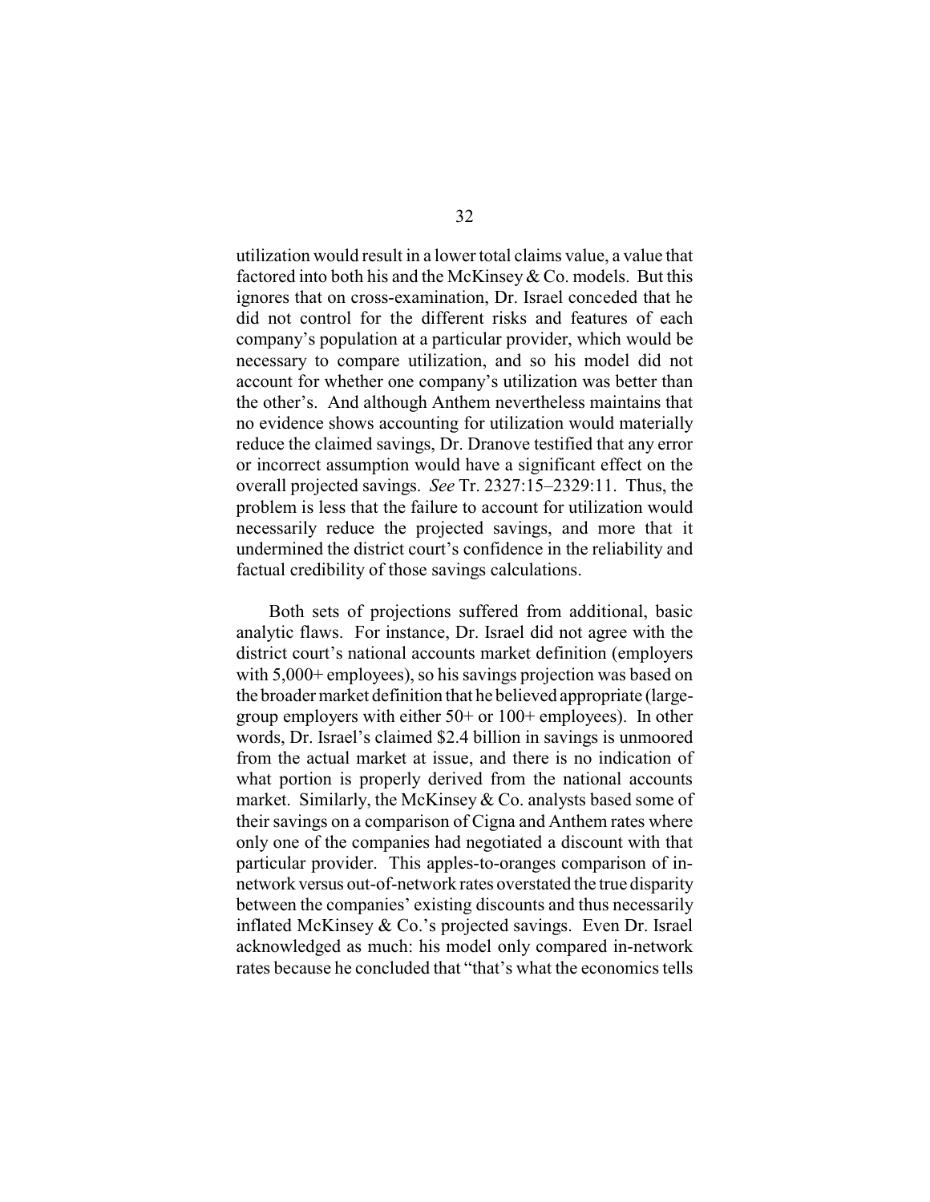utilization would result in a lower total claims value, a value that factored into both his and the McKinsey & Co. models. But this ignores that on cross-examination, Dr. Israel conceded that he did not control for the different risks and features of each company's population at a particular provider, which would be necessary to compare utilization, and so his model did not account for whether one company's utilization was better than the other's. And although Anthem nevertheless maintains that no evidence shows accounting for utilization would materially reduce the claimed savings, Dr. Dranove testified that any error or incorrect assumption would have a significant effect on the overall projected savings. *See* Tr. 2327:15–2329:11. Thus, the problem is less that the failure to account for utilization would necessarily reduce the projected savings, and more that it undermined the district court's confidence in the reliability and factual credibility of those savings calculations.

Both sets of projections suffered from additional, basic analytic flaws. For instance, Dr. Israel did not agree with the district court's national accounts market definition (employers with 5,000+ employees), so his savings projection was based on the broader market definition that he believed appropriate (large-group employers with either 50+ or 100+ employees). In other words, Dr. Israel's claimed $2.4 billion in savings is unmoored from the actual market at issue, and there is no indication of what portion is properly derived from the national accounts market. Similarly, the McKinsey & Co. analysts based some of their savings on a comparison of Cigna and Anthem rates where only one of the companies had negotiated a discount with that particular provider. This apples-to-oranges comparison of in-network versus out-of-network rates overstated the true disparity between the companies' existing discounts and thus necessarily inflated McKinsey & Co.'s projected savings. Even Dr. Israel acknowledged as much: his model only compared in-network rates because he concluded that "that's what the economics tells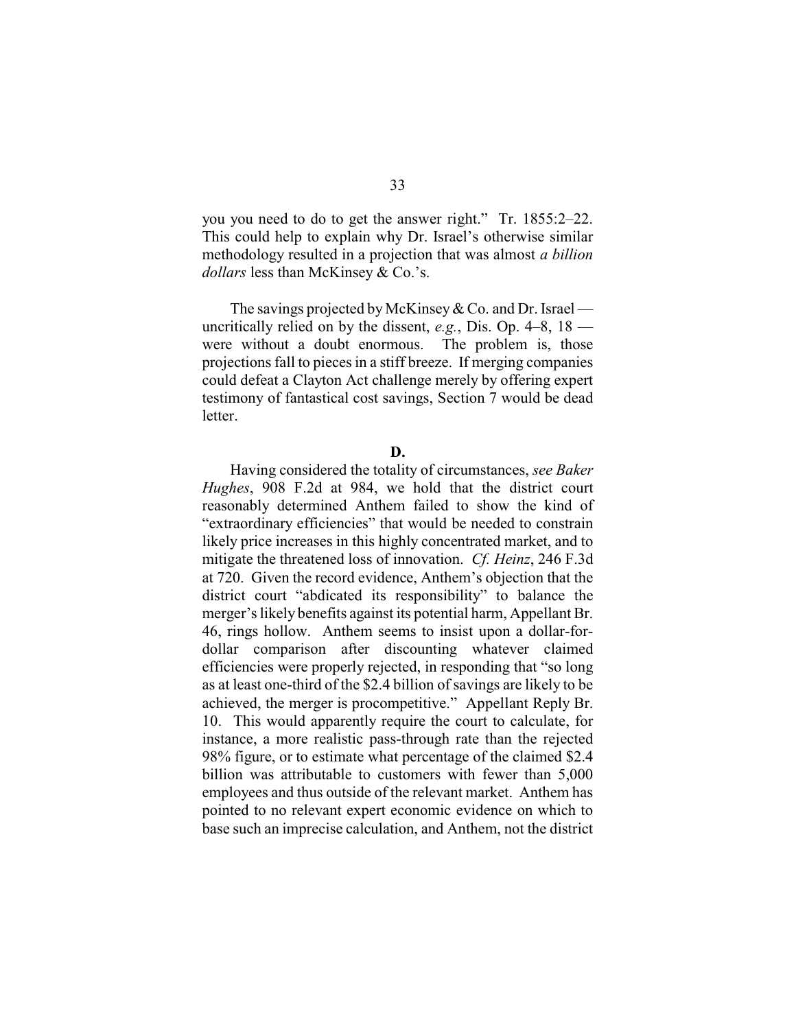you you need to do to get the answer right." Tr. 1855:2–22. This could help to explain why Dr. Israel's otherwise similar methodology resulted in a projection that was almost *a billion dollars* less than McKinsey & Co.'s.

The savings projected by McKinsey & Co. and Dr. Israel — uncritically relied on by the dissent, *e.g.*, Dis. Op. 4–8, 18 — were without a doubt enormous. The problem is, those projections fall to pieces in a stiff breeze. If merging companies could defeat a Clayton Act challenge merely by offering expert testimony of fantastical cost savings, Section 7 would be dead letter.

**D.**

Having considered the totality of circumstances, *see Baker Hughes*, 908 F.2d at 984, we hold that the district court reasonably determined Anthem failed to show the kind of "extraordinary efficiencies" that would be needed to constrain likely price increases in this highly concentrated market, and to mitigate the threatened loss of innovation. *Cf. Heinz*, 246 F.3d at 720. Given the record evidence, Anthem's objection that the district court "abdicated its responsibility" to balance the merger's likely benefits against its potential harm, Appellant Br. 46, rings hollow. Anthem seems to insist upon a dollar-for-dollar comparison after discounting whatever claimed efficiencies were properly rejected, in responding that "so long as at least one-third of the $2.4 billion of savings are likely to be achieved, the merger is procompetitive." Appellant Reply Br. 10. This would apparently require the court to calculate, for instance, a more realistic pass-through rate than the rejected 98% figure, or to estimate what percentage of the claimed $2.4 billion was attributable to customers with fewer than 5,000 employees and thus outside of the relevant market. Anthem has pointed to no relevant expert economic evidence on which to base such an imprecise calculation, and Anthem, not the district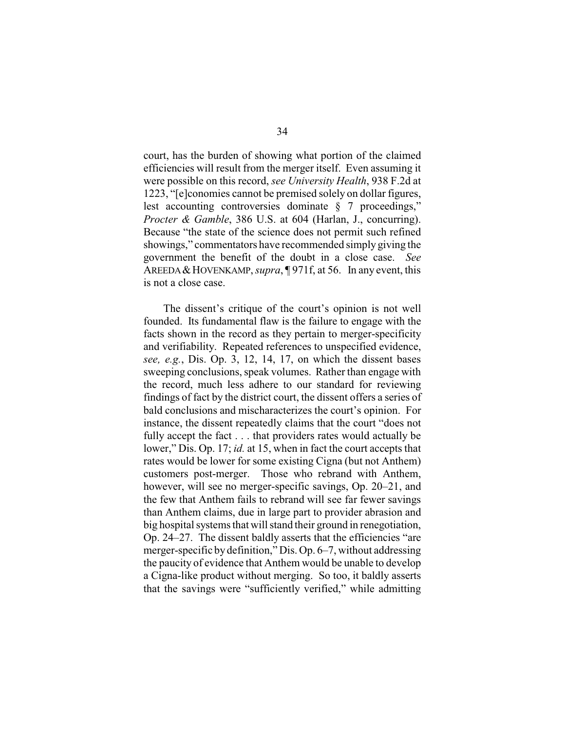court, has the burden of showing what portion of the claimed efficiencies will result from the merger itself. Even assuming it were possible on this record, *see University Health*, 938 F.2d at 1223, "[e]conomies cannot be premised solely on dollar figures, lest accounting controversies dominate § 7 proceedings," *Procter & Gamble*, 386 U.S. at 604 (Harlan, J., concurring). Because "the state of the science does not permit such refined showings," commentators have recommended simply giving the government the benefit of the doubt in a close case. *See* AREEDA & HOVENKAMP, *supra*, ¶ 971f, at 56. In any event, this is not a close case.

The dissent's critique of the court's opinion is not well founded. Its fundamental flaw is the failure to engage with the facts shown in the record as they pertain to merger-specificity and verifiability. Repeated references to unspecified evidence, *see, e.g.*, Dis. Op. 3, 12, 14, 17, on which the dissent bases sweeping conclusions, speak volumes. Rather than engage with the record, much less adhere to our standard for reviewing findings of fact by the district court, the dissent offers a series of bald conclusions and mischaracterizes the court's opinion. For instance, the dissent repeatedly claims that the court "does not fully accept the fact . . . that providers rates would actually be lower," Dis. Op. 17; *id.* at 15, when in fact the court accepts that rates would be lower for some existing Cigna (but not Anthem) customers post-merger. Those who rebrand with Anthem, however, will see no merger-specific savings, Op. 20–21, and the few that Anthem fails to rebrand will see far fewer savings than Anthem claims, due in large part to provider abrasion and big hospital systems that will stand their ground in renegotiation, Op. 24–27. The dissent baldly asserts that the efficiencies "are merger-specific by definition," Dis. Op. 6–7, without addressing the paucity of evidence that Anthem would be unable to develop a Cigna-like product without merging. So too, it baldly asserts that the savings were "sufficiently verified," while admitting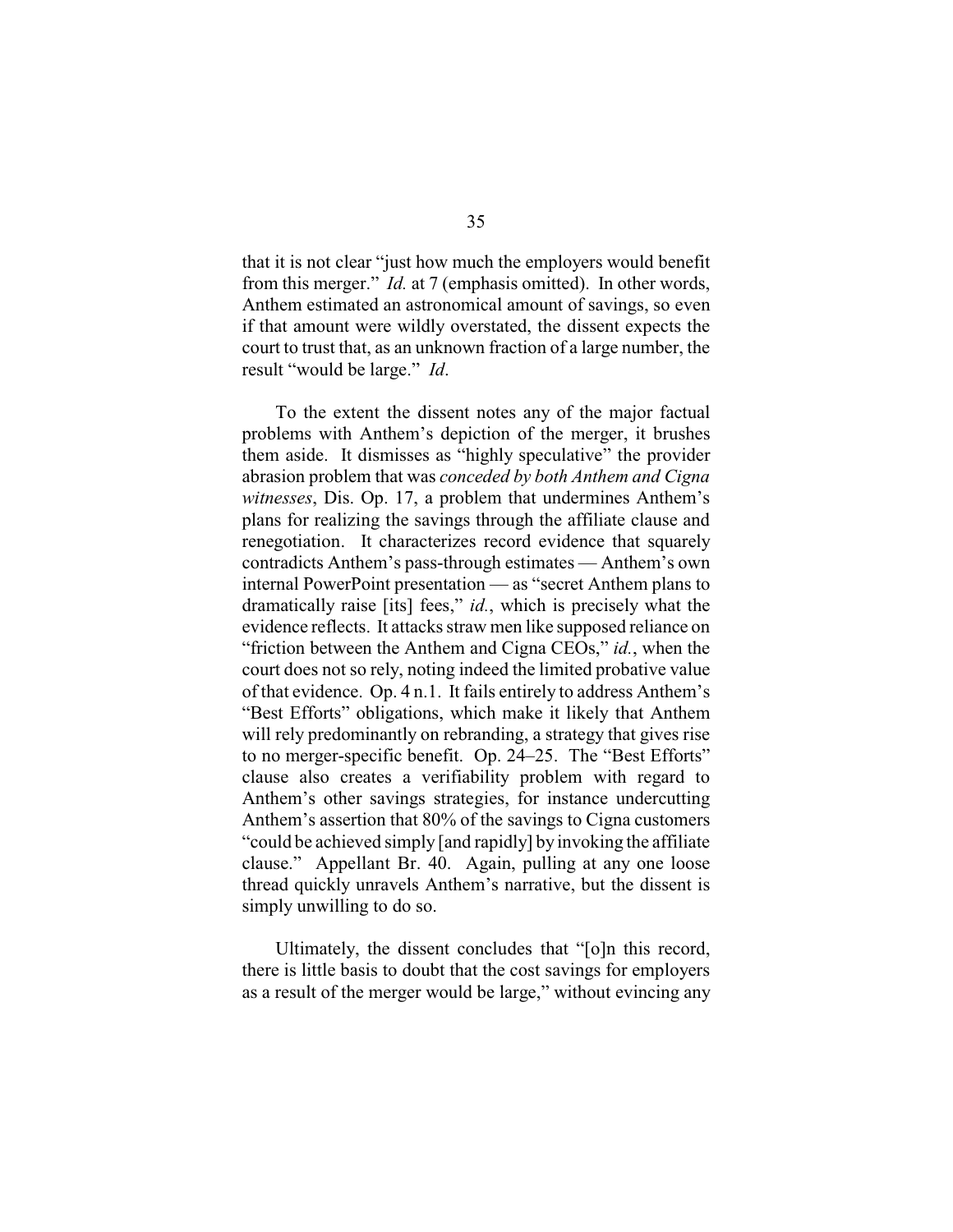that it is not clear "just how much the employers would benefit from this merger." *Id.* at 7 (emphasis omitted). In other words, Anthem estimated an astronomical amount of savings, so even if that amount were wildly overstated, the dissent expects the court to trust that, as an unknown fraction of a large number, the result "would be large." *Id*.

To the extent the dissent notes any of the major factual problems with Anthem's depiction of the merger, it brushes them aside. It dismisses as "highly speculative" the provider abrasion problem that was *conceded by both Anthem and Cigna witnesses*, Dis. Op. 17, a problem that undermines Anthem's plans for realizing the savings through the affiliate clause and renegotiation. It characterizes record evidence that squarely contradicts Anthem's pass-through estimates — Anthem's own internal PowerPoint presentation — as "secret Anthem plans to dramatically raise [its] fees," *id.*, which is precisely what the evidence reflects. It attacks straw men like supposed reliance on "friction between the Anthem and Cigna CEOs," *id.*, when the court does not so rely, noting indeed the limited probative value of that evidence. Op. 4 n.1. It fails entirely to address Anthem's "Best Efforts" obligations, which make it likely that Anthem will rely predominantly on rebranding, a strategy that gives rise to no merger-specific benefit. Op. 24–25. The "Best Efforts" clause also creates a verifiability problem with regard to Anthem's other savings strategies, for instance undercutting Anthem's assertion that 80% of the savings to Cigna customers "could be achieved simply [and rapidly] by invoking the affiliate clause." Appellant Br. 40. Again, pulling at any one loose thread quickly unravels Anthem's narrative, but the dissent is simply unwilling to do so.

Ultimately, the dissent concludes that "[o]n this record, there is little basis to doubt that the cost savings for employers as a result of the merger would be large," without evincing any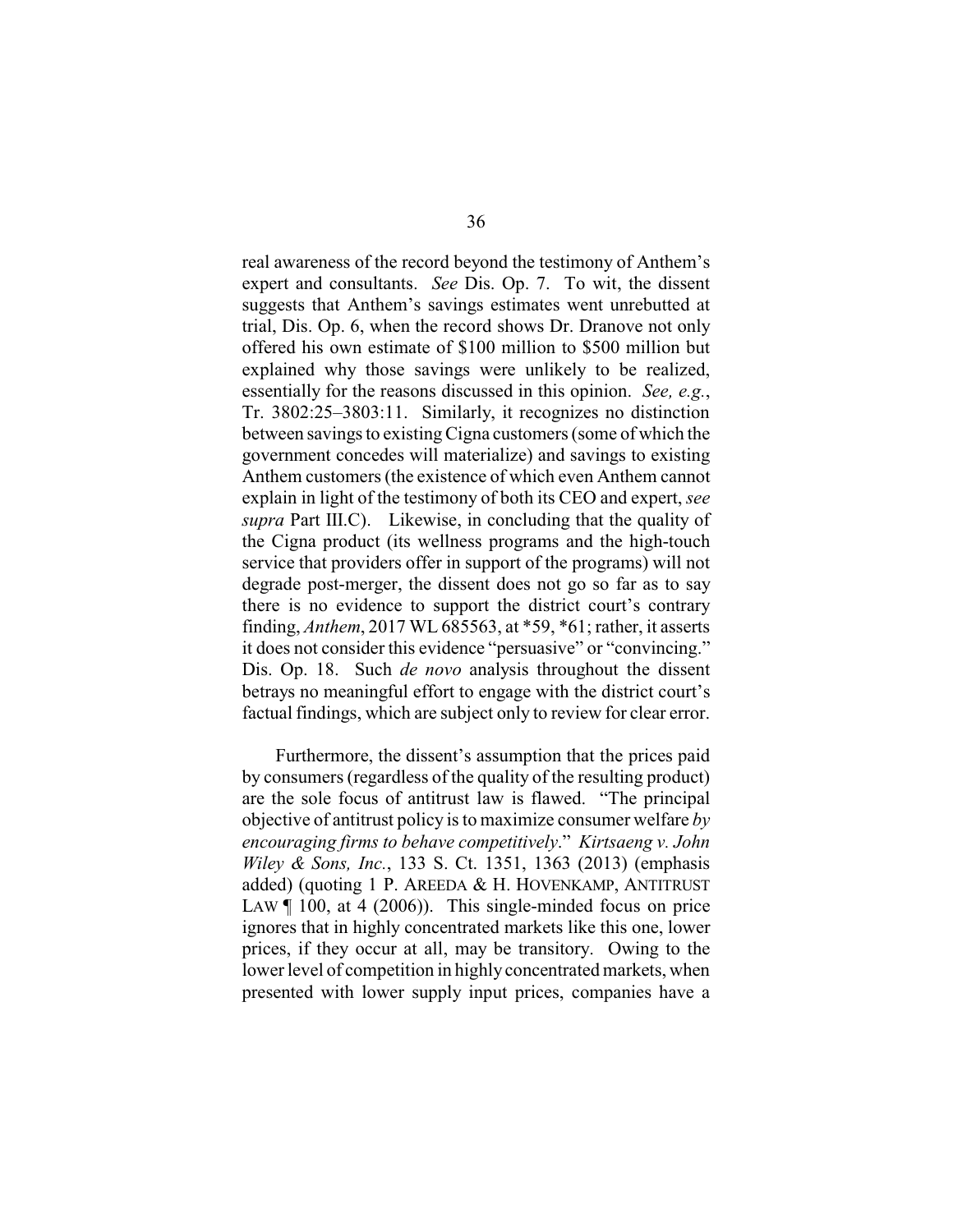real awareness of the record beyond the testimony of Anthem's expert and consultants. *See* Dis. Op. 7. To wit, the dissent suggests that Anthem's savings estimates went unrebutted at trial, Dis. Op. 6, when the record shows Dr. Dranove not only offered his own estimate of $100 million to $500 million but explained why those savings were unlikely to be realized, essentially for the reasons discussed in this opinion. *See, e.g.*, Tr. 3802:25–3803:11. Similarly, it recognizes no distinction between savings to existing Cigna customers (some of which the government concedes will materialize) and savings to existing Anthem customers (the existence of which even Anthem cannot explain in light of the testimony of both its CEO and expert, *see supra* Part III.C). Likewise, in concluding that the quality of the Cigna product (its wellness programs and the high-touch service that providers offer in support of the programs) will not degrade post-merger, the dissent does not go so far as to say there is no evidence to support the district court's contrary finding, *Anthem*, 2017 WL 685563, at \*59, \*61; rather, it asserts it does not consider this evidence "persuasive" or "convincing." Dis. Op. 18. Such *de novo* analysis throughout the dissent betrays no meaningful effort to engage with the district court's factual findings, which are subject only to review for clear error.

Furthermore, the dissent's assumption that the prices paid by consumers (regardless of the quality of the resulting product) are the sole focus of antitrust law is flawed. "The principal objective of antitrust policy is to maximize consumer welfare *by encouraging firms to behave competitively*." *Kirtsaeng v. John Wiley & Sons, Inc.*, 133 S. Ct. 1351, 1363 (2013) (emphasis added) (quoting 1 P. AREEDA & H. HOVENKAMP, ANTITRUST LAW ¶ 100, at 4 (2006)). This single-minded focus on price ignores that in highly concentrated markets like this one, lower prices, if they occur at all, may be transitory. Owing to the lower level of competition in highly concentrated markets, when presented with lower supply input prices, companies have a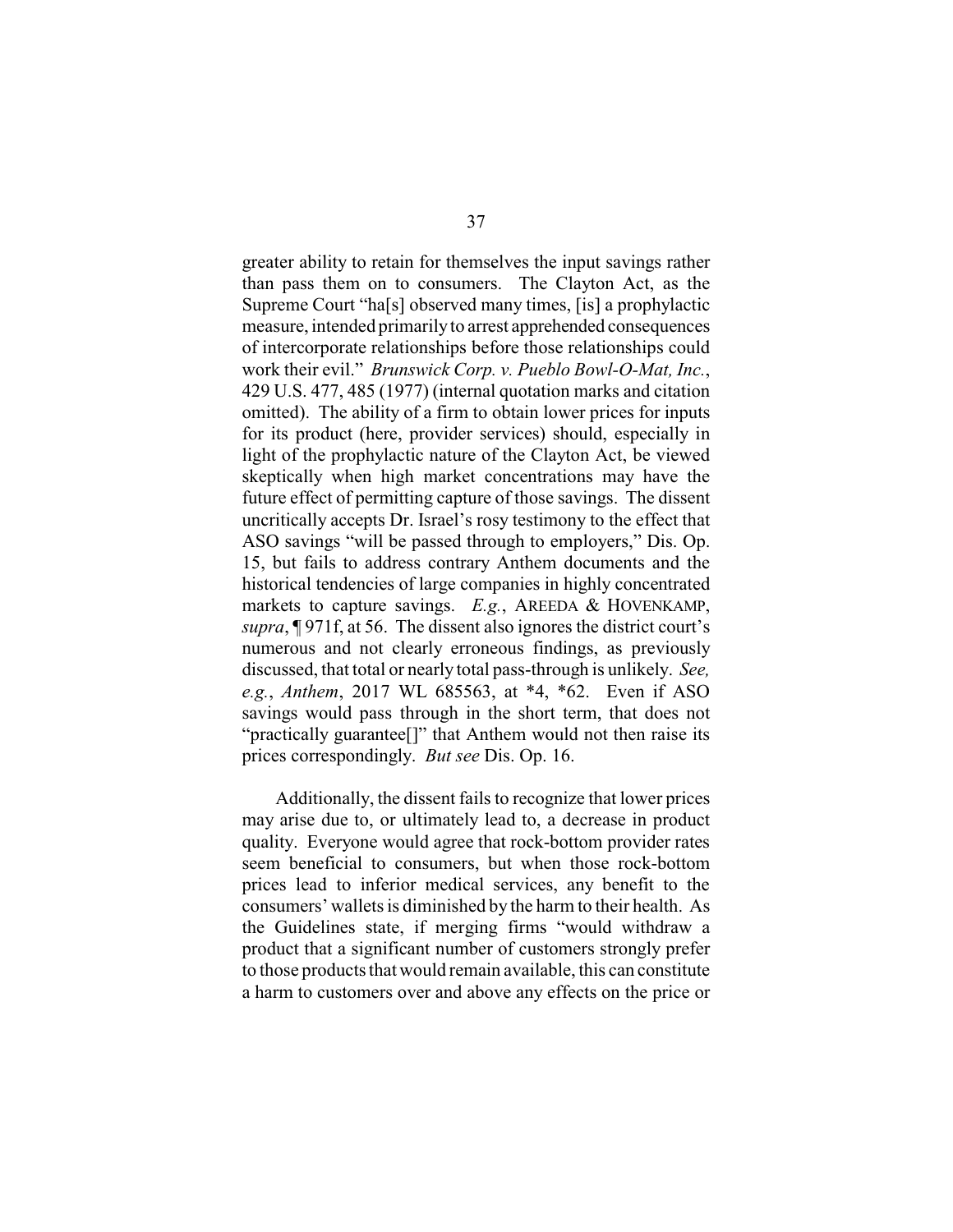greater ability to retain for themselves the input savings rather than pass them on to consumers. The Clayton Act, as the Supreme Court "ha[s] observed many times, [is] a prophylactic measure, intended primarily to arrest apprehended consequences of intercorporate relationships before those relationships could work their evil." *Brunswick Corp. v. Pueblo Bowl-O-Mat, Inc.*, 429 U.S. 477, 485 (1977) (internal quotation marks and citation omitted). The ability of a firm to obtain lower prices for inputs for its product (here, provider services) should, especially in light of the prophylactic nature of the Clayton Act, be viewed skeptically when high market concentrations may have the future effect of permitting capture of those savings. The dissent uncritically accepts Dr. Israel's rosy testimony to the effect that ASO savings "will be passed through to employers," Dis. Op. 15, but fails to address contrary Anthem documents and the historical tendencies of large companies in highly concentrated markets to capture savings. *E.g.*, AREEDA & HOVENKAMP, *supra*, ¶ 971f, at 56. The dissent also ignores the district court's numerous and not clearly erroneous findings, as previously discussed, that total or nearly total pass-through is unlikely. *See, e.g.*, *Anthem*, 2017 WL 685563, at *4, *62. Even if ASO savings would pass through in the short term, that does not "practically guarantee[]" that Anthem would not then raise its prices correspondingly. *But see* Dis. Op. 16.

Additionally, the dissent fails to recognize that lower prices may arise due to, or ultimately lead to, a decrease in product quality. Everyone would agree that rock-bottom provider rates seem beneficial to consumers, but when those rock-bottom prices lead to inferior medical services, any benefit to the consumers' wallets is diminished by the harm to their health. As the Guidelines state, if merging firms "would withdraw a product that a significant number of customers strongly prefer to those products that would remain available, this can constitute a harm to customers over and above any effects on the price or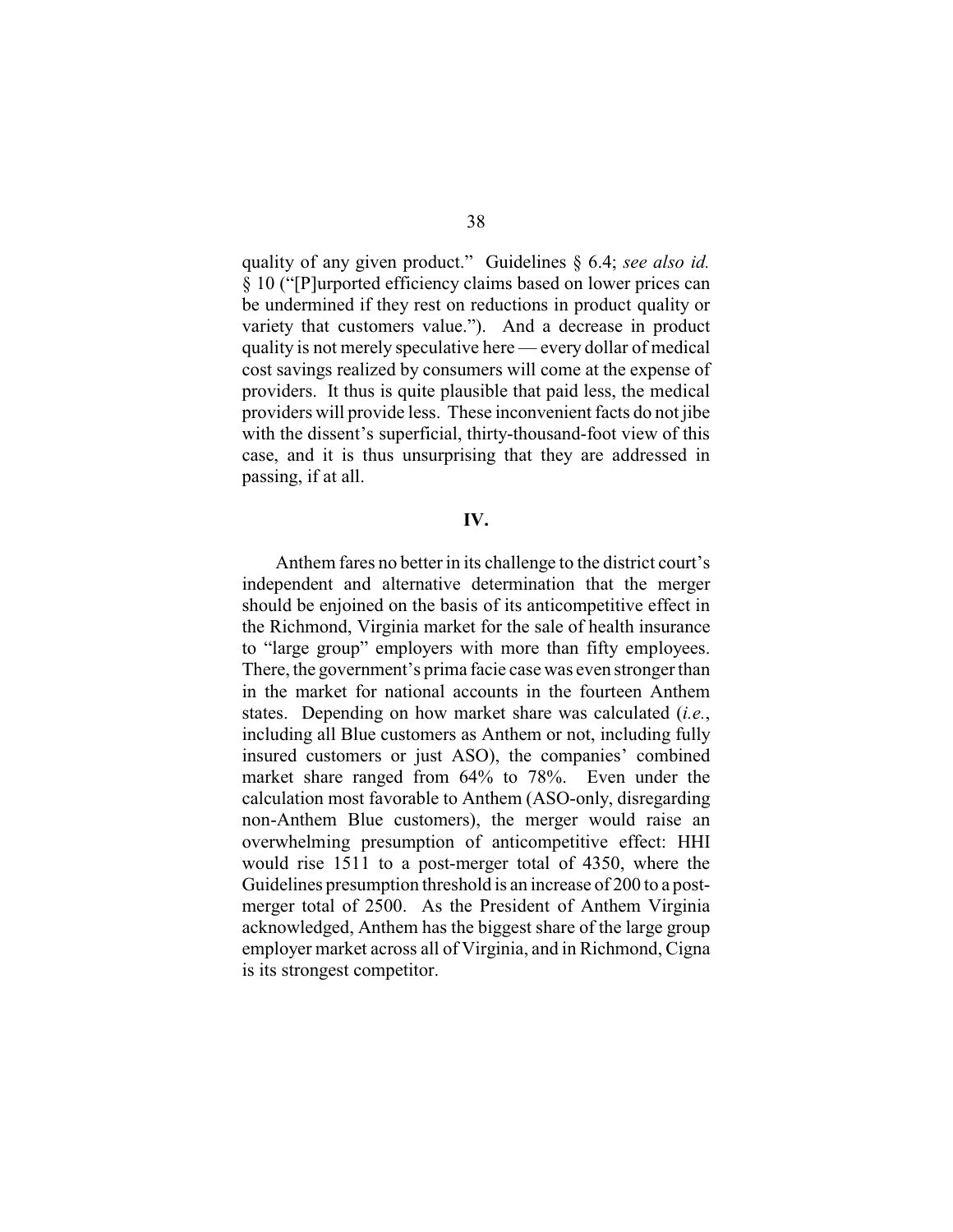quality of any given product." Guidelines § 6.4; *see also id.* § 10 ("[P]urported efficiency claims based on lower prices can be undermined if they rest on reductions in product quality or variety that customers value."). And a decrease in product quality is not merely speculative here — every dollar of medical cost savings realized by consumers will come at the expense of providers. It thus is quite plausible that paid less, the medical providers will provide less. These inconvenient facts do not jibe with the dissent's superficial, thirty-thousand-foot view of this case, and it is thus unsurprising that they are addressed in passing, if at all.

## IV.

Anthem fares no better in its challenge to the district court's independent and alternative determination that the merger should be enjoined on the basis of its anticompetitive effect in the Richmond, Virginia market for the sale of health insurance to "large group" employers with more than fifty employees. There, the government's prima facie case was even stronger than in the market for national accounts in the fourteen Anthem states. Depending on how market share was calculated (*i.e.*, including all Blue customers as Anthem or not, including fully insured customers or just ASO), the companies' combined market share ranged from 64% to 78%. Even under the calculation most favorable to Anthem (ASO-only, disregarding non-Anthem Blue customers), the merger would raise an overwhelming presumption of anticompetitive effect: HHI would rise 1511 to a post-merger total of 4350, where the Guidelines presumption threshold is an increase of 200 to a post-merger total of 2500. As the President of Anthem Virginia acknowledged, Anthem has the biggest share of the large group employer market across all of Virginia, and in Richmond, Cigna is its strongest competitor.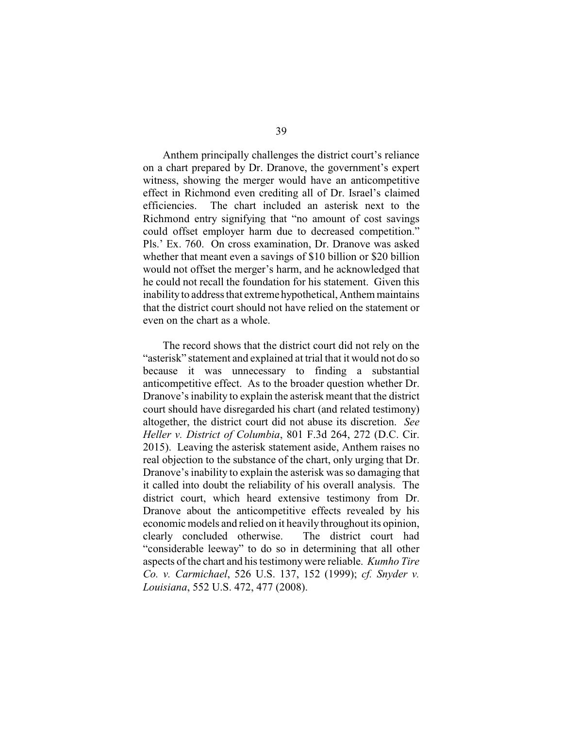Anthem principally challenges the district court's reliance on a chart prepared by Dr. Dranove, the government's expert witness, showing the merger would have an anticompetitive effect in Richmond even crediting all of Dr. Israel's claimed efficiencies. The chart included an asterisk next to the Richmond entry signifying that "no amount of cost savings could offset employer harm due to decreased competition." Pls.' Ex. 760. On cross examination, Dr. Dranove was asked whether that meant even a savings of $10 billion or $20 billion would not offset the merger's harm, and he acknowledged that he could not recall the foundation for his statement. Given this inability to address that extreme hypothetical, Anthem maintains that the district court should not have relied on the statement or even on the chart as a whole.

The record shows that the district court did not rely on the "asterisk" statement and explained at trial that it would not do so because it was unnecessary to finding a substantial anticompetitive effect. As to the broader question whether Dr. Dranove's inability to explain the asterisk meant that the district court should have disregarded his chart (and related testimony) altogether, the district court did not abuse its discretion. *See Heller v. District of Columbia*, 801 F.3d 264, 272 (D.C. Cir. 2015). Leaving the asterisk statement aside, Anthem raises no real objection to the substance of the chart, only urging that Dr. Dranove's inability to explain the asterisk was so damaging that it called into doubt the reliability of his overall analysis. The district court, which heard extensive testimony from Dr. Dranove about the anticompetitive effects revealed by his economic models and relied on it heavily throughout its opinion, clearly concluded otherwise. The district court had "considerable leeway" to do so in determining that all other aspects of the chart and his testimony were reliable. *Kumho Tire Co. v. Carmichael*, 526 U.S. 137, 152 (1999); *cf. Snyder v. Louisiana*, 552 U.S. 472, 477 (2008).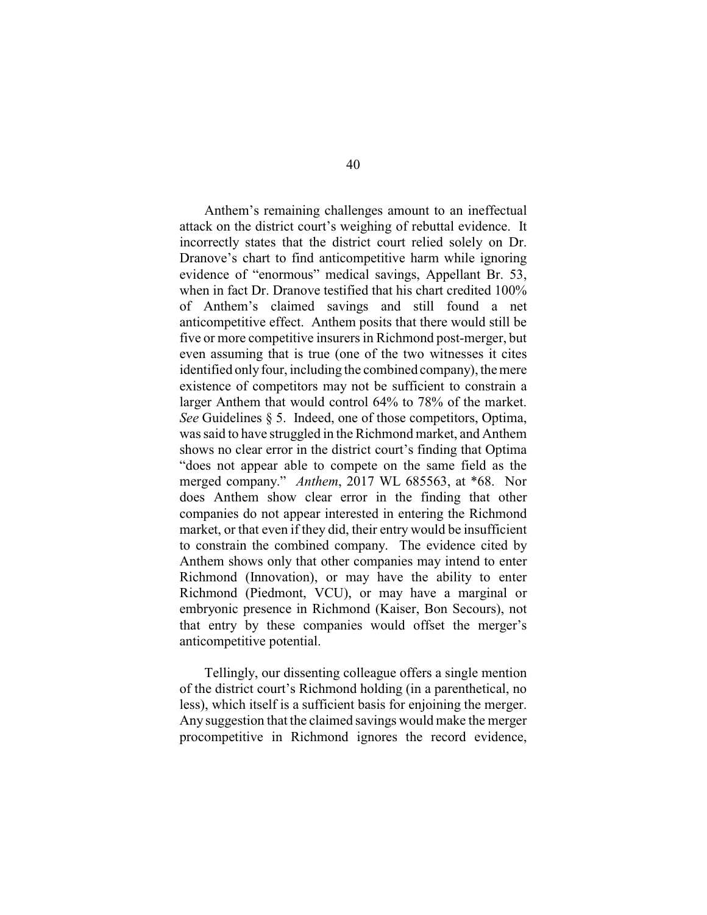Anthem's remaining challenges amount to an ineffectual attack on the district court's weighing of rebuttal evidence. It incorrectly states that the district court relied solely on Dr. Dranove's chart to find anticompetitive harm while ignoring evidence of "enormous" medical savings, Appellant Br. 53, when in fact Dr. Dranove testified that his chart credited 100% of Anthem's claimed savings and still found a net anticompetitive effect. Anthem posits that there would still be five or more competitive insurers in Richmond post-merger, but even assuming that is true (one of the two witnesses it cites identified only four, including the combined company), the mere existence of competitors may not be sufficient to constrain a larger Anthem that would control 64% to 78% of the market. *See* Guidelines § 5. Indeed, one of those competitors, Optima, was said to have struggled in the Richmond market, and Anthem shows no clear error in the district court's finding that Optima "does not appear able to compete on the same field as the merged company." *Anthem*, 2017 WL 685563, at *68. Nor does Anthem show clear error in the finding that other companies do not appear interested in entering the Richmond market, or that even if they did, their entry would be insufficient to constrain the combined company. The evidence cited by Anthem shows only that other companies may intend to enter Richmond (Innovation), or may have the ability to enter Richmond (Piedmont, VCU), or may have a marginal or embryonic presence in Richmond (Kaiser, Bon Secours), not that entry by these companies would offset the merger's anticompetitive potential.

Tellingly, our dissenting colleague offers a single mention of the district court's Richmond holding (in a parenthetical, no less), which itself is a sufficient basis for enjoining the merger. Any suggestion that the claimed savings would make the merger procompetitive in Richmond ignores the record evidence,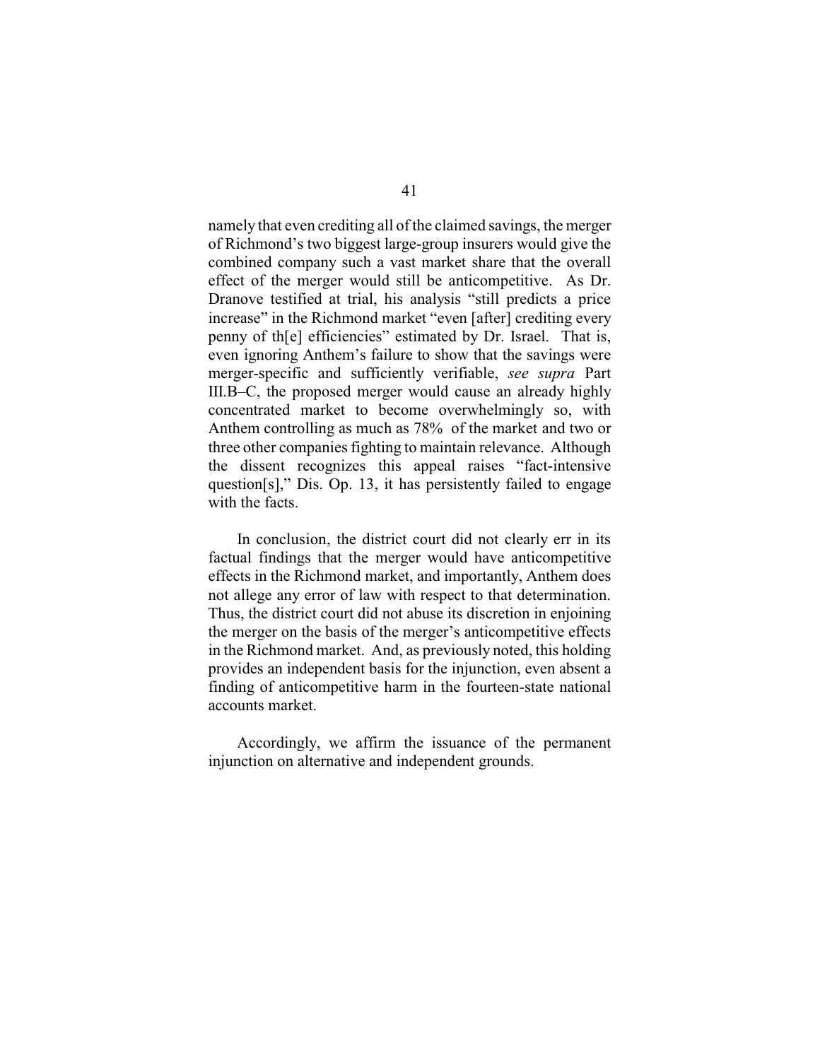namely that even crediting all of the claimed savings, the merger of Richmond's two biggest large-group insurers would give the combined company such a vast market share that the overall effect of the merger would still be anticompetitive. As Dr. Dranove testified at trial, his analysis "still predicts a price increase" in the Richmond market "even [after] crediting every penny of th[e] efficiencies" estimated by Dr. Israel. That is, even ignoring Anthem's failure to show that the savings were merger-specific and sufficiently verifiable, *see supra* Part III.B–C, the proposed merger would cause an already highly concentrated market to become overwhelmingly so, with Anthem controlling as much as 78% of the market and two or three other companies fighting to maintain relevance. Although the dissent recognizes this appeal raises "fact-intensive question[s]," Dis. Op. 13, it has persistently failed to engage with the facts.

In conclusion, the district court did not clearly err in its factual findings that the merger would have anticompetitive effects in the Richmond market, and importantly, Anthem does not allege any error of law with respect to that determination. Thus, the district court did not abuse its discretion in enjoining the merger on the basis of the merger's anticompetitive effects in the Richmond market. And, as previously noted, this holding provides an independent basis for the injunction, even absent a finding of anticompetitive harm in the fourteen-state national accounts market.

Accordingly, we affirm the issuance of the permanent injunction on alternative and independent grounds.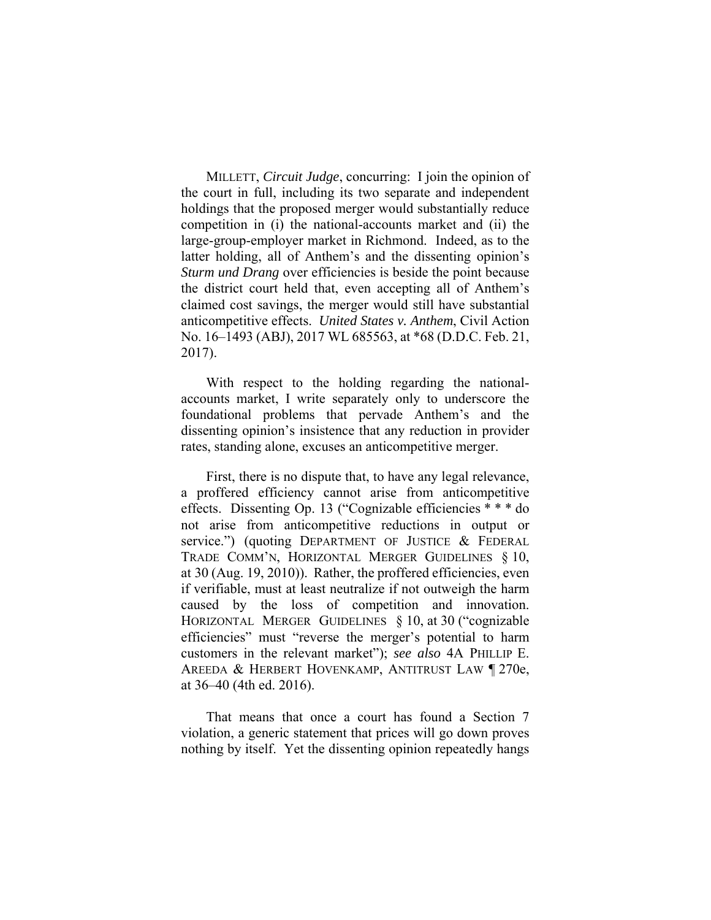MILLETT, *Circuit Judge*, concurring: I join the opinion of the court in full, including its two separate and independent holdings that the proposed merger would substantially reduce competition in (i) the national-accounts market and (ii) the large-group-employer market in Richmond. Indeed, as to the latter holding, all of Anthem's and the dissenting opinion's *Sturm und Drang* over efficiencies is beside the point because the district court held that, even accepting all of Anthem's claimed cost savings, the merger would still have substantial anticompetitive effects. *United States v. Anthem*, Civil Action No. 16–1493 (ABJ), 2017 WL 685563, at *68 (D.D.C. Feb. 21, 2017).

With respect to the holding regarding the national-accounts market, I write separately only to underscore the foundational problems that pervade Anthem's and the dissenting opinion's insistence that any reduction in provider rates, standing alone, excuses an anticompetitive merger.

First, there is no dispute that, to have any legal relevance, a proffered efficiency cannot arise from anticompetitive effects. Dissenting Op. 13 ("Cognizable efficiencies * * * do not arise from anticompetitive reductions in output or service.") (quoting DEPARTMENT OF JUSTICE & FEDERAL TRADE COMM'N, HORIZONTAL MERGER GUIDELINES § 10, at 30 (Aug. 19, 2010)). Rather, the proffered efficiencies, even if verifiable, must at least neutralize if not outweigh the harm caused by the loss of competition and innovation. HORIZONTAL MERGER GUIDELINES § 10, at 30 ("cognizable efficiencies" must "reverse the merger's potential to harm customers in the relevant market"); *see also* 4A PHILLIP E. AREEDA & HERBERT HOVENKAMP, ANTITRUST LAW ¶ 270e, at 36–40 (4th ed. 2016).

That means that once a court has found a Section 7 violation, a generic statement that prices will go down proves nothing by itself. Yet the dissenting opinion repeatedly hangs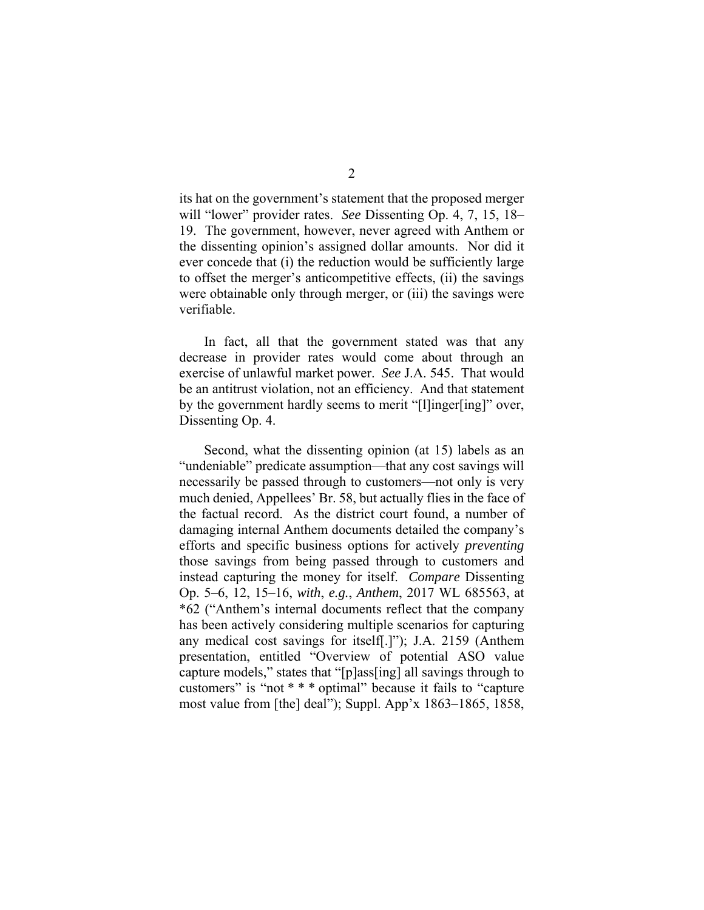its hat on the government's statement that the proposed merger will "lower" provider rates. *See* Dissenting Op. 4, 7, 15, 18–19. The government, however, never agreed with Anthem or the dissenting opinion's assigned dollar amounts. Nor did it ever concede that (i) the reduction would be sufficiently large to offset the merger's anticompetitive effects, (ii) the savings were obtainable only through merger, or (iii) the savings were verifiable.

In fact, all that the government stated was that any decrease in provider rates would come about through an exercise of unlawful market power. *See* J.A. 545. That would be an antitrust violation, not an efficiency. And that statement by the government hardly seems to merit "[l]inger[ing]" over, Dissenting Op. 4.

Second, what the dissenting opinion (at 15) labels as an "undeniable" predicate assumption—that any cost savings will necessarily be passed through to customers—not only is very much denied, Appellees' Br. 58, but actually flies in the face of the factual record. As the district court found, a number of damaging internal Anthem documents detailed the company's efforts and specific business options for actively *preventing* those savings from being passed through to customers and instead capturing the money for itself. *Compare* Dissenting Op. 5–6, 12, 15–16, *with*, *e.g.*, *Anthem*, 2017 WL 685563, at *62 ("Anthem's internal documents reflect that the company has been actively considering multiple scenarios for capturing any medical cost savings for itself[.]"); J.A. 2159 (Anthem presentation, entitled "Overview of potential ASO value capture models," states that "[p]ass[ing] all savings through to customers" is "not * * * optimal" because it fails to "capture most value from [the] deal"); Suppl. App'x 1863–1865, 1858,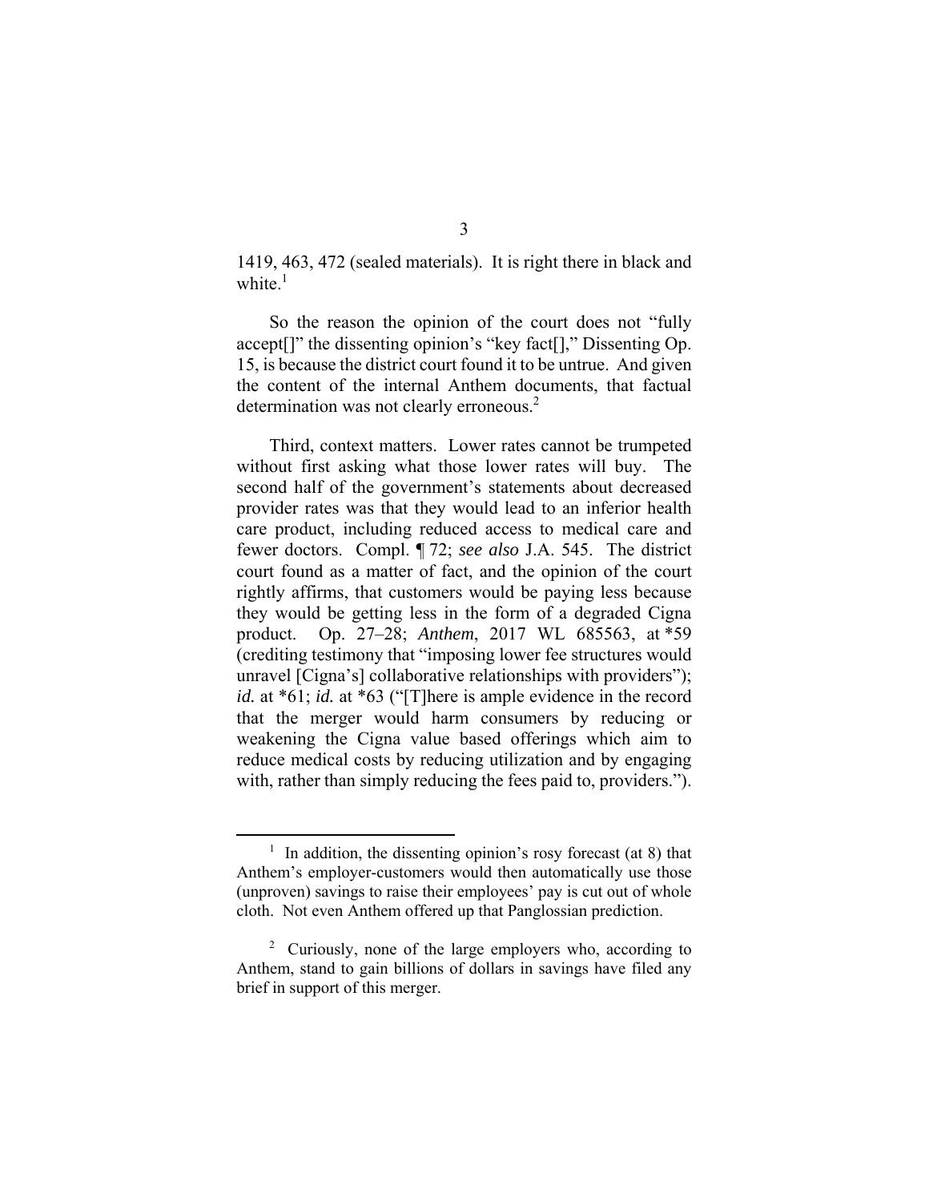1419, 463, 472 (sealed materials). It is right there in black and white.[1]

So the reason the opinion of the court does not "fully accept[]" the dissenting opinion's "key fact[]," Dissenting Op. 15, is because the district court found it to be untrue. And given the content of the internal Anthem documents, that factual determination was not clearly erroneous.[2]

Third, context matters. Lower rates cannot be trumpeted without first asking what those lower rates will buy. The second half of the government's statements about decreased provider rates was that they would lead to an inferior health care product, including reduced access to medical care and fewer doctors. Compl. ¶ 72; *see also* J.A. 545. The district court found as a matter of fact, and the opinion of the court rightly affirms, that customers would be paying less because they would be getting less in the form of a degraded Cigna product. Op. 27–28; *Anthem*, 2017 WL 685563, at \*59 (crediting testimony that "imposing lower fee structures would unravel [Cigna's] collaborative relationships with providers"); *id.* at \*61; *id.* at \*63 ("[T]here is ample evidence in the record that the merger would harm consumers by reducing or weakening the Cigna value based offerings which aim to reduce medical costs by reducing utilization and by engaging with, rather than simply reducing the fees paid to, providers.").

---

[1] In addition, the dissenting opinion's rosy forecast (at 8) that Anthem's employer-customers would then automatically use those (unproven) savings to raise their employees' pay is cut out of whole cloth. Not even Anthem offered up that Panglossian prediction.

[2] Curiously, none of the large employers who, according to Anthem, stand to gain billions of dollars in savings have filed any brief in support of this merger.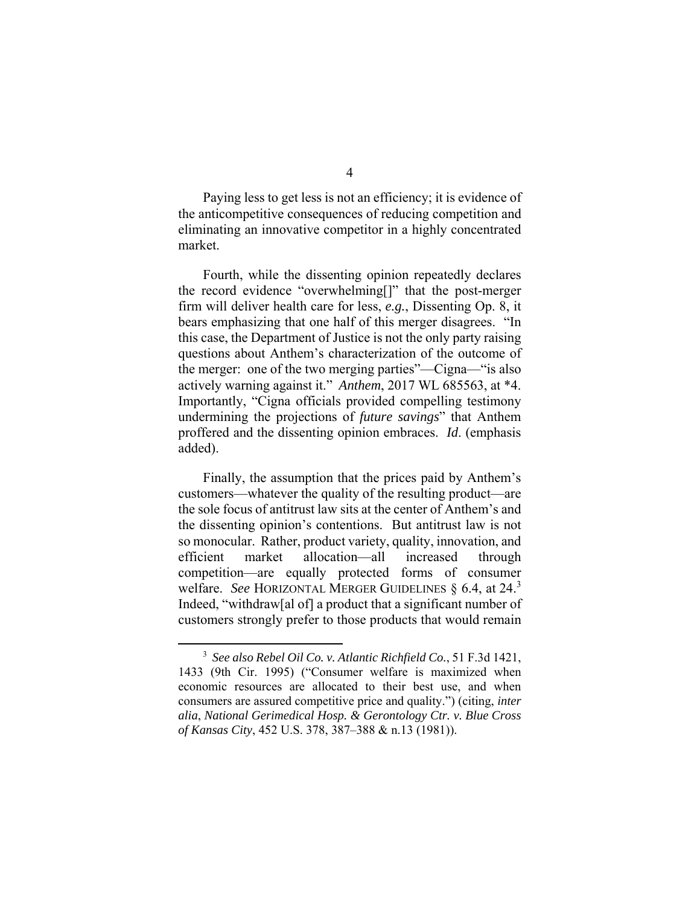Paying less to get less is not an efficiency; it is evidence of the anticompetitive consequences of reducing competition and eliminating an innovative competitor in a highly concentrated market.

Fourth, while the dissenting opinion repeatedly declares the record evidence "overwhelming[]" that the post-merger firm will deliver health care for less, *e.g.*, Dissenting Op. 8, it bears emphasizing that one half of this merger disagrees. "In this case, the Department of Justice is not the only party raising questions about Anthem's characterization of the outcome of the merger: one of the two merging parties"—Cigna—"is also actively warning against it." *Anthem*, 2017 WL 685563, at *4. Importantly, "Cigna officials provided compelling testimony undermining the projections of *future savings*" that Anthem proffered and the dissenting opinion embraces. *Id*. (emphasis added).

Finally, the assumption that the prices paid by Anthem's customers—whatever the quality of the resulting product—are the sole focus of antitrust law sits at the center of Anthem's and the dissenting opinion's contentions. But antitrust law is not so monocular. Rather, product variety, quality, innovation, and efficient market allocation—all increased through competition—are equally protected forms of consumer welfare. *See* HORIZONTAL MERGER GUIDELINES § 6.4, at 24.[3] Indeed, "withdraw[al of] a product that a significant number of customers strongly prefer to those products that would remain

---

[3] *See also Rebel Oil Co. v. Atlantic Richfield Co.*, 51 F.3d 1421, 1433 (9th Cir. 1995) ("Consumer welfare is maximized when economic resources are allocated to their best use, and when consumers are assured competitive price and quality.") (citing, *inter alia*, *National Gerimedical Hosp. & Gerontology Ctr. v. Blue Cross of Kansas City*, 452 U.S. 378, 387–388 & n.13 (1981)).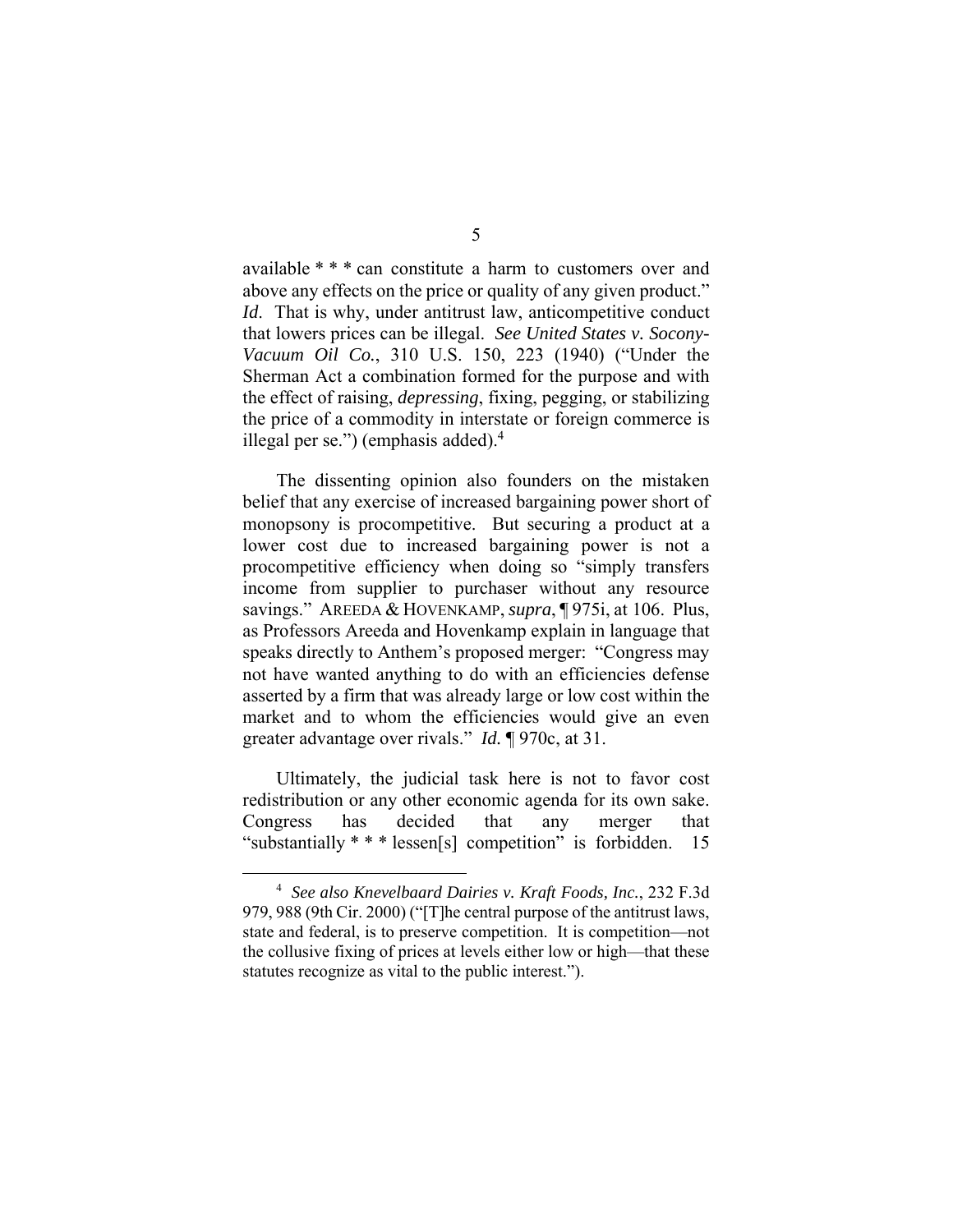available * * * can constitute a harm to customers over and above any effects on the price or quality of any given product." *Id*. That is why, under antitrust law, anticompetitive conduct that lowers prices can be illegal. *See United States v. Socony-Vacuum Oil Co.*, 310 U.S. 150, 223 (1940) ("Under the Sherman Act a combination formed for the purpose and with the effect of raising, *depressing*, fixing, pegging, or stabilizing the price of a commodity in interstate or foreign commerce is illegal per se.") (emphasis added).[4]

The dissenting opinion also founders on the mistaken belief that any exercise of increased bargaining power short of monopsony is procompetitive. But securing a product at a lower cost due to increased bargaining power is not a procompetitive efficiency when doing so "simply transfers income from supplier to purchaser without any resource savings." AREEDA & HOVENKAMP, *supra*, ¶ 975i, at 106. Plus, as Professors Areeda and Hovenkamp explain in language that speaks directly to Anthem's proposed merger: "Congress may not have wanted anything to do with an efficiencies defense asserted by a firm that was already large or low cost within the market and to whom the efficiencies would give an even greater advantage over rivals." *Id.* ¶ 970c, at 31.

Ultimately, the judicial task here is not to favor cost redistribution or any other economic agenda for its own sake. Congress has decided that any merger that "substantially * * * lessen[s] competition" is forbidden. 15

---

[4] *See also Knevelbaard Dairies v. Kraft Foods, Inc.*, 232 F.3d 979, 988 (9th Cir. 2000) ("[T]he central purpose of the antitrust laws, state and federal, is to preserve competition. It is competition—not the collusive fixing of prices at levels either low or high—that these statutes recognize as vital to the public interest.").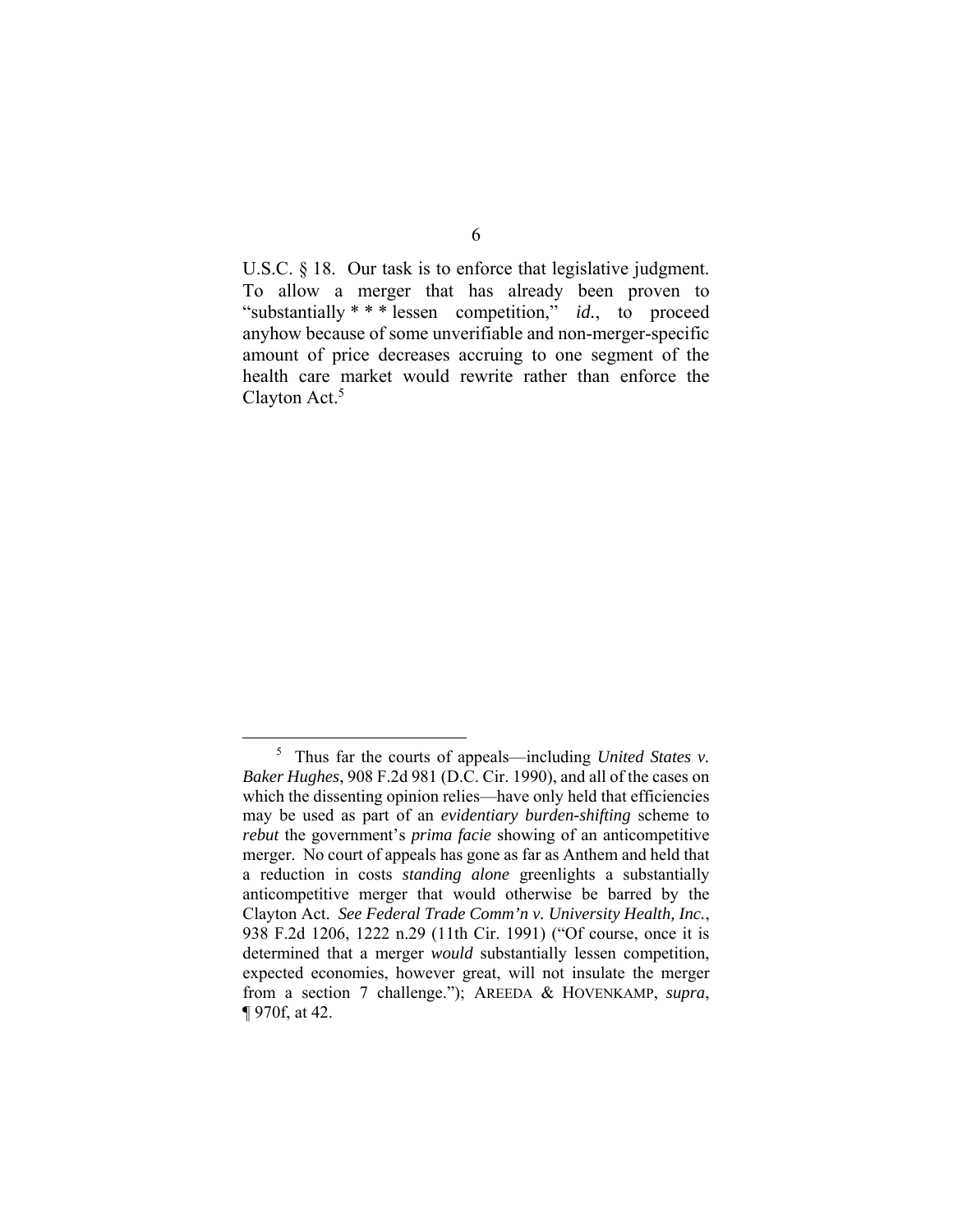U.S.C. § 18. Our task is to enforce that legislative judgment. To allow a merger that has already been proven to "substantially * * * lessen competition," *id.*, to proceed anyhow because of some unverifiable and non-merger-specific amount of price decreases accruing to one segment of the health care market would rewrite rather than enforce the Clayton Act.[5]

[5] Thus far the courts of appeals—including *United States v. Baker Hughes*, 908 F.2d 981 (D.C. Cir. 1990), and all of the cases on which the dissenting opinion relies—have only held that efficiencies may be used as part of an *evidentiary burden-shifting* scheme to *rebut* the government's *prima facie* showing of an anticompetitive merger. No court of appeals has gone as far as Anthem and held that a reduction in costs *standing alone* greenlights a substantially anticompetitive merger that would otherwise be barred by the Clayton Act. *See Federal Trade Comm'n v. University Health, Inc.*, 938 F.2d 1206, 1222 n.29 (11th Cir. 1991) ("Of course, once it is determined that a merger *would* substantially lessen competition, expected economies, however great, will not insulate the merger from a section 7 challenge."); AREEDA & HOVENKAMP, *supra*, ¶ 970f, at 42.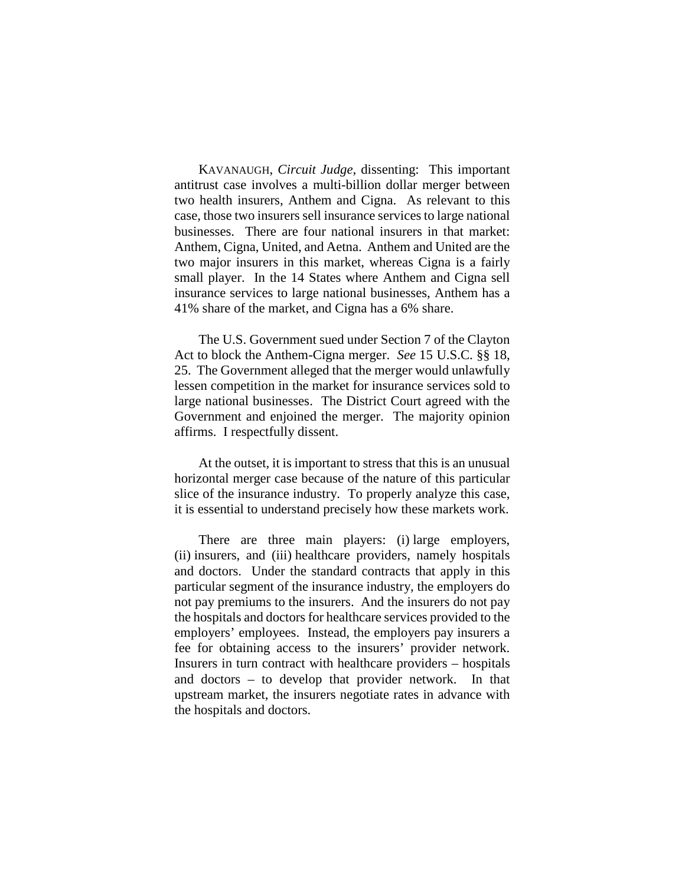KAVANAUGH, *Circuit Judge*, dissenting: This important antitrust case involves a multi-billion dollar merger between two health insurers, Anthem and Cigna. As relevant to this case, those two insurers sell insurance services to large national businesses. There are four national insurers in that market: Anthem, Cigna, United, and Aetna. Anthem and United are the two major insurers in this market, whereas Cigna is a fairly small player. In the 14 States where Anthem and Cigna sell insurance services to large national businesses, Anthem has a 41% share of the market, and Cigna has a 6% share.

The U.S. Government sued under Section 7 of the Clayton Act to block the Anthem-Cigna merger. *See* 15 U.S.C. §§ 18, 25. The Government alleged that the merger would unlawfully lessen competition in the market for insurance services sold to large national businesses. The District Court agreed with the Government and enjoined the merger. The majority opinion affirms. I respectfully dissent.

At the outset, it is important to stress that this is an unusual horizontal merger case because of the nature of this particular slice of the insurance industry. To properly analyze this case, it is essential to understand precisely how these markets work.

There are three main players: (i) large employers, (ii) insurers, and (iii) healthcare providers, namely hospitals and doctors. Under the standard contracts that apply in this particular segment of the insurance industry, the employers do not pay premiums to the insurers. And the insurers do not pay the hospitals and doctors for healthcare services provided to the employers' employees. Instead, the employers pay insurers a fee for obtaining access to the insurers' provider network. Insurers in turn contract with healthcare providers – hospitals and doctors – to develop that provider network. In that upstream market, the insurers negotiate rates in advance with the hospitals and doctors.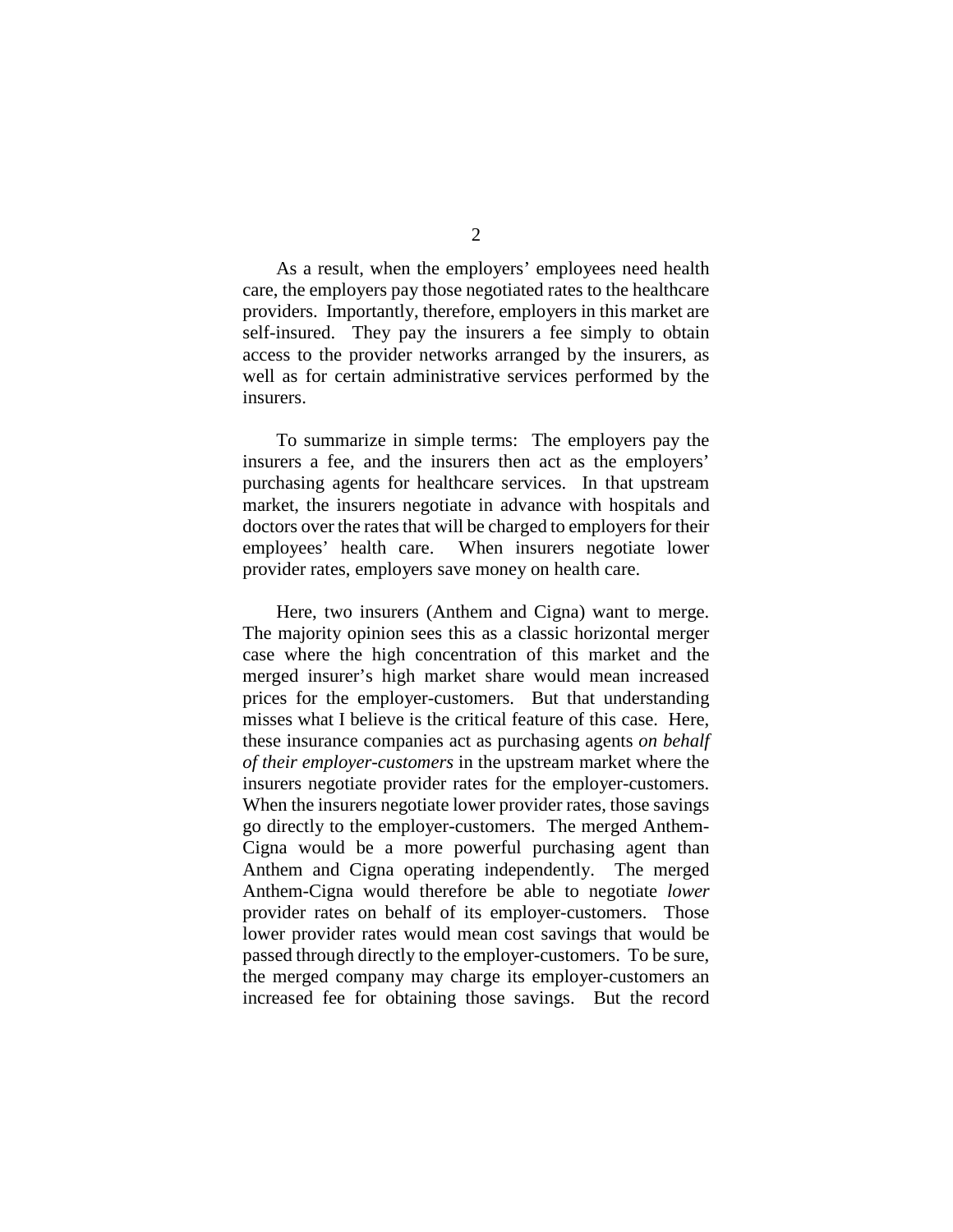As a result, when the employers' employees need health care, the employers pay those negotiated rates to the healthcare providers. Importantly, therefore, employers in this market are self-insured. They pay the insurers a fee simply to obtain access to the provider networks arranged by the insurers, as well as for certain administrative services performed by the insurers.

To summarize in simple terms: The employers pay the insurers a fee, and the insurers then act as the employers' purchasing agents for healthcare services. In that upstream market, the insurers negotiate in advance with hospitals and doctors over the rates that will be charged to employers for their employees' health care. When insurers negotiate lower provider rates, employers save money on health care.

Here, two insurers (Anthem and Cigna) want to merge. The majority opinion sees this as a classic horizontal merger case where the high concentration of this market and the merged insurer's high market share would mean increased prices for the employer-customers. But that understanding misses what I believe is the critical feature of this case. Here, these insurance companies act as purchasing agents *on behalf of their employer-customers* in the upstream market where the insurers negotiate provider rates for the employer-customers. When the insurers negotiate lower provider rates, those savings go directly to the employer-customers. The merged Anthem-Cigna would be a more powerful purchasing agent than Anthem and Cigna operating independently. The merged Anthem-Cigna would therefore be able to negotiate *lower* provider rates on behalf of its employer-customers. Those lower provider rates would mean cost savings that would be passed through directly to the employer-customers. To be sure, the merged company may charge its employer-customers an increased fee for obtaining those savings. But the record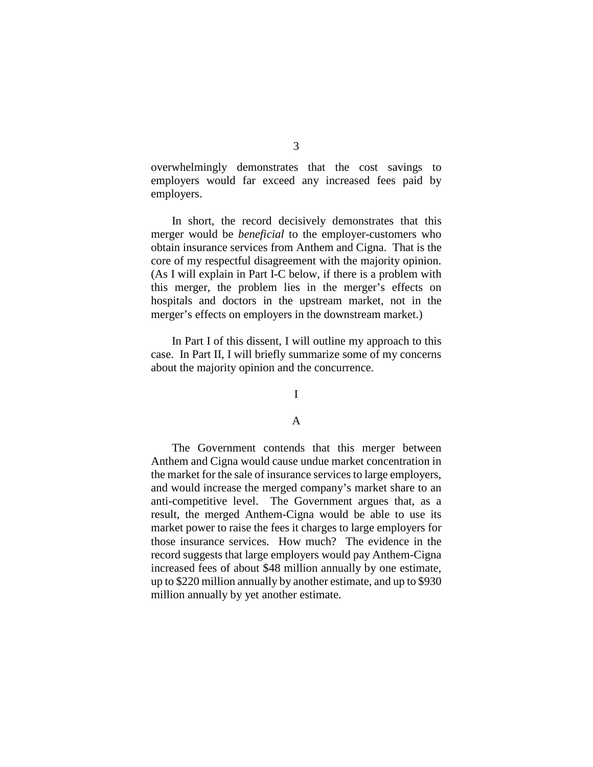overwhelmingly demonstrates that the cost savings to employers would far exceed any increased fees paid by employers.

In short, the record decisively demonstrates that this merger would be *beneficial* to the employer-customers who obtain insurance services from Anthem and Cigna. That is the core of my respectful disagreement with the majority opinion. (As I will explain in Part I-C below, if there is a problem with this merger, the problem lies in the merger's effects on hospitals and doctors in the upstream market, not in the merger's effects on employers in the downstream market.)

In Part I of this dissent, I will outline my approach to this case. In Part II, I will briefly summarize some of my concerns about the majority opinion and the concurrence.

I

A

The Government contends that this merger between Anthem and Cigna would cause undue market concentration in the market for the sale of insurance services to large employers, and would increase the merged company's market share to an anti-competitive level. The Government argues that, as a result, the merged Anthem-Cigna would be able to use its market power to raise the fees it charges to large employers for those insurance services. How much? The evidence in the record suggests that large employers would pay Anthem-Cigna increased fees of about $48 million annually by one estimate, up to $220 million annually by another estimate, and up to $930 million annually by yet another estimate.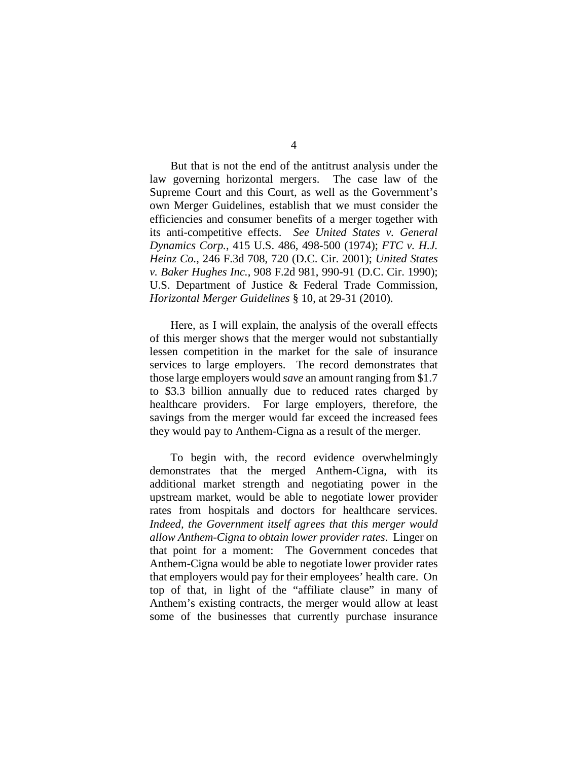But that is not the end of the antitrust analysis under the law governing horizontal mergers. The case law of the Supreme Court and this Court, as well as the Government's own Merger Guidelines, establish that we must consider the efficiencies and consumer benefits of a merger together with its anti-competitive effects. *See United States v. General Dynamics Corp.*, 415 U.S. 486, 498-500 (1974); *FTC v. H.J. Heinz Co.*, 246 F.3d 708, 720 (D.C. Cir. 2001); *United States v. Baker Hughes Inc.*, 908 F.2d 981, 990-91 (D.C. Cir. 1990); U.S. Department of Justice & Federal Trade Commission, *Horizontal Merger Guidelines* § 10, at 29-31 (2010).

Here, as I will explain, the analysis of the overall effects of this merger shows that the merger would not substantially lessen competition in the market for the sale of insurance services to large employers. The record demonstrates that those large employers would *save* an amount ranging from $1.7 to $3.3 billion annually due to reduced rates charged by healthcare providers. For large employers, therefore, the savings from the merger would far exceed the increased fees they would pay to Anthem-Cigna as a result of the merger.

To begin with, the record evidence overwhelmingly demonstrates that the merged Anthem-Cigna, with its additional market strength and negotiating power in the upstream market, would be able to negotiate lower provider rates from hospitals and doctors for healthcare services. *Indeed, the Government itself agrees that this merger would allow Anthem-Cigna to obtain lower provider rates*. Linger on that point for a moment: The Government concedes that Anthem-Cigna would be able to negotiate lower provider rates that employers would pay for their employees' health care. On top of that, in light of the "affiliate clause" in many of Anthem's existing contracts, the merger would allow at least some of the businesses that currently purchase insurance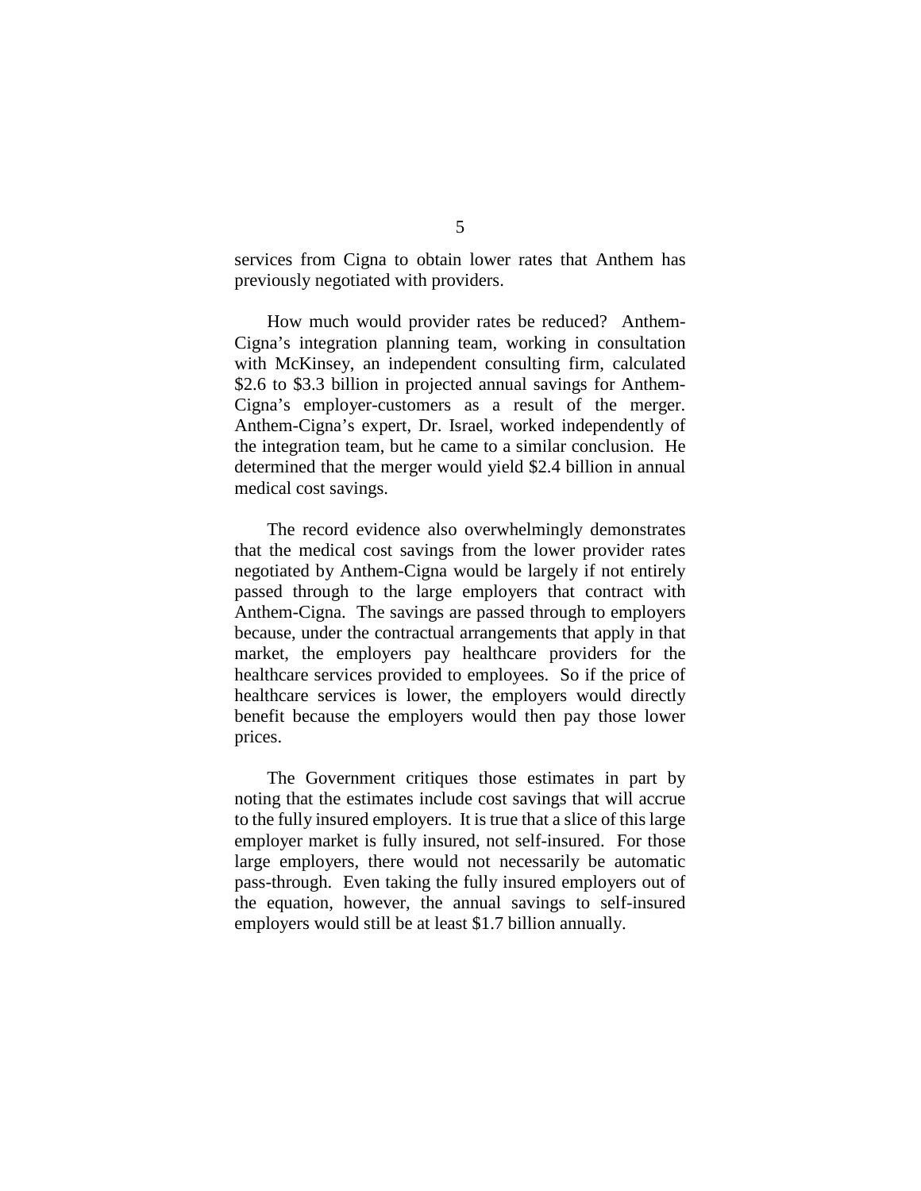services from Cigna to obtain lower rates that Anthem has previously negotiated with providers.

How much would provider rates be reduced? Anthem-Cigna's integration planning team, working in consultation with McKinsey, an independent consulting firm, calculated $2.6 to $3.3 billion in projected annual savings for Anthem-Cigna's employer-customers as a result of the merger. Anthem-Cigna's expert, Dr. Israel, worked independently of the integration team, but he came to a similar conclusion. He determined that the merger would yield $2.4 billion in annual medical cost savings.

The record evidence also overwhelmingly demonstrates that the medical cost savings from the lower provider rates negotiated by Anthem-Cigna would be largely if not entirely passed through to the large employers that contract with Anthem-Cigna. The savings are passed through to employers because, under the contractual arrangements that apply in that market, the employers pay healthcare providers for the healthcare services provided to employees. So if the price of healthcare services is lower, the employers would directly benefit because the employers would then pay those lower prices.

The Government critiques those estimates in part by noting that the estimates include cost savings that will accrue to the fully insured employers. It is true that a slice of this large employer market is fully insured, not self-insured. For those large employers, there would not necessarily be automatic pass-through. Even taking the fully insured employers out of the equation, however, the annual savings to self-insured employers would still be at least $1.7 billion annually.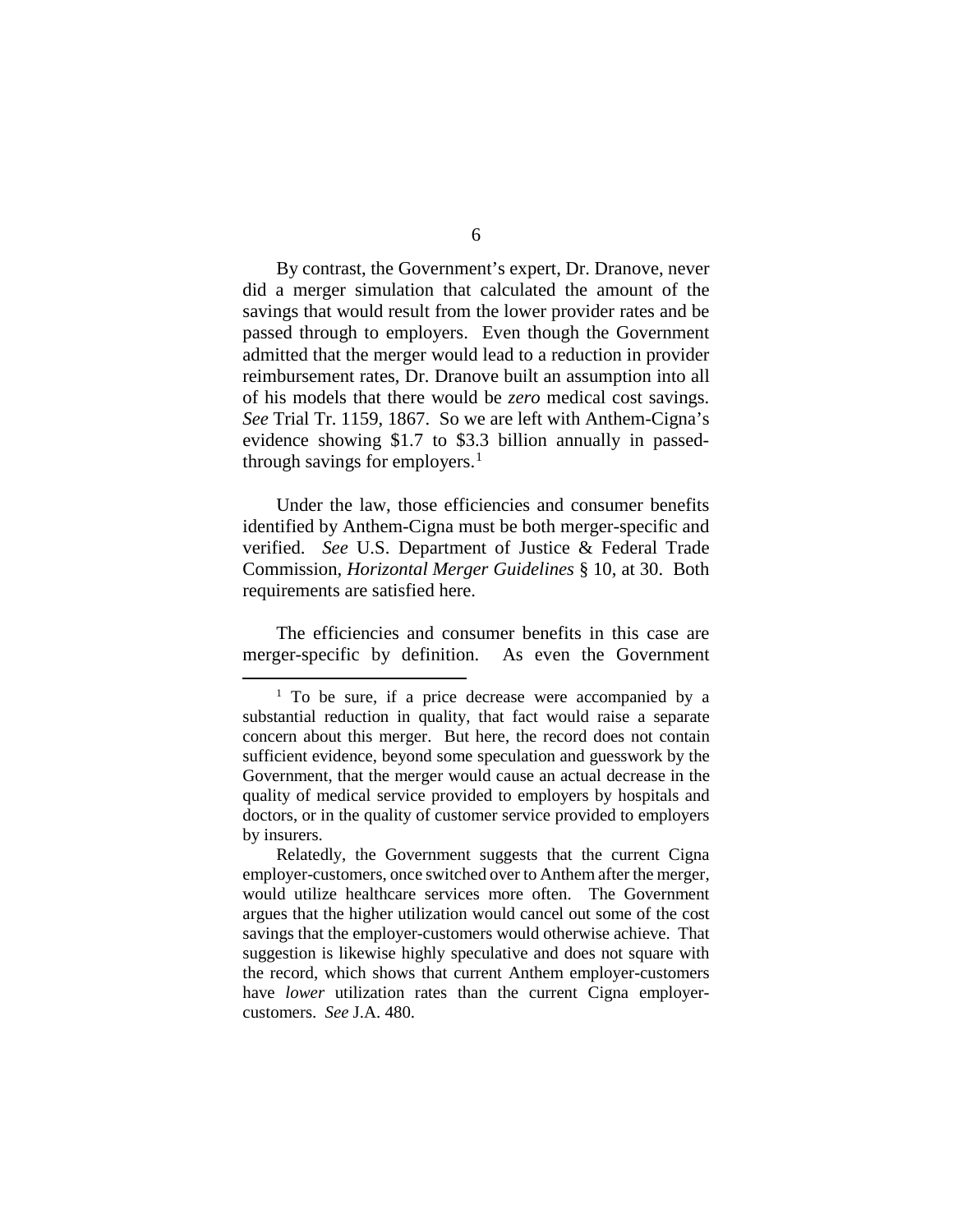By contrast, the Government's expert, Dr. Dranove, never did a merger simulation that calculated the amount of the savings that would result from the lower provider rates and be passed through to employers. Even though the Government admitted that the merger would lead to a reduction in provider reimbursement rates, Dr. Dranove built an assumption into all of his models that there would be *zero* medical cost savings. *See* Trial Tr. 1159, 1867. So we are left with Anthem-Cigna's evidence showing \$1.7 to \$3.3 billion annually in passed-through savings for employers.[1]

Under the law, those efficiencies and consumer benefits identified by Anthem-Cigna must be both merger-specific and verified. *See* U.S. Department of Justice & Federal Trade Commission, *Horizontal Merger Guidelines* § 10, at 30. Both requirements are satisfied here.

The efficiencies and consumer benefits in this case are merger-specific by definition. As even the Government

---

[1] To be sure, if a price decrease were accompanied by a substantial reduction in quality, that fact would raise a separate concern about this merger. But here, the record does not contain sufficient evidence, beyond some speculation and guesswork by the Government, that the merger would cause an actual decrease in the quality of medical service provided to employers by hospitals and doctors, or in the quality of customer service provided to employers by insurers.

Relatedly, the Government suggests that the current Cigna employer-customers, once switched over to Anthem after the merger, would utilize healthcare services more often. The Government argues that the higher utilization would cancel out some of the cost savings that the employer-customers would otherwise achieve. That suggestion is likewise highly speculative and does not square with the record, which shows that current Anthem employer-customers have *lower* utilization rates than the current Cigna employer-customers. *See* J.A. 480.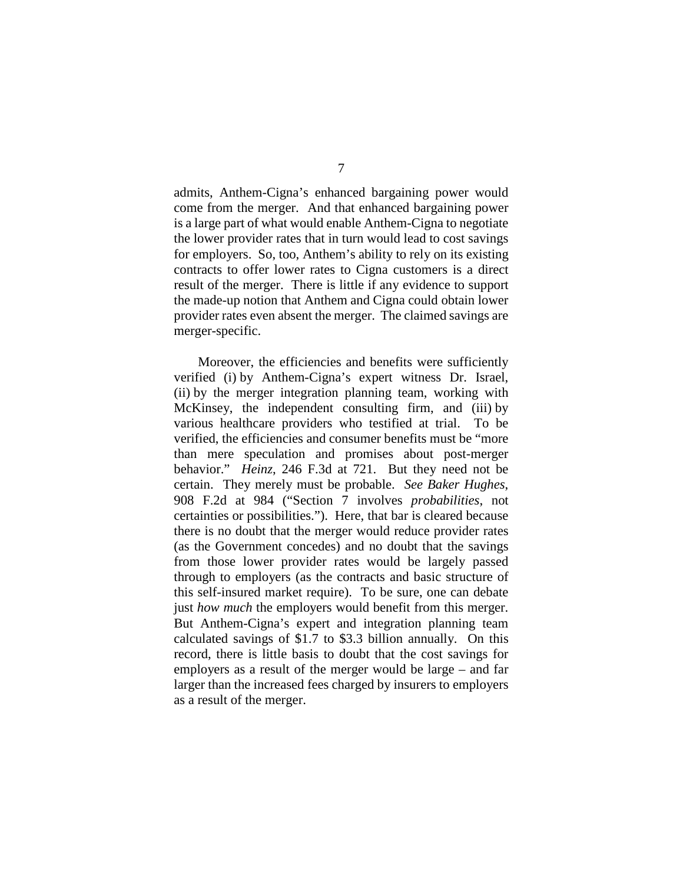admits, Anthem-Cigna's enhanced bargaining power would come from the merger. And that enhanced bargaining power is a large part of what would enable Anthem-Cigna to negotiate the lower provider rates that in turn would lead to cost savings for employers. So, too, Anthem's ability to rely on its existing contracts to offer lower rates to Cigna customers is a direct result of the merger. There is little if any evidence to support the made-up notion that Anthem and Cigna could obtain lower provider rates even absent the merger. The claimed savings are merger-specific.

Moreover, the efficiencies and benefits were sufficiently verified (i) by Anthem-Cigna's expert witness Dr. Israel, (ii) by the merger integration planning team, working with McKinsey, the independent consulting firm, and (iii) by various healthcare providers who testified at trial. To be verified, the efficiencies and consumer benefits must be "more than mere speculation and promises about post-merger behavior." *Heinz*, 246 F.3d at 721. But they need not be certain. They merely must be probable. *See Baker Hughes*, 908 F.2d at 984 ("Section 7 involves *probabilities*, not certainties or possibilities."). Here, that bar is cleared because there is no doubt that the merger would reduce provider rates (as the Government concedes) and no doubt that the savings from those lower provider rates would be largely passed through to employers (as the contracts and basic structure of this self-insured market require). To be sure, one can debate just *how much* the employers would benefit from this merger. But Anthem-Cigna's expert and integration planning team calculated savings of \$1.7 to \$3.3 billion annually. On this record, there is little basis to doubt that the cost savings for employers as a result of the merger would be large – and far larger than the increased fees charged by insurers to employers as a result of the merger.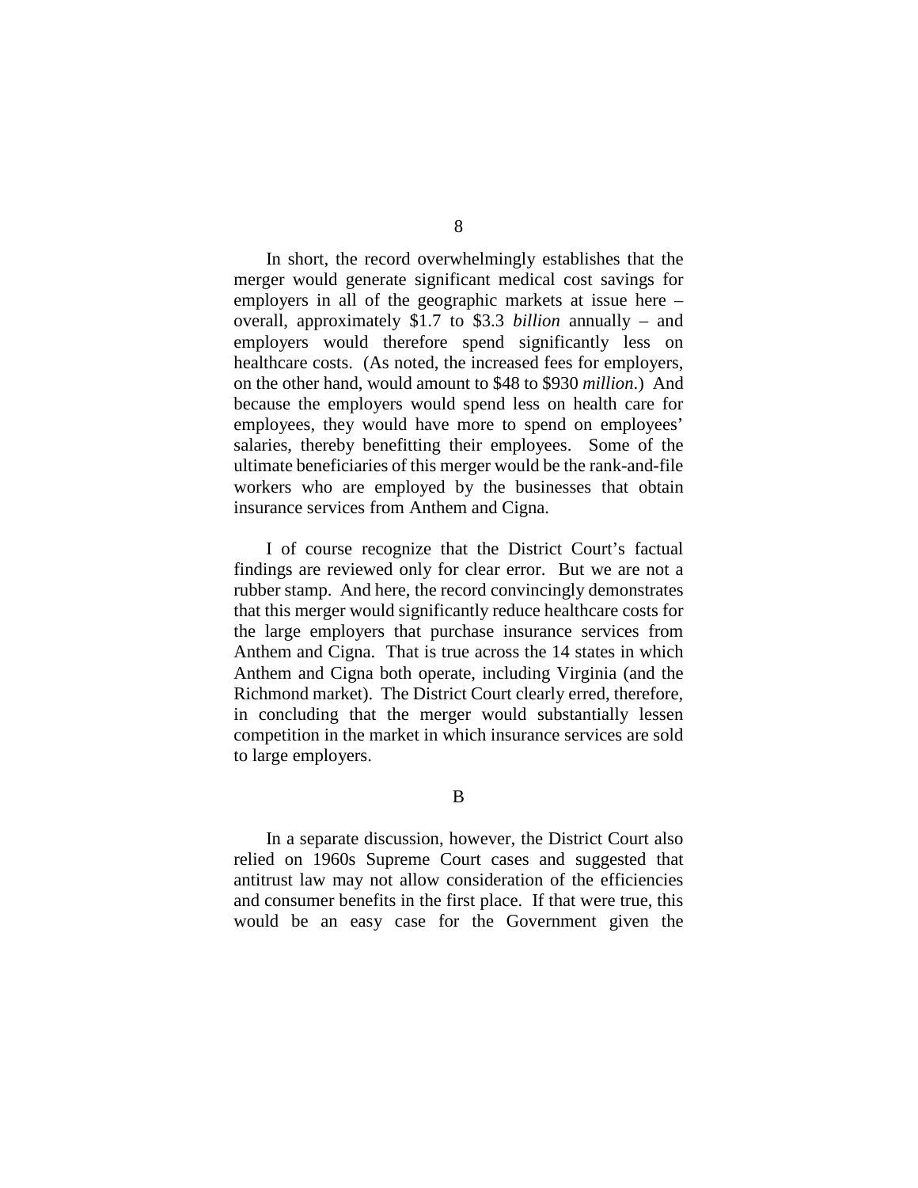In short, the record overwhelmingly establishes that the merger would generate significant medical cost savings for employers in all of the geographic markets at issue here – overall, approximately $1.7 to $3.3 *billion* annually – and employers would therefore spend significantly less on healthcare costs. (As noted, the increased fees for employers, on the other hand, would amount to $48 to $930 *million*.) And because the employers would spend less on health care for employees, they would have more to spend on employees' salaries, thereby benefitting their employees. Some of the ultimate beneficiaries of this merger would be the rank-and-file workers who are employed by the businesses that obtain insurance services from Anthem and Cigna.

I of course recognize that the District Court's factual findings are reviewed only for clear error. But we are not a rubber stamp. And here, the record convincingly demonstrates that this merger would significantly reduce healthcare costs for the large employers that purchase insurance services from Anthem and Cigna. That is true across the 14 states in which Anthem and Cigna both operate, including Virginia (and the Richmond market). The District Court clearly erred, therefore, in concluding that the merger would substantially lessen competition in the market in which insurance services are sold to large employers.

B

In a separate discussion, however, the District Court also relied on 1960s Supreme Court cases and suggested that antitrust law may not allow consideration of the efficiencies and consumer benefits in the first place. If that were true, this would be an easy case for the Government given the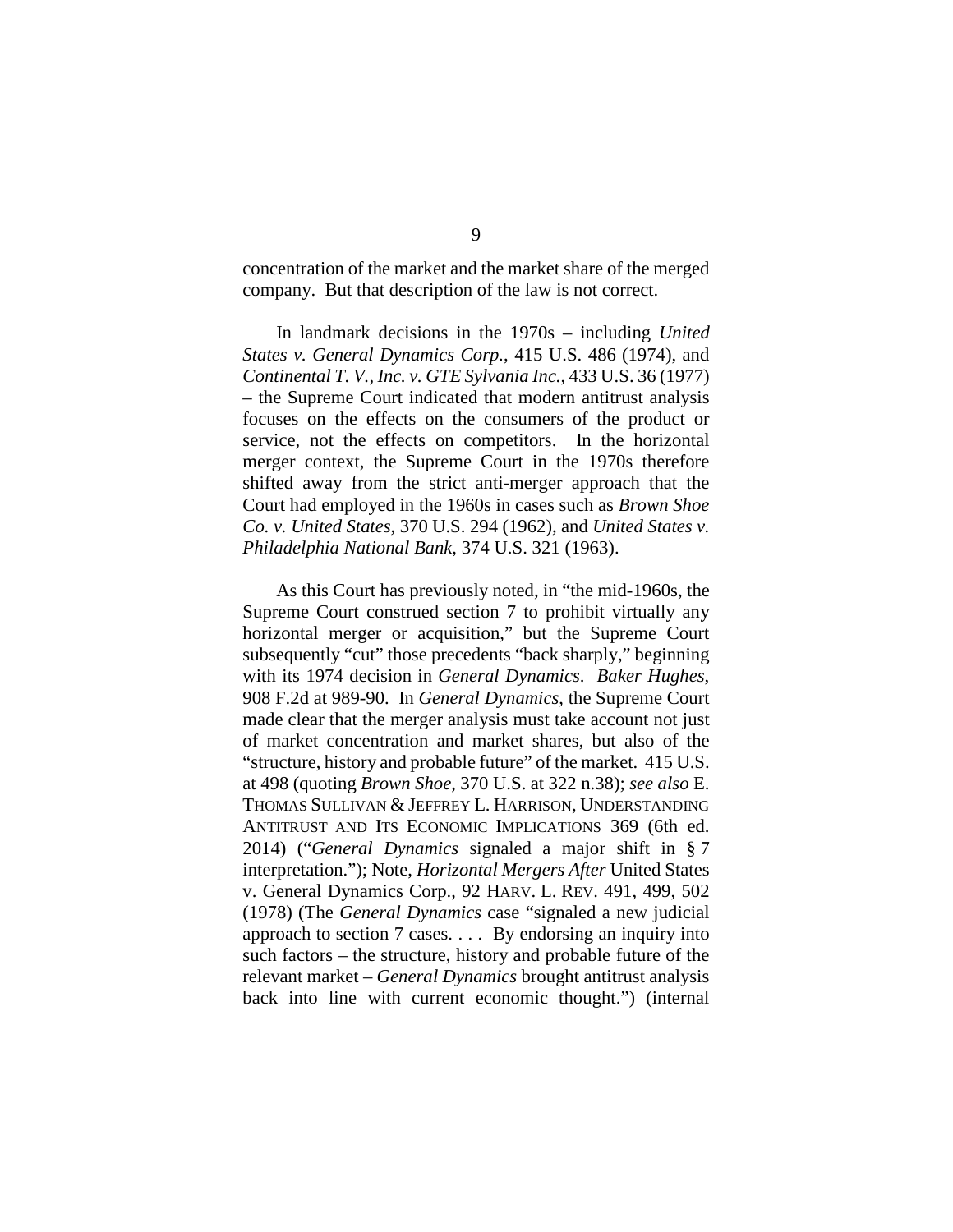concentration of the market and the market share of the merged company. But that description of the law is not correct.

In landmark decisions in the 1970s – including *United States v. General Dynamics Corp.*, 415 U.S. 486 (1974), and *Continental T. V., Inc. v. GTE Sylvania Inc.*, 433 U.S. 36 (1977) – the Supreme Court indicated that modern antitrust analysis focuses on the effects on the consumers of the product or service, not the effects on competitors. In the horizontal merger context, the Supreme Court in the 1970s therefore shifted away from the strict anti-merger approach that the Court had employed in the 1960s in cases such as *Brown Shoe Co. v. United States*, 370 U.S. 294 (1962), and *United States v. Philadelphia National Bank*, 374 U.S. 321 (1963).

As this Court has previously noted, in "the mid-1960s, the Supreme Court construed section 7 to prohibit virtually any horizontal merger or acquisition," but the Supreme Court subsequently "cut" those precedents "back sharply," beginning with its 1974 decision in *General Dynamics*. *Baker Hughes*, 908 F.2d at 989-90. In *General Dynamics*, the Supreme Court made clear that the merger analysis must take account not just of market concentration and market shares, but also of the "structure, history and probable future" of the market. 415 U.S. at 498 (quoting *Brown Shoe*, 370 U.S. at 322 n.38); *see also* E. THOMAS SULLIVAN & JEFFREY L. HARRISON, UNDERSTANDING ANTITRUST AND ITS ECONOMIC IMPLICATIONS 369 (6th ed. 2014) ("*General Dynamics* signaled a major shift in § 7 interpretation."); Note, *Horizontal Mergers After* United States v. General Dynamics Corp., 92 HARV. L. REV. 491, 499, 502 (1978) (The *General Dynamics* case "signaled a new judicial approach to section 7 cases. . . . By endorsing an inquiry into such factors – the structure, history and probable future of the relevant market – *General Dynamics* brought antitrust analysis back into line with current economic thought.") (internal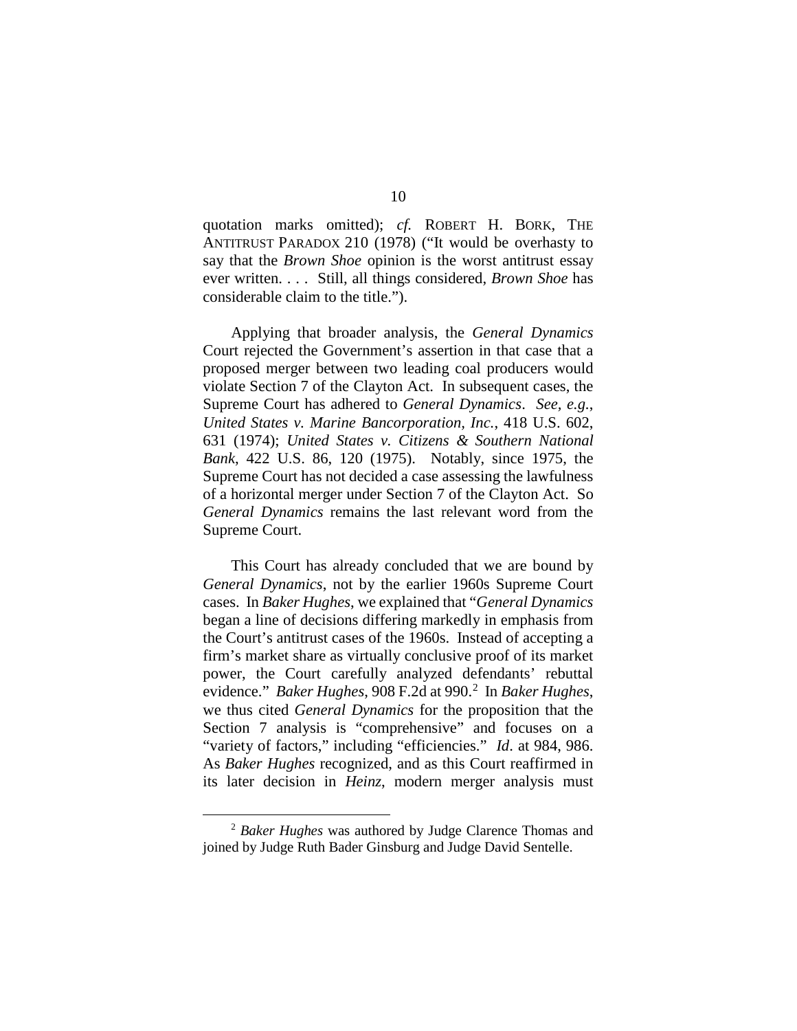quotation marks omitted); *cf.* ROBERT H. BORK, THE ANTITRUST PARADOX 210 (1978) ("It would be overhasty to say that the *Brown Shoe* opinion is the worst antitrust essay ever written. . . . Still, all things considered, *Brown Shoe* has considerable claim to the title.").

Applying that broader analysis, the *General Dynamics* Court rejected the Government's assertion in that case that a proposed merger between two leading coal producers would violate Section 7 of the Clayton Act. In subsequent cases, the Supreme Court has adhered to *General Dynamics*. *See, e.g.*, *United States v. Marine Bancorporation, Inc.*, 418 U.S. 602, 631 (1974); *United States v. Citizens & Southern National Bank*, 422 U.S. 86, 120 (1975). Notably, since 1975, the Supreme Court has not decided a case assessing the lawfulness of a horizontal merger under Section 7 of the Clayton Act. So *General Dynamics* remains the last relevant word from the Supreme Court.

This Court has already concluded that we are bound by *General Dynamics*, not by the earlier 1960s Supreme Court cases. In *Baker Hughes*, we explained that "*General Dynamics* began a line of decisions differing markedly in emphasis from the Court's antitrust cases of the 1960s. Instead of accepting a firm's market share as virtually conclusive proof of its market power, the Court carefully analyzed defendants' rebuttal evidence." *Baker Hughes*, 908 F.2d at 990.[2] In *Baker Hughes*, we thus cited *General Dynamics* for the proposition that the Section 7 analysis is "comprehensive" and focuses on a "variety of factors," including "efficiencies." *Id*. at 984, 986. As *Baker Hughes* recognized, and as this Court reaffirmed in its later decision in *Heinz*, modern merger analysis must

[2] *Baker Hughes* was authored by Judge Clarence Thomas and joined by Judge Ruth Bader Ginsburg and Judge David Sentelle.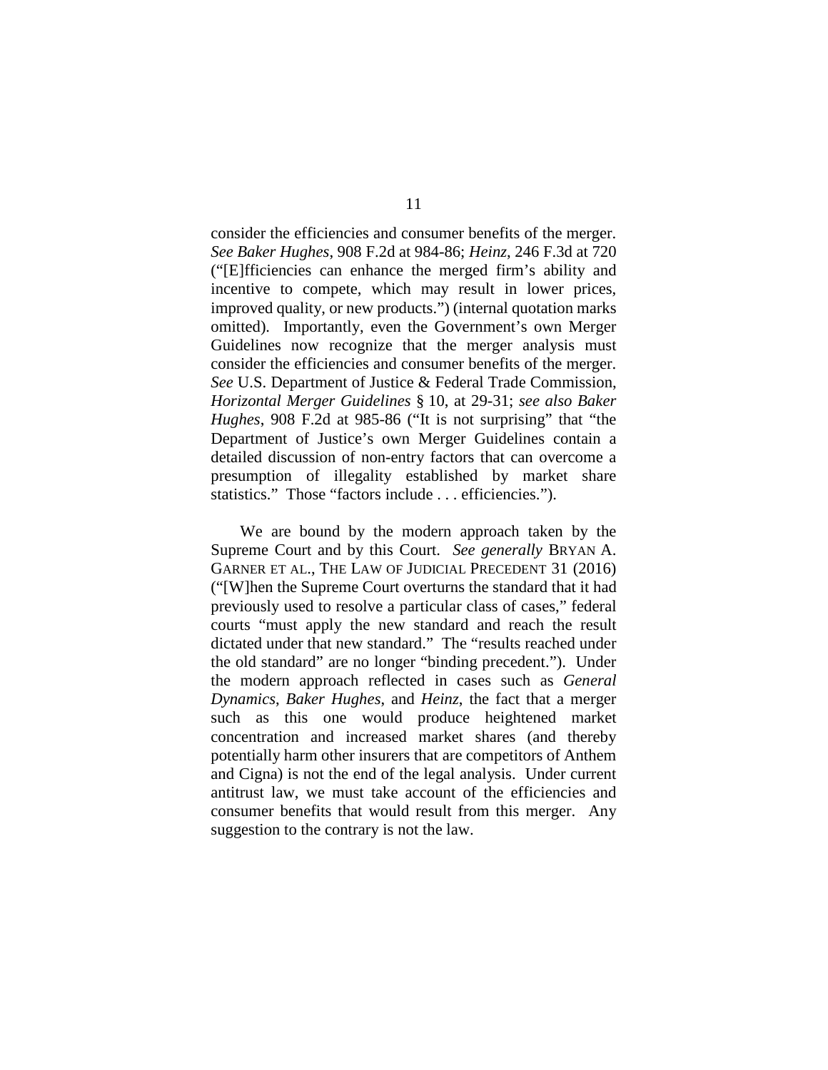consider the efficiencies and consumer benefits of the merger. *See Baker Hughes*, 908 F.2d at 984-86; *Heinz*, 246 F.3d at 720 ("[E]fficiencies can enhance the merged firm's ability and incentive to compete, which may result in lower prices, improved quality, or new products.") (internal quotation marks omitted). Importantly, even the Government's own Merger Guidelines now recognize that the merger analysis must consider the efficiencies and consumer benefits of the merger. *See* U.S. Department of Justice & Federal Trade Commission, *Horizontal Merger Guidelines* § 10, at 29-31; *see also Baker Hughes*, 908 F.2d at 985-86 ("It is not surprising" that "the Department of Justice's own Merger Guidelines contain a detailed discussion of non-entry factors that can overcome a presumption of illegality established by market share statistics." Those "factors include . . . efficiencies.").

We are bound by the modern approach taken by the Supreme Court and by this Court. *See generally* BRYAN A. GARNER ET AL., THE LAW OF JUDICIAL PRECEDENT 31 (2016) ("[W]hen the Supreme Court overturns the standard that it had previously used to resolve a particular class of cases," federal courts "must apply the new standard and reach the result dictated under that new standard." The "results reached under the old standard" are no longer "binding precedent."). Under the modern approach reflected in cases such as *General Dynamics*, *Baker Hughes*, and *Heinz*, the fact that a merger such as this one would produce heightened market concentration and increased market shares (and thereby potentially harm other insurers that are competitors of Anthem and Cigna) is not the end of the legal analysis. Under current antitrust law, we must take account of the efficiencies and consumer benefits that would result from this merger. Any suggestion to the contrary is not the law.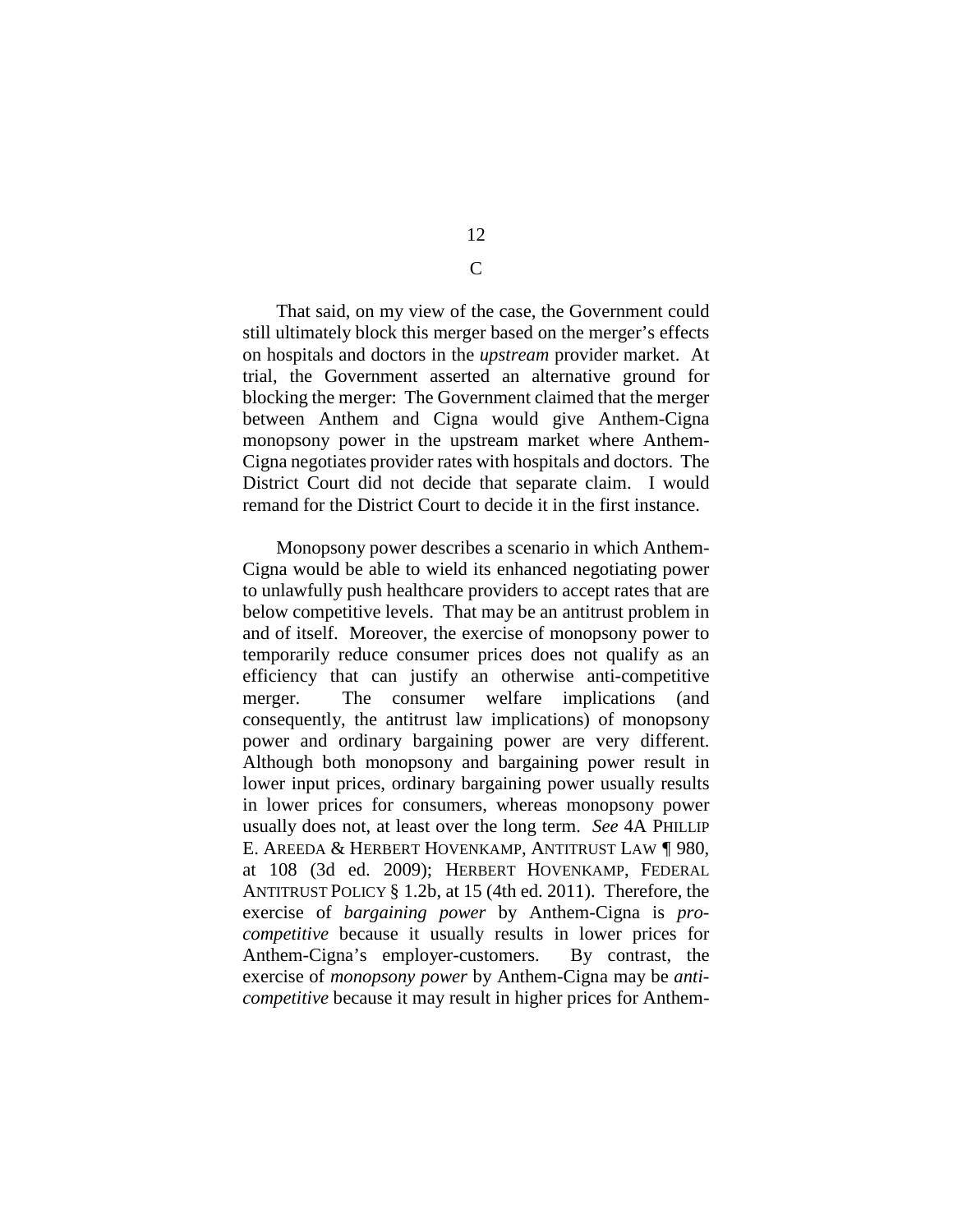## C

That said, on my view of the case, the Government could still ultimately block this merger based on the merger's effects on hospitals and doctors in the *upstream* provider market. At trial, the Government asserted an alternative ground for blocking the merger: The Government claimed that the merger between Anthem and Cigna would give Anthem-Cigna monopsony power in the upstream market where Anthem-Cigna negotiates provider rates with hospitals and doctors. The District Court did not decide that separate claim. I would remand for the District Court to decide it in the first instance.

Monopsony power describes a scenario in which Anthem-Cigna would be able to wield its enhanced negotiating power to unlawfully push healthcare providers to accept rates that are below competitive levels. That may be an antitrust problem in and of itself. Moreover, the exercise of monopsony power to temporarily reduce consumer prices does not qualify as an efficiency that can justify an otherwise anti-competitive merger. The consumer welfare implications (and consequently, the antitrust law implications) of monopsony power and ordinary bargaining power are very different. Although both monopsony and bargaining power result in lower input prices, ordinary bargaining power usually results in lower prices for consumers, whereas monopsony power usually does not, at least over the long term. *See* 4A PHILLIP E. AREEDA & HERBERT HOVENKAMP, ANTITRUST LAW ¶ 980, at 108 (3d ed. 2009); HERBERT HOVENKAMP, FEDERAL ANTITRUST POLICY § 1.2b, at 15 (4th ed. 2011). Therefore, the exercise of *bargaining power* by Anthem-Cigna is *pro-competitive* because it usually results in lower prices for Anthem-Cigna's employer-customers. By contrast, the exercise of *monopsony power* by Anthem-Cigna may be *anti-competitive* because it may result in higher prices for Anthem-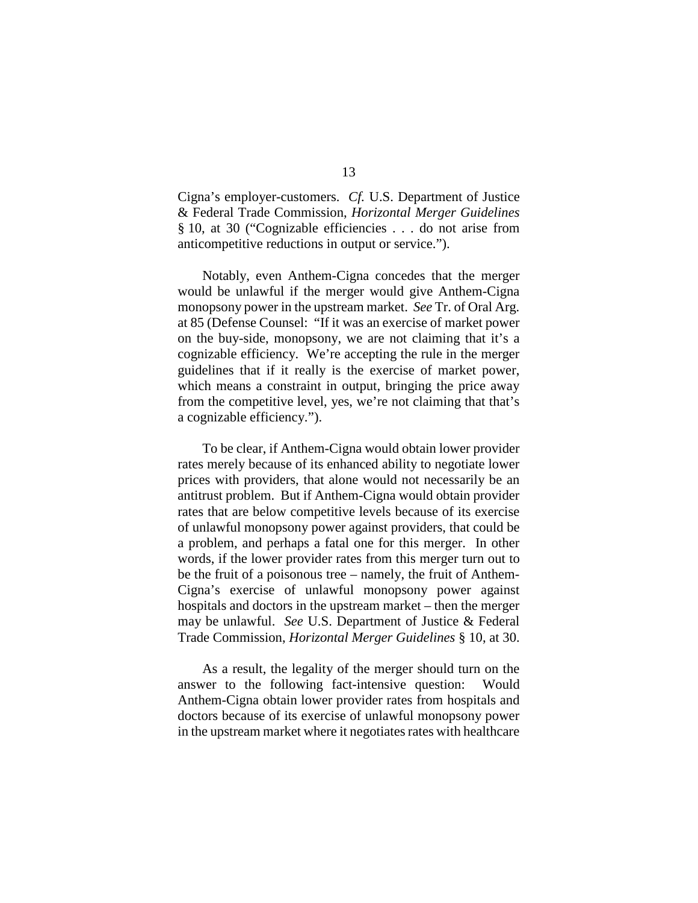Cigna's employer-customers. *Cf.* U.S. Department of Justice & Federal Trade Commission, *Horizontal Merger Guidelines* § 10, at 30 ("Cognizable efficiencies . . . do not arise from anticompetitive reductions in output or service.").

Notably, even Anthem-Cigna concedes that the merger would be unlawful if the merger would give Anthem-Cigna monopsony power in the upstream market. *See* Tr. of Oral Arg. at 85 (Defense Counsel: "If it was an exercise of market power on the buy-side, monopsony, we are not claiming that it's a cognizable efficiency. We're accepting the rule in the merger guidelines that if it really is the exercise of market power, which means a constraint in output, bringing the price away from the competitive level, yes, we're not claiming that that's a cognizable efficiency.").

To be clear, if Anthem-Cigna would obtain lower provider rates merely because of its enhanced ability to negotiate lower prices with providers, that alone would not necessarily be an antitrust problem. But if Anthem-Cigna would obtain provider rates that are below competitive levels because of its exercise of unlawful monopsony power against providers, that could be a problem, and perhaps a fatal one for this merger. In other words, if the lower provider rates from this merger turn out to be the fruit of a poisonous tree – namely, the fruit of Anthem-Cigna's exercise of unlawful monopsony power against hospitals and doctors in the upstream market – then the merger may be unlawful. *See* U.S. Department of Justice & Federal Trade Commission, *Horizontal Merger Guidelines* § 10, at 30.

As a result, the legality of the merger should turn on the answer to the following fact-intensive question: Would Anthem-Cigna obtain lower provider rates from hospitals and doctors because of its exercise of unlawful monopsony power in the upstream market where it negotiates rates with healthcare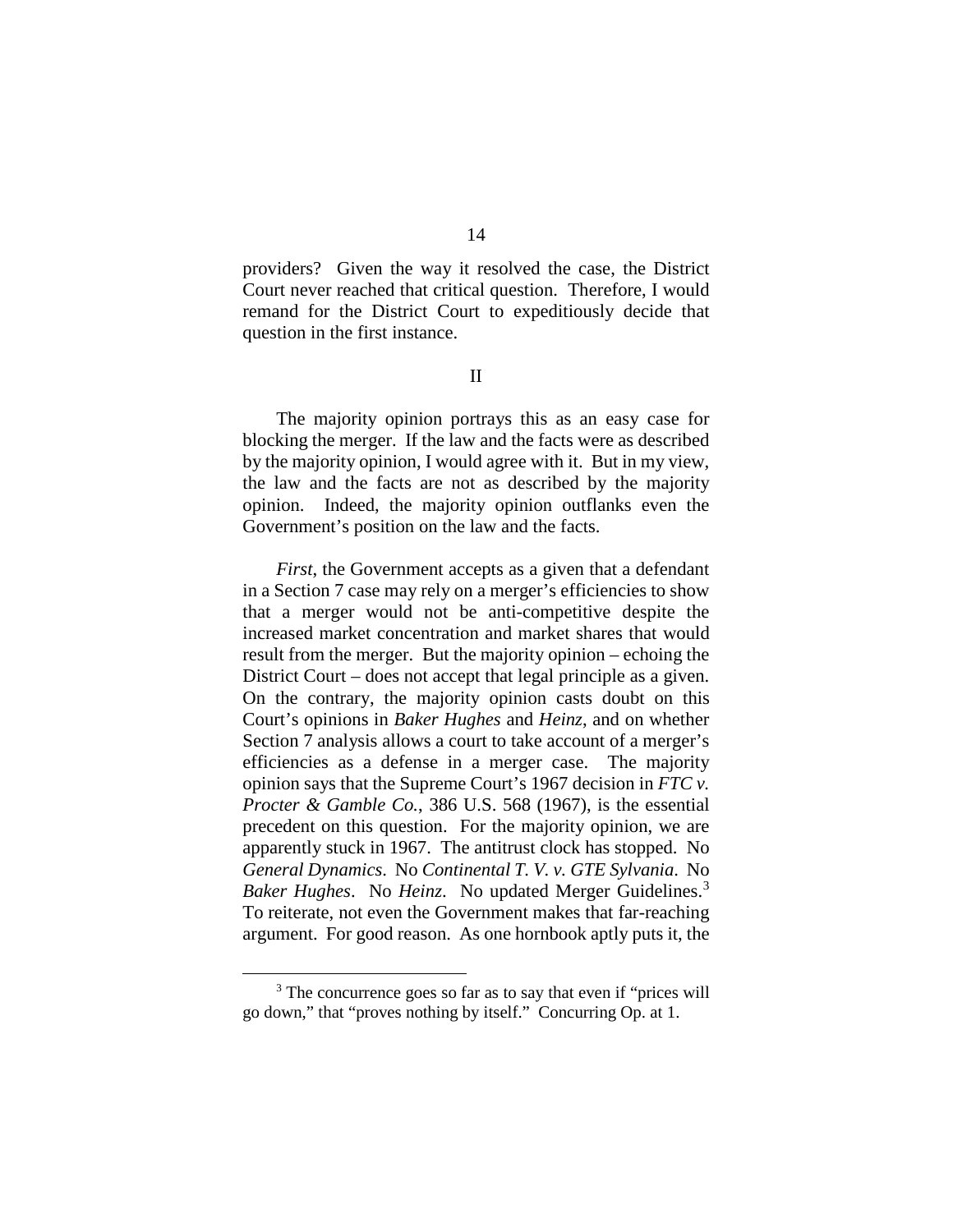providers? Given the way it resolved the case, the District Court never reached that critical question. Therefore, I would remand for the District Court to expeditiously decide that question in the first instance.

## II

The majority opinion portrays this as an easy case for blocking the merger. If the law and the facts were as described by the majority opinion, I would agree with it. But in my view, the law and the facts are not as described by the majority opinion. Indeed, the majority opinion outflanks even the Government's position on the law and the facts.

*First*, the Government accepts as a given that a defendant in a Section 7 case may rely on a merger's efficiencies to show that a merger would not be anti-competitive despite the increased market concentration and market shares that would result from the merger. But the majority opinion – echoing the District Court – does not accept that legal principle as a given. On the contrary, the majority opinion casts doubt on this Court's opinions in *Baker Hughes* and *Heinz*, and on whether Section 7 analysis allows a court to take account of a merger's efficiencies as a defense in a merger case. The majority opinion says that the Supreme Court's 1967 decision in *FTC v. Procter & Gamble Co.*, 386 U.S. 568 (1967), is the essential precedent on this question. For the majority opinion, we are apparently stuck in 1967. The antitrust clock has stopped. No *General Dynamics*. No *Continental T. V. v. GTE Sylvania*. No *Baker Hughes*. No *Heinz*. No updated Merger Guidelines.[3] To reiterate, not even the Government makes that far-reaching argument. For good reason. As one hornbook aptly puts it, the

[3] The concurrence goes so far as to say that even if "prices will go down," that "proves nothing by itself." Concurring Op. at 1.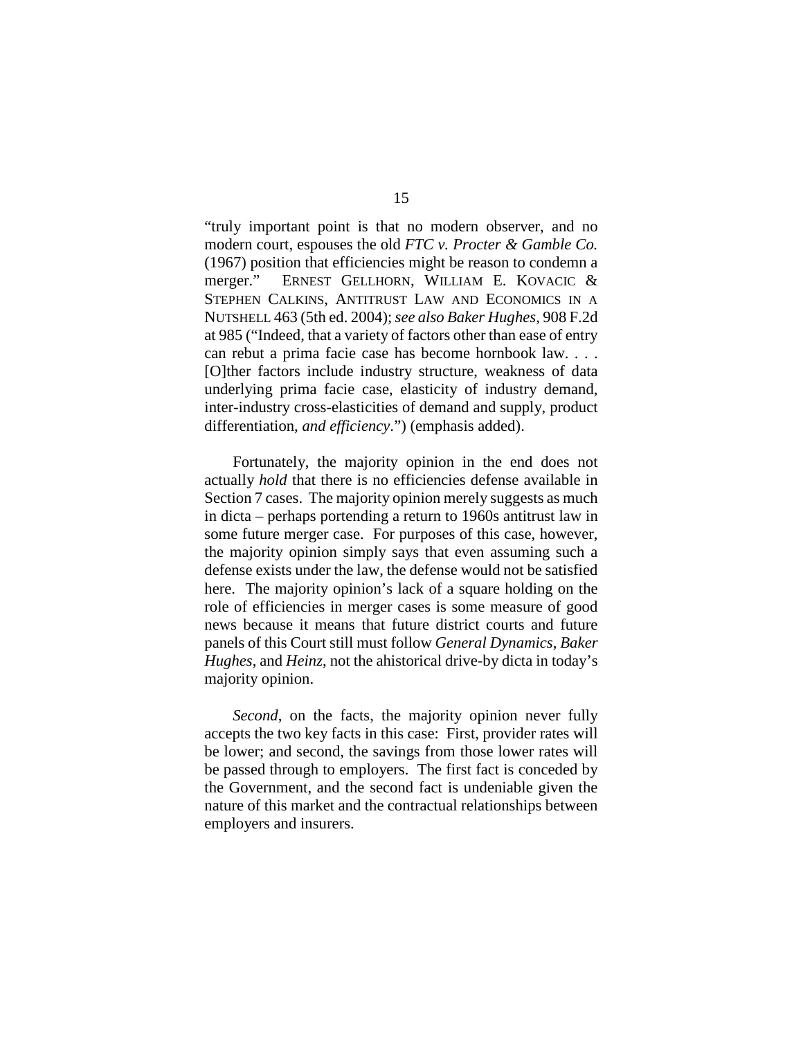"truly important point is that no modern observer, and no modern court, espouses the old *FTC v. Procter & Gamble Co.* (1967) position that efficiencies might be reason to condemn a merger." ERNEST GELLHORN, WILLIAM E. KOVACIC & STEPHEN CALKINS, ANTITRUST LAW AND ECONOMICS IN A NUTSHELL 463 (5th ed. 2004); *see also Baker Hughes*, 908 F.2d at 985 ("Indeed, that a variety of factors other than ease of entry can rebut a prima facie case has become hornbook law. . . . [O]ther factors include industry structure, weakness of data underlying prima facie case, elasticity of industry demand, inter-industry cross-elasticities of demand and supply, product differentiation, *and efficiency*.") (emphasis added).

Fortunately, the majority opinion in the end does not actually *hold* that there is no efficiencies defense available in Section 7 cases. The majority opinion merely suggests as much in dicta – perhaps portending a return to 1960s antitrust law in some future merger case. For purposes of this case, however, the majority opinion simply says that even assuming such a defense exists under the law, the defense would not be satisfied here. The majority opinion's lack of a square holding on the role of efficiencies in merger cases is some measure of good news because it means that future district courts and future panels of this Court still must follow *General Dynamics*, *Baker Hughes*, and *Heinz*, not the ahistorical drive-by dicta in today's majority opinion.

*Second*, on the facts, the majority opinion never fully accepts the two key facts in this case: First, provider rates will be lower; and second, the savings from those lower rates will be passed through to employers. The first fact is conceded by the Government, and the second fact is undeniable given the nature of this market and the contractual relationships between employers and insurers.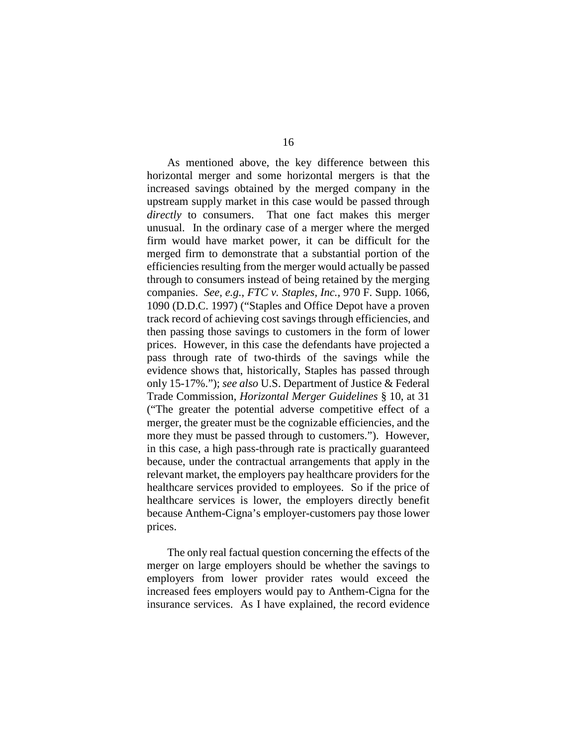As mentioned above, the key difference between this horizontal merger and some horizontal mergers is that the increased savings obtained by the merged company in the upstream supply market in this case would be passed through *directly* to consumers. That one fact makes this merger unusual. In the ordinary case of a merger where the merged firm would have market power, it can be difficult for the merged firm to demonstrate that a substantial portion of the efficiencies resulting from the merger would actually be passed through to consumers instead of being retained by the merging companies. *See, e.g.*, *FTC v. Staples, Inc.*, 970 F. Supp. 1066, 1090 (D.D.C. 1997) ("Staples and Office Depot have a proven track record of achieving cost savings through efficiencies, and then passing those savings to customers in the form of lower prices. However, in this case the defendants have projected a pass through rate of two-thirds of the savings while the evidence shows that, historically, Staples has passed through only 15-17%."); *see also* U.S. Department of Justice & Federal Trade Commission, *Horizontal Merger Guidelines* § 10, at 31 ("The greater the potential adverse competitive effect of a merger, the greater must be the cognizable efficiencies, and the more they must be passed through to customers."). However, in this case, a high pass-through rate is practically guaranteed because, under the contractual arrangements that apply in the relevant market, the employers pay healthcare providers for the healthcare services provided to employees. So if the price of healthcare services is lower, the employers directly benefit because Anthem-Cigna's employer-customers pay those lower prices.

The only real factual question concerning the effects of the merger on large employers should be whether the savings to employers from lower provider rates would exceed the increased fees employers would pay to Anthem-Cigna for the insurance services. As I have explained, the record evidence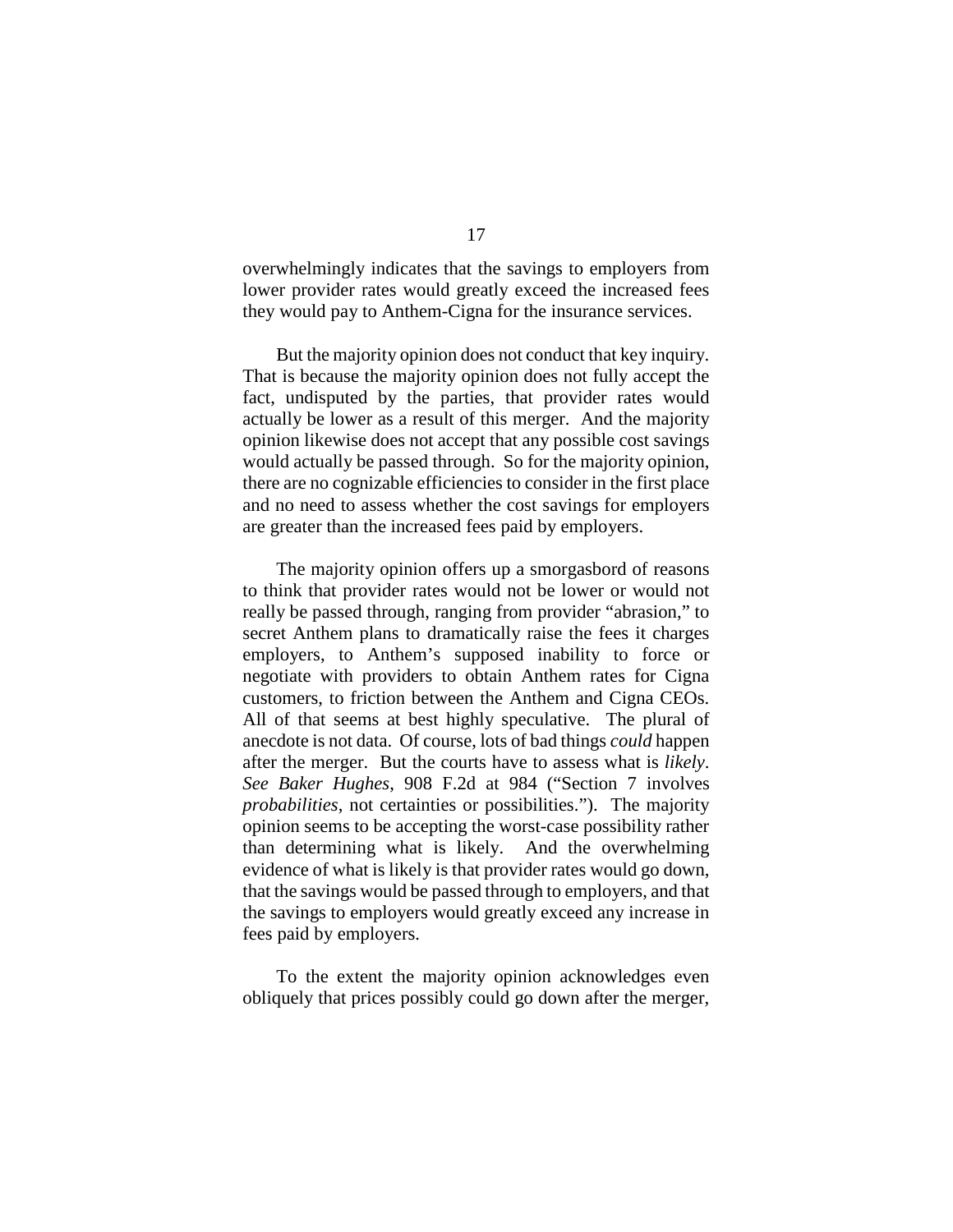overwhelmingly indicates that the savings to employers from lower provider rates would greatly exceed the increased fees they would pay to Anthem-Cigna for the insurance services.

But the majority opinion does not conduct that key inquiry. That is because the majority opinion does not fully accept the fact, undisputed by the parties, that provider rates would actually be lower as a result of this merger. And the majority opinion likewise does not accept that any possible cost savings would actually be passed through. So for the majority opinion, there are no cognizable efficiencies to consider in the first place and no need to assess whether the cost savings for employers are greater than the increased fees paid by employers.

The majority opinion offers up a smorgasbord of reasons to think that provider rates would not be lower or would not really be passed through, ranging from provider "abrasion," to secret Anthem plans to dramatically raise the fees it charges employers, to Anthem's supposed inability to force or negotiate with providers to obtain Anthem rates for Cigna customers, to friction between the Anthem and Cigna CEOs. All of that seems at best highly speculative. The plural of anecdote is not data. Of course, lots of bad things *could* happen after the merger. But the courts have to assess what is *likely*. *See Baker Hughes*, 908 F.2d at 984 ("Section 7 involves *probabilities*, not certainties or possibilities."). The majority opinion seems to be accepting the worst-case possibility rather than determining what is likely. And the overwhelming evidence of what is likely is that provider rates would go down, that the savings would be passed through to employers, and that the savings to employers would greatly exceed any increase in fees paid by employers.

To the extent the majority opinion acknowledges even obliquely that prices possibly could go down after the merger,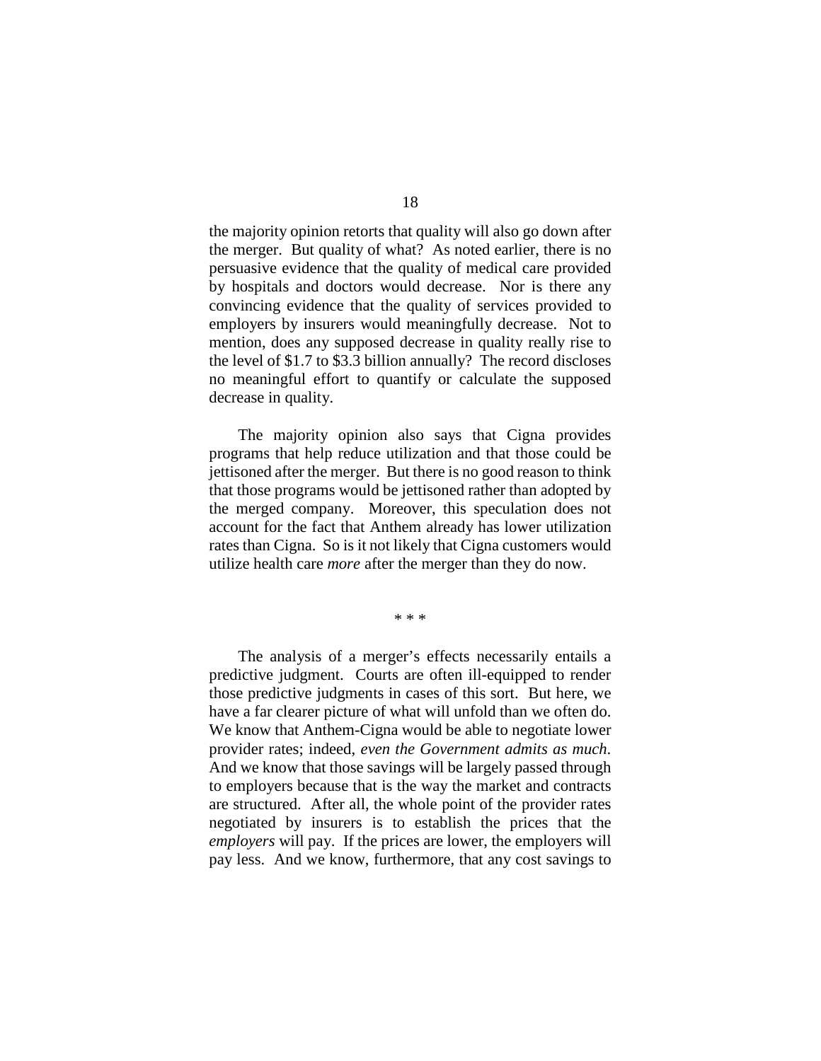the majority opinion retorts that quality will also go down after the merger. But quality of what? As noted earlier, there is no persuasive evidence that the quality of medical care provided by hospitals and doctors would decrease. Nor is there any convincing evidence that the quality of services provided to employers by insurers would meaningfully decrease. Not to mention, does any supposed decrease in quality really rise to the level of $1.7 to $3.3 billion annually? The record discloses no meaningful effort to quantify or calculate the supposed decrease in quality.

The majority opinion also says that Cigna provides programs that help reduce utilization and that those could be jettisoned after the merger. But there is no good reason to think that those programs would be jettisoned rather than adopted by the merged company. Moreover, this speculation does not account for the fact that Anthem already has lower utilization rates than Cigna. So is it not likely that Cigna customers would utilize health care *more* after the merger than they do now.

\* \* \*

The analysis of a merger's effects necessarily entails a predictive judgment. Courts are often ill-equipped to render those predictive judgments in cases of this sort. But here, we have a far clearer picture of what will unfold than we often do. We know that Anthem-Cigna would be able to negotiate lower provider rates; indeed, *even the Government admits as much*. And we know that those savings will be largely passed through to employers because that is the way the market and contracts are structured. After all, the whole point of the provider rates negotiated by insurers is to establish the prices that the *employers* will pay. If the prices are lower, the employers will pay less. And we know, furthermore, that any cost savings to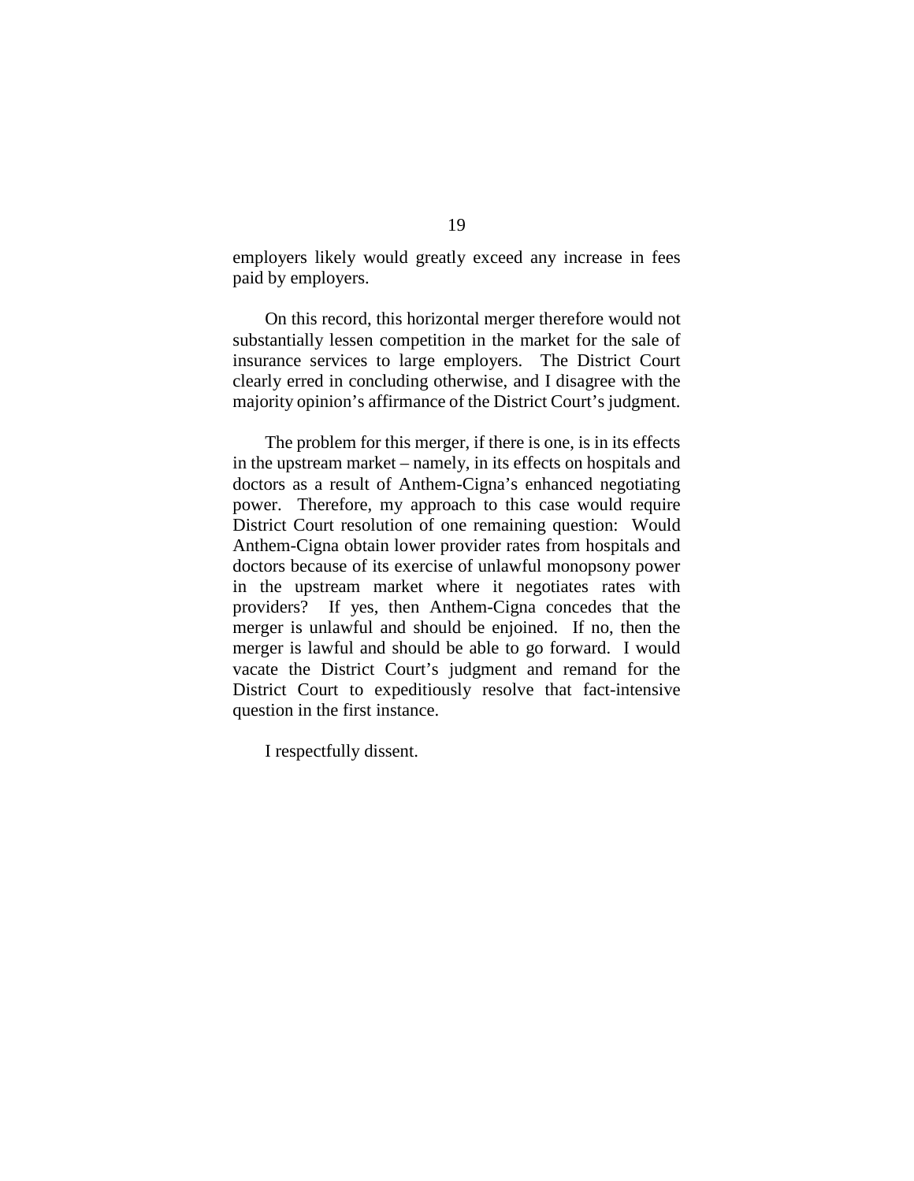employers likely would greatly exceed any increase in fees paid by employers.

On this record, this horizontal merger therefore would not substantially lessen competition in the market for the sale of insurance services to large employers. The District Court clearly erred in concluding otherwise, and I disagree with the majority opinion's affirmance of the District Court's judgment.

The problem for this merger, if there is one, is in its effects in the upstream market – namely, in its effects on hospitals and doctors as a result of Anthem-Cigna's enhanced negotiating power. Therefore, my approach to this case would require District Court resolution of one remaining question: Would Anthem-Cigna obtain lower provider rates from hospitals and doctors because of its exercise of unlawful monopsony power in the upstream market where it negotiates rates with providers? If yes, then Anthem-Cigna concedes that the merger is unlawful and should be enjoined. If no, then the merger is lawful and should be able to go forward. I would vacate the District Court's judgment and remand for the District Court to expeditiously resolve that fact-intensive question in the first instance.

I respectfully dissent.